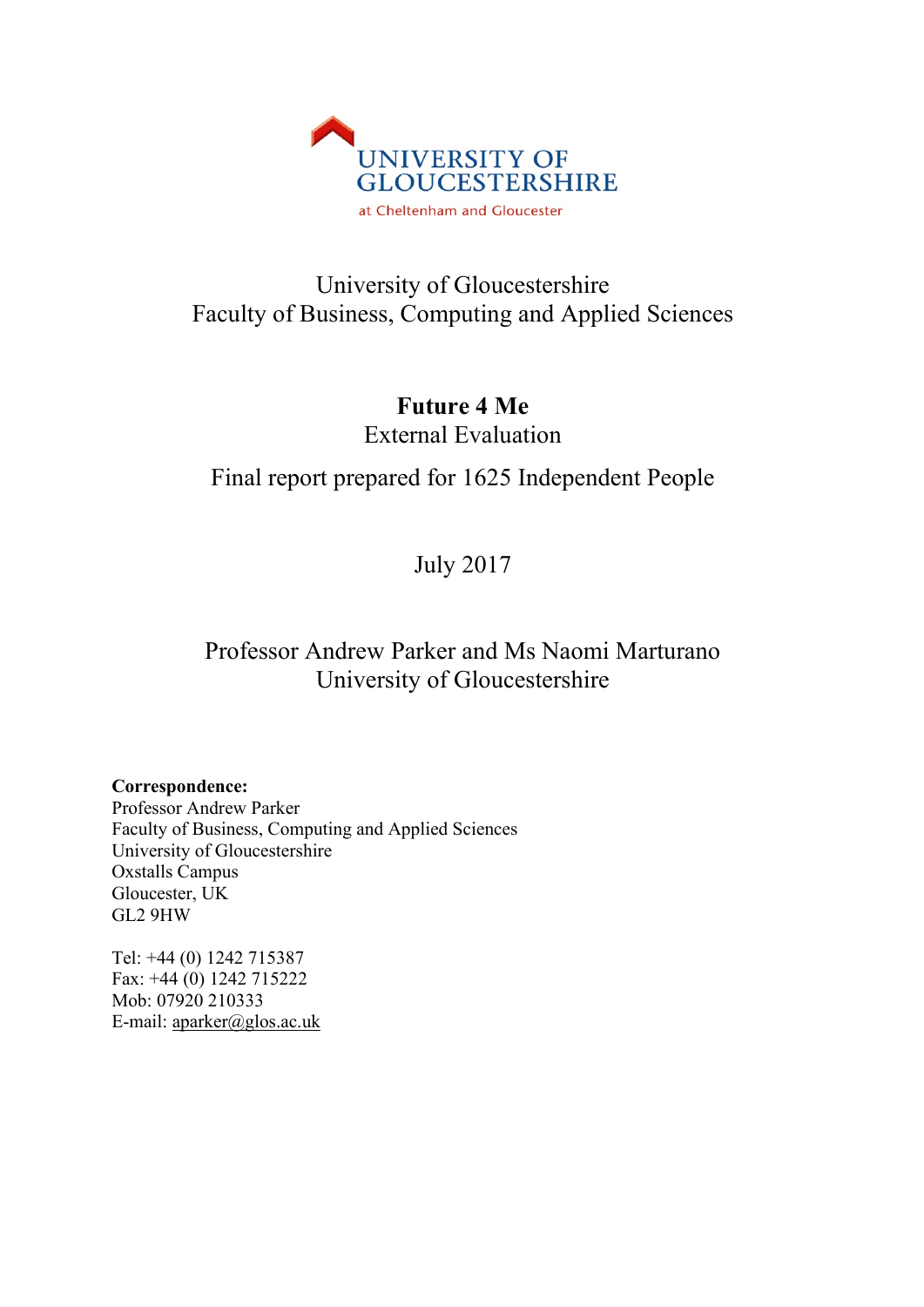UNIVERSITY OF GLOUCESTERSHIRE

at Cheltenham and Gloucester

University of Gloucestershire
Faculty of Business, Computing and Applied Sciences

# Future 4 Me

External Evaluation

Final report prepared for 1625 Independent People

July 2017

Professor Andrew Parker and Ms Naomi Marturano
University of Gloucestershire

**Correspondence:**
Professor Andrew Parker
Faculty of Business, Computing and Applied Sciences
University of Gloucestershire
Oxstalls Campus
Gloucester, UK
GL2 9HW

Tel: +44 (0) 1242 715387
Fax: +44 (0) 1242 715222
Mob: 07920 210333
E-mail: aparker@glos.ac.uk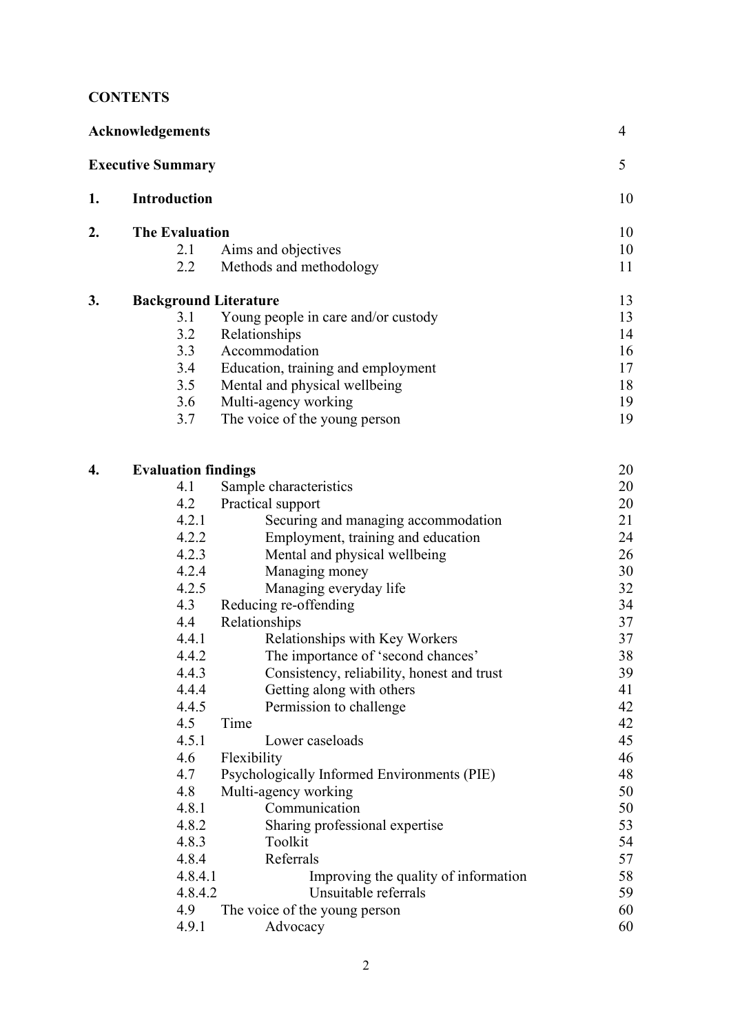**CONTENTS**

| | | |
|---|---|---|
| **Acknowledgements** | | 4 |
| **Executive Summary** | | 5 |
| **1.** | **Introduction** | 10 |
| **2.** | **The Evaluation** | 10 |
| | 2.1 Aims and objectives | 10 |
| | 2.2 Methods and methodology | 11 |
| **3.** | **Background Literature** | 13 |
| | 3.1 Young people in care and/or custody | 13 |
| | 3.2 Relationships | 14 |
| | 3.3 Accommodation | 16 |
| | 3.4 Education, training and employment | 17 |
| | 3.5 Mental and physical wellbeing | 18 |
| | 3.6 Multi-agency working | 19 |
| | 3.7 The voice of the young person | 19 |
| **4.** | **Evaluation findings** | 20 |
| | 4.1 Sample characteristics | 20 |
| | 4.2 Practical support | 20 |
| | 4.2.1 Securing and managing accommodation | 21 |
| | 4.2.2 Employment, training and education | 24 |
| | 4.2.3 Mental and physical wellbeing | 26 |
| | 4.2.4 Managing money | 30 |
| | 4.2.5 Managing everyday life | 32 |
| | 4.3 Reducing re-offending | 34 |
| | 4.4 Relationships | 37 |
| | 4.4.1 Relationships with Key Workers | 37 |
| | 4.4.2 The importance of 'second chances' | 38 |
| | 4.4.3 Consistency, reliability, honest and trust | 39 |
| | 4.4.4 Getting along with others | 41 |
| | 4.4.5 Permission to challenge | 42 |
| | 4.5 Time | 42 |
| | 4.5.1 Lower caseloads | 45 |
| | 4.6 Flexibility | 46 |
| | 4.7 Psychologically Informed Environments (PIE) | 48 |
| | 4.8 Multi-agency working | 50 |
| | 4.8.1 Communication | 50 |
| | 4.8.2 Sharing professional expertise | 53 |
| | 4.8.3 Toolkit | 54 |
| | 4.8.4 Referrals | 57 |
| | 4.8.4.1 Improving the quality of information | 58 |
| | 4.8.4.2 Unsuitable referrals | 59 |
| | 4.9 The voice of the young person | 60 |
| | 4.9.1 Advocacy | 60 |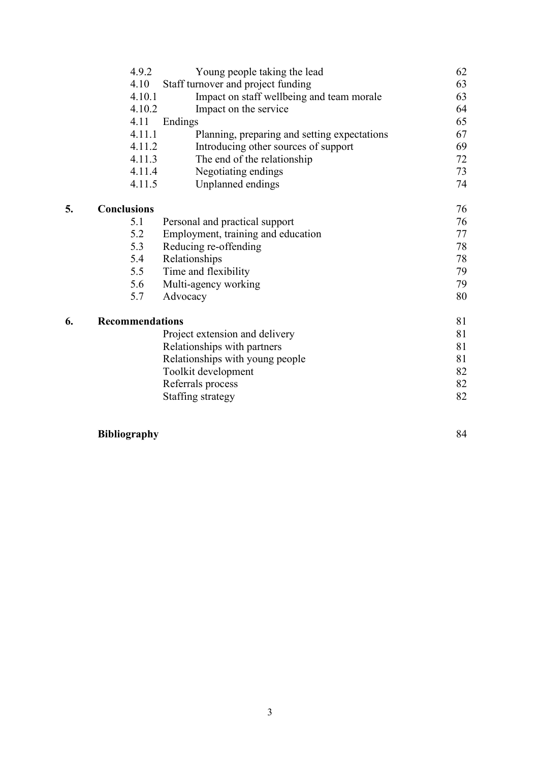| | | |
|---|---|---|
| 4.9.2 | Young people taking the lead | 62 |
| 4.10 | Staff turnover and project funding | 63 |
| 4.10.1 | Impact on staff wellbeing and team morale | 63 |
| 4.10.2 | Impact on the service | 64 |
| 4.11 | Endings | 65 |
| 4.11.1 | Planning, preparing and setting expectations | 67 |
| 4.11.2 | Introducing other sources of support | 69 |
| 4.11.3 | The end of the relationship | 72 |
| 4.11.4 | Negotiating endings | 73 |
| 4.11.5 | Unplanned endings | 74 |
| **5.** | **Conclusions** | 76 |
| 5.1 | Personal and practical support | 76 |
| 5.2 | Employment, training and education | 77 |
| 5.3 | Reducing re-offending | 78 |
| 5.4 | Relationships | 78 |
| 5.5 | Time and flexibility | 79 |
| 5.6 | Multi-agency working | 79 |
| 5.7 | Advocacy | 80 |
| **6.** | **Recommendations** | 81 |
| | Project extension and delivery | 81 |
| | Relationships with partners | 81 |
| | Relationships with young people | 81 |
| | Toolkit development | 82 |
| | Referrals process | 82 |
| | Staffing strategy | 82 |
| | **Bibliography** | 84 |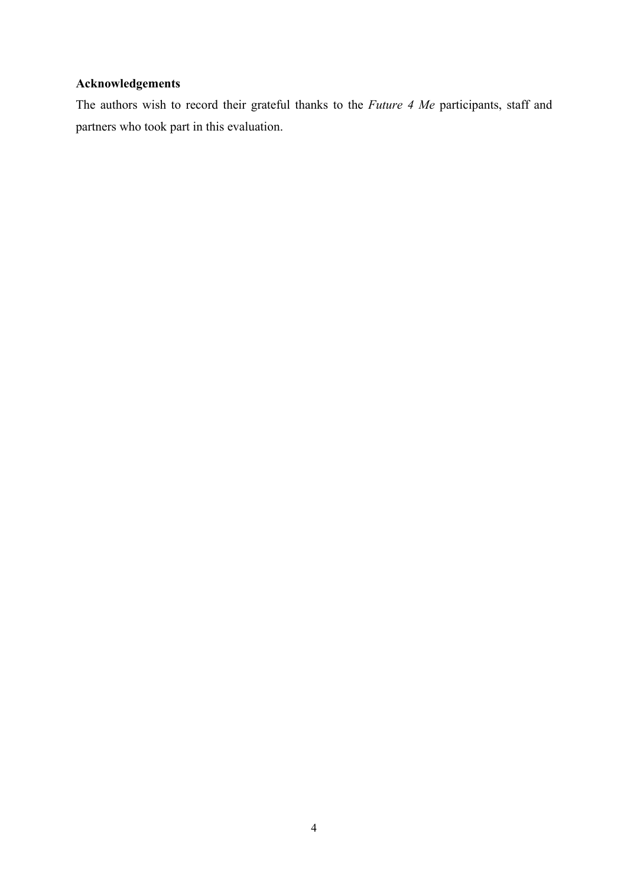## Acknowledgements

The authors wish to record their grateful thanks to the *Future 4 Me* participants, staff and partners who took part in this evaluation.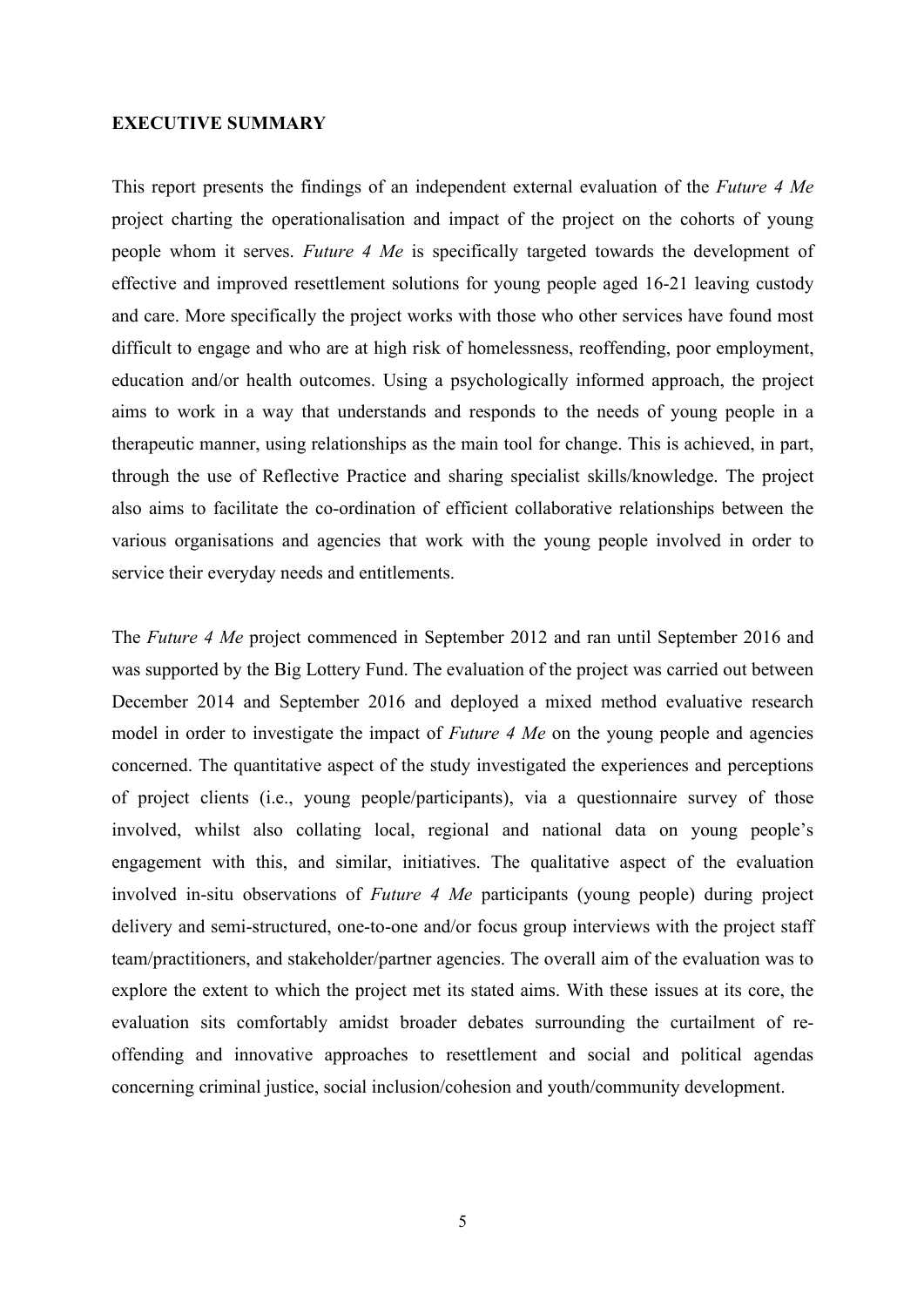**EXECUTIVE SUMMARY**

This report presents the findings of an independent external evaluation of the *Future 4 Me* project charting the operationalisation and impact of the project on the cohorts of young people whom it serves. *Future 4 Me* is specifically targeted towards the development of effective and improved resettlement solutions for young people aged 16-21 leaving custody and care. More specifically the project works with those who other services have found most difficult to engage and who are at high risk of homelessness, reoffending, poor employment, education and/or health outcomes. Using a psychologically informed approach, the project aims to work in a way that understands and responds to the needs of young people in a therapeutic manner, using relationships as the main tool for change. This is achieved, in part, through the use of Reflective Practice and sharing specialist skills/knowledge. The project also aims to facilitate the co-ordination of efficient collaborative relationships between the various organisations and agencies that work with the young people involved in order to service their everyday needs and entitlements.

The *Future 4 Me* project commenced in September 2012 and ran until September 2016 and was supported by the Big Lottery Fund. The evaluation of the project was carried out between December 2014 and September 2016 and deployed a mixed method evaluative research model in order to investigate the impact of *Future 4 Me* on the young people and agencies concerned. The quantitative aspect of the study investigated the experiences and perceptions of project clients (i.e., young people/participants), via a questionnaire survey of those involved, whilst also collating local, regional and national data on young people's engagement with this, and similar, initiatives. The qualitative aspect of the evaluation involved in-situ observations of *Future 4 Me* participants (young people) during project delivery and semi-structured, one-to-one and/or focus group interviews with the project staff team/practitioners, and stakeholder/partner agencies. The overall aim of the evaluation was to explore the extent to which the project met its stated aims. With these issues at its core, the evaluation sits comfortably amidst broader debates surrounding the curtailment of re-offending and innovative approaches to resettlement and social and political agendas concerning criminal justice, social inclusion/cohesion and youth/community development.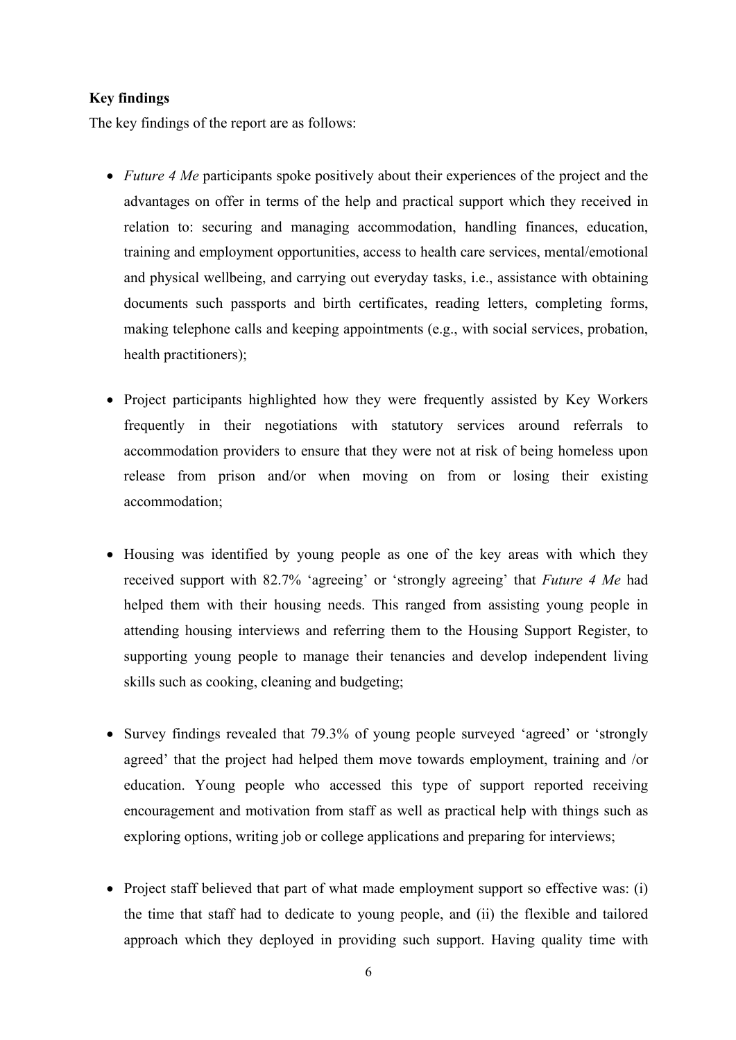**Key findings**

The key findings of the report are as follows:

- *Future 4 Me* participants spoke positively about their experiences of the project and the advantages on offer in terms of the help and practical support which they received in relation to: securing and managing accommodation, handling finances, education, training and employment opportunities, access to health care services, mental/emotional and physical wellbeing, and carrying out everyday tasks, i.e., assistance with obtaining documents such passports and birth certificates, reading letters, completing forms, making telephone calls and keeping appointments (e.g., with social services, probation, health practitioners);

- Project participants highlighted how they were frequently assisted by Key Workers frequently in their negotiations with statutory services around referrals to accommodation providers to ensure that they were not at risk of being homeless upon release from prison and/or when moving on from or losing their existing accommodation;

- Housing was identified by young people as one of the key areas with which they received support with 82.7% 'agreeing' or 'strongly agreeing' that *Future 4 Me* had helped them with their housing needs. This ranged from assisting young people in attending housing interviews and referring them to the Housing Support Register, to supporting young people to manage their tenancies and develop independent living skills such as cooking, cleaning and budgeting;

- Survey findings revealed that 79.3% of young people surveyed 'agreed' or 'strongly agreed' that the project had helped them move towards employment, training and /or education. Young people who accessed this type of support reported receiving encouragement and motivation from staff as well as practical help with things such as exploring options, writing job or college applications and preparing for interviews;

- Project staff believed that part of what made employment support so effective was: (i) the time that staff had to dedicate to young people, and (ii) the flexible and tailored approach which they deployed in providing such support. Having quality time with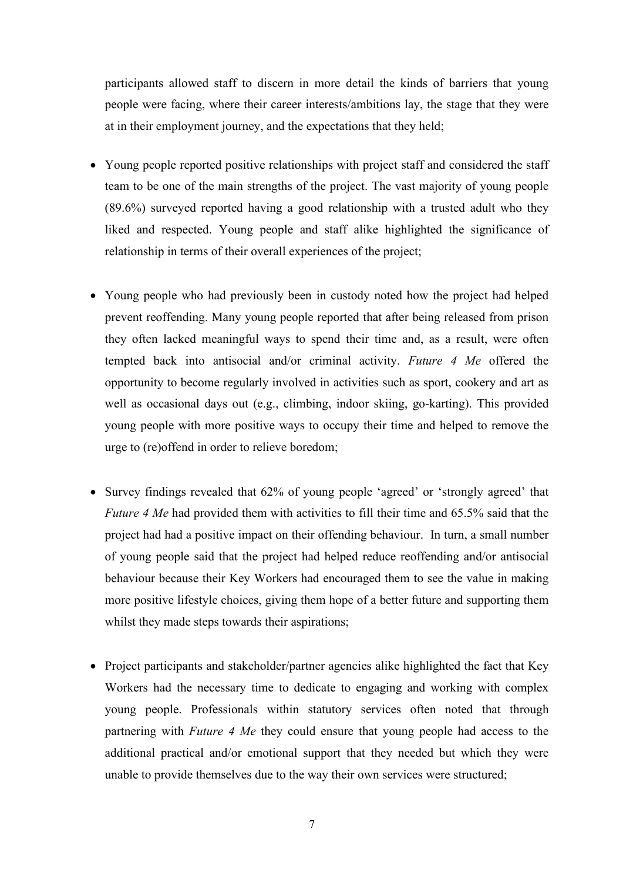participants allowed staff to discern in more detail the kinds of barriers that young people were facing, where their career interests/ambitions lay, the stage that they were at in their employment journey, and the expectations that they held;

- Young people reported positive relationships with project staff and considered the staff team to be one of the main strengths of the project. The vast majority of young people (89.6%) surveyed reported having a good relationship with a trusted adult who they liked and respected. Young people and staff alike highlighted the significance of relationship in terms of their overall experiences of the project;

- Young people who had previously been in custody noted how the project had helped prevent reoffending. Many young people reported that after being released from prison they often lacked meaningful ways to spend their time and, as a result, were often tempted back into antisocial and/or criminal activity. *Future 4 Me* offered the opportunity to become regularly involved in activities such as sport, cookery and art as well as occasional days out (e.g., climbing, indoor skiing, go-karting). This provided young people with more positive ways to occupy their time and helped to remove the urge to (re)offend in order to relieve boredom;

- Survey findings revealed that 62% of young people 'agreed' or 'strongly agreed' that *Future 4 Me* had provided them with activities to fill their time and 65.5% said that the project had had a positive impact on their offending behaviour. In turn, a small number of young people said that the project had helped reduce reoffending and/or antisocial behaviour because their Key Workers had encouraged them to see the value in making more positive lifestyle choices, giving them hope of a better future and supporting them whilst they made steps towards their aspirations;

- Project participants and stakeholder/partner agencies alike highlighted the fact that Key Workers had the necessary time to dedicate to engaging and working with complex young people. Professionals within statutory services often noted that through partnering with *Future 4 Me* they could ensure that young people had access to the additional practical and/or emotional support that they needed but which they were unable to provide themselves due to the way their own services were structured;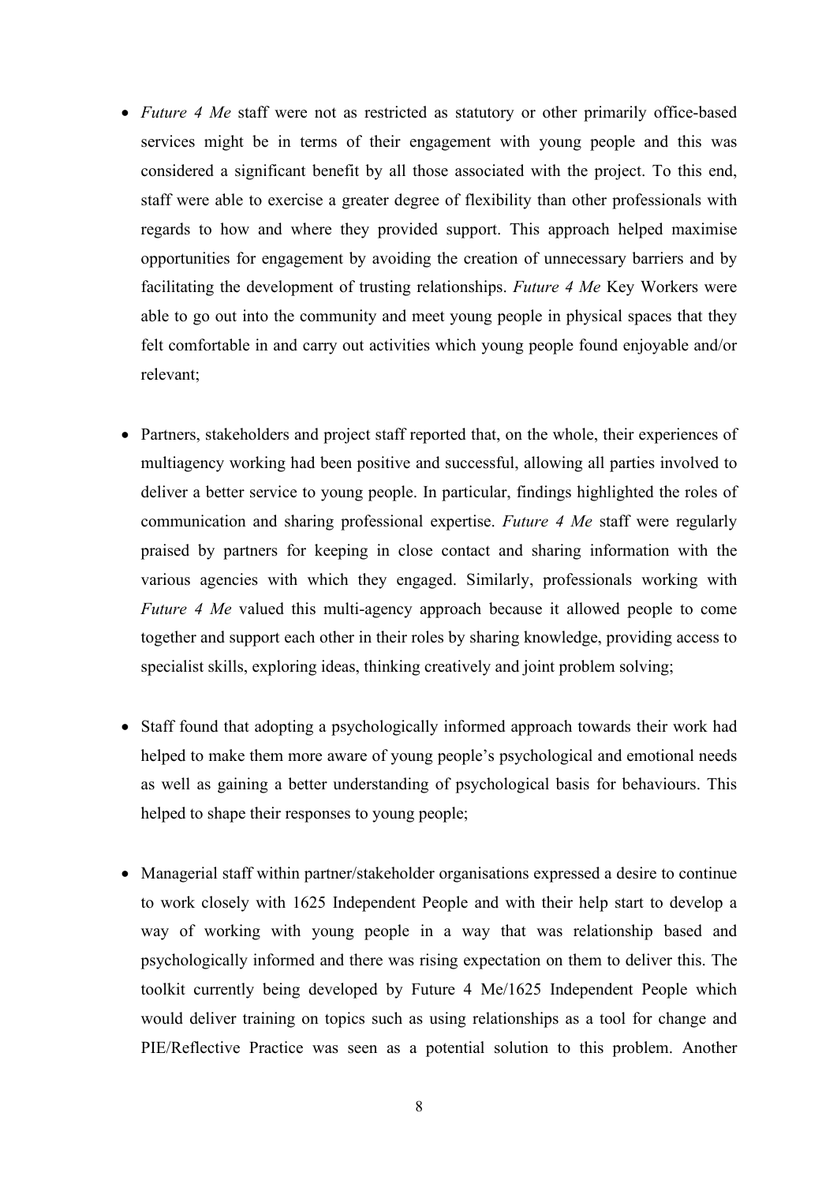- *Future 4 Me* staff were not as restricted as statutory or other primarily office-based services might be in terms of their engagement with young people and this was considered a significant benefit by all those associated with the project. To this end, staff were able to exercise a greater degree of flexibility than other professionals with regards to how and where they provided support. This approach helped maximise opportunities for engagement by avoiding the creation of unnecessary barriers and by facilitating the development of trusting relationships. *Future 4 Me* Key Workers were able to go out into the community and meet young people in physical spaces that they felt comfortable in and carry out activities which young people found enjoyable and/or relevant;

- Partners, stakeholders and project staff reported that, on the whole, their experiences of multiagency working had been positive and successful, allowing all parties involved to deliver a better service to young people. In particular, findings highlighted the roles of communication and sharing professional expertise. *Future 4 Me* staff were regularly praised by partners for keeping in close contact and sharing information with the various agencies with which they engaged. Similarly, professionals working with *Future 4 Me* valued this multi-agency approach because it allowed people to come together and support each other in their roles by sharing knowledge, providing access to specialist skills, exploring ideas, thinking creatively and joint problem solving;

- Staff found that adopting a psychologically informed approach towards their work had helped to make them more aware of young people's psychological and emotional needs as well as gaining a better understanding of psychological basis for behaviours. This helped to shape their responses to young people;

- Managerial staff within partner/stakeholder organisations expressed a desire to continue to work closely with 1625 Independent People and with their help start to develop a way of working with young people in a way that was relationship based and psychologically informed and there was rising expectation on them to deliver this. The toolkit currently being developed by Future 4 Me/1625 Independent People which would deliver training on topics such as using relationships as a tool for change and PIE/Reflective Practice was seen as a potential solution to this problem. Another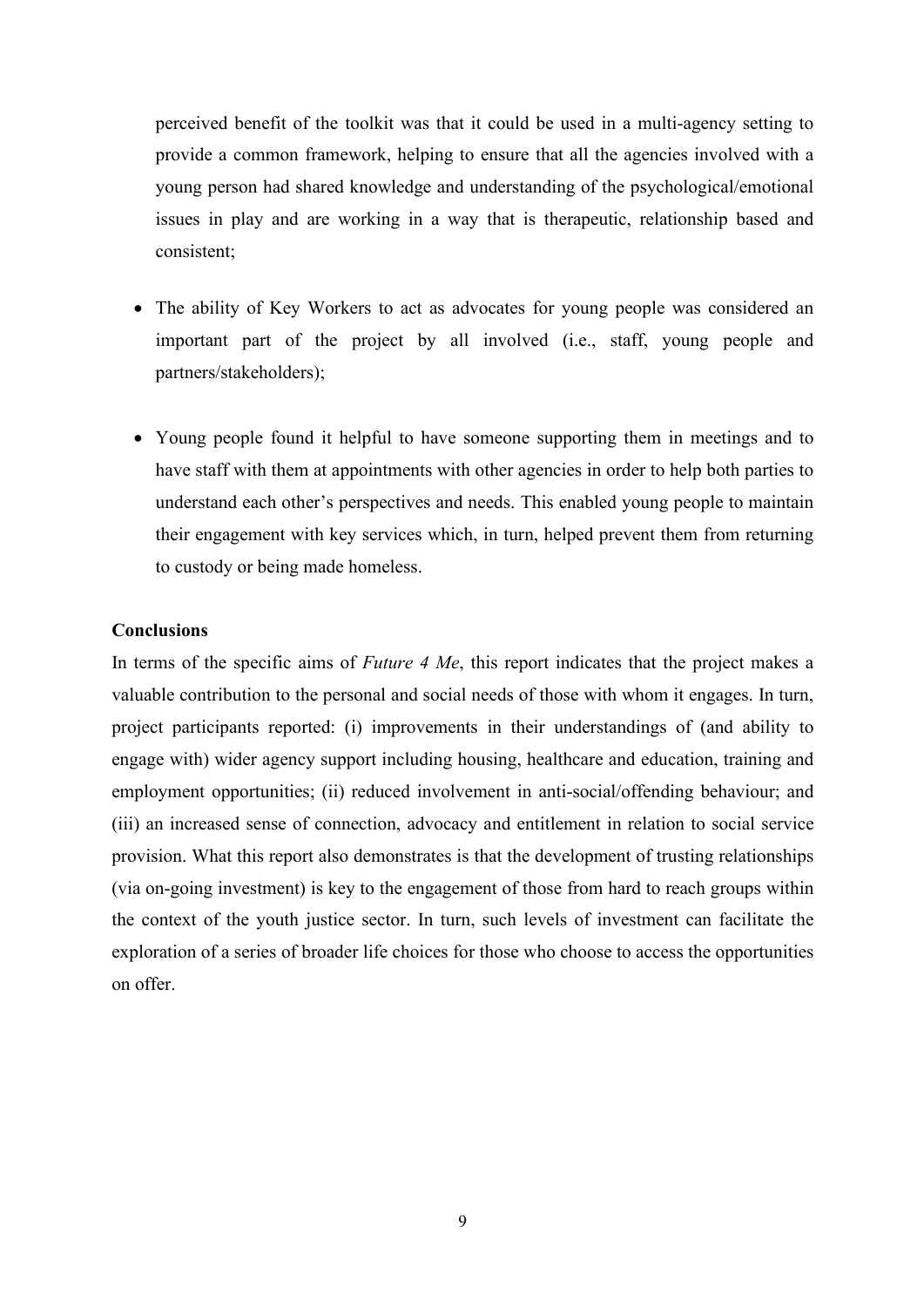perceived benefit of the toolkit was that it could be used in a multi-agency setting to provide a common framework, helping to ensure that all the agencies involved with a young person had shared knowledge and understanding of the psychological/emotional issues in play and are working in a way that is therapeutic, relationship based and consistent;

- The ability of Key Workers to act as advocates for young people was considered an important part of the project by all involved (i.e., staff, young people and partners/stakeholders);

- Young people found it helpful to have someone supporting them in meetings and to have staff with them at appointments with other agencies in order to help both parties to understand each other's perspectives and needs. This enabled young people to maintain their engagement with key services which, in turn, helped prevent them from returning to custody or being made homeless.

**Conclusions**

In terms of the specific aims of *Future 4 Me*, this report indicates that the project makes a valuable contribution to the personal and social needs of those with whom it engages. In turn, project participants reported: (i) improvements in their understandings of (and ability to engage with) wider agency support including housing, healthcare and education, training and employment opportunities; (ii) reduced involvement in anti-social/offending behaviour; and (iii) an increased sense of connection, advocacy and entitlement in relation to social service provision. What this report also demonstrates is that the development of trusting relationships (via on-going investment) is key to the engagement of those from hard to reach groups within the context of the youth justice sector. In turn, such levels of investment can facilitate the exploration of a series of broader life choices for those who choose to access the opportunities on offer.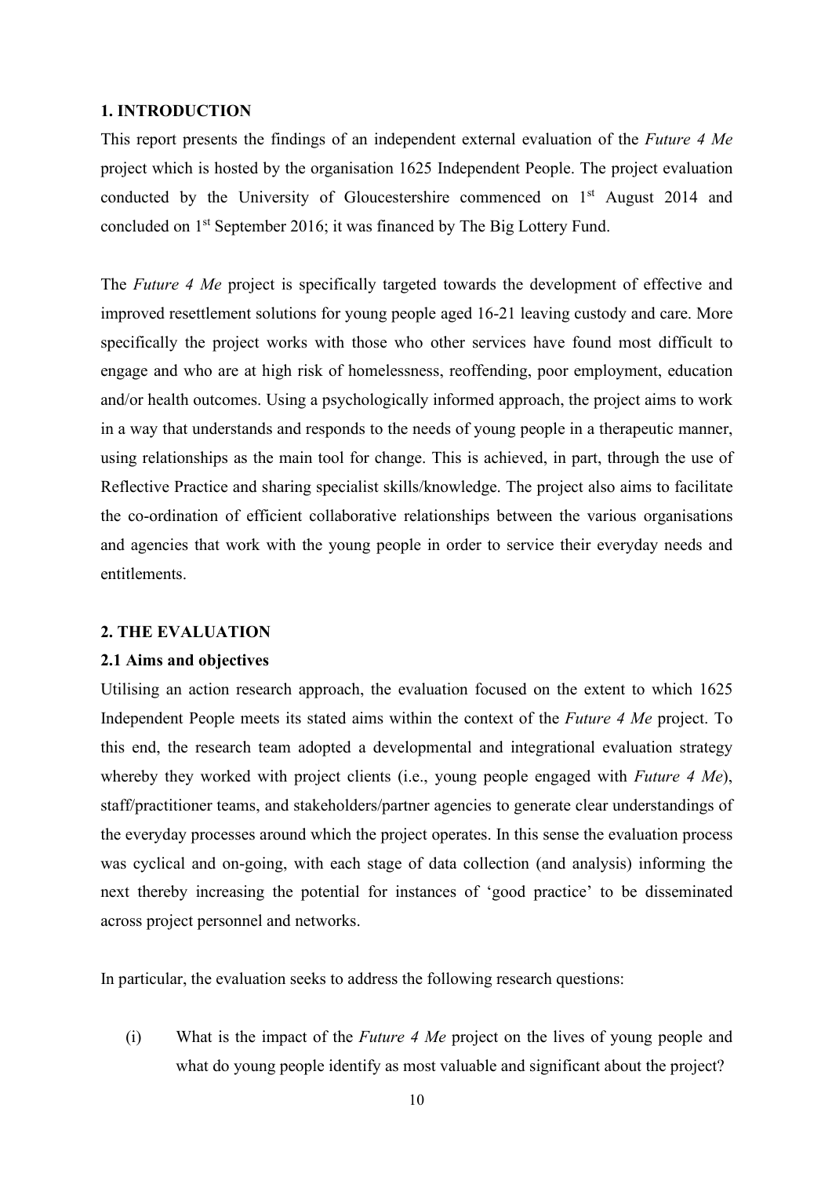## 1. INTRODUCTION

This report presents the findings of an independent external evaluation of the *Future 4 Me* project which is hosted by the organisation 1625 Independent People. The project evaluation conducted by the University of Gloucestershire commenced on 1st August 2014 and concluded on 1st September 2016; it was financed by The Big Lottery Fund.

The *Future 4 Me* project is specifically targeted towards the development of effective and improved resettlement solutions for young people aged 16-21 leaving custody and care. More specifically the project works with those who other services have found most difficult to engage and who are at high risk of homelessness, reoffending, poor employment, education and/or health outcomes. Using a psychologically informed approach, the project aims to work in a way that understands and responds to the needs of young people in a therapeutic manner, using relationships as the main tool for change. This is achieved, in part, through the use of Reflective Practice and sharing specialist skills/knowledge. The project also aims to facilitate the co-ordination of efficient collaborative relationships between the various organisations and agencies that work with the young people in order to service their everyday needs and entitlements.

## 2. THE EVALUATION

### 2.1 Aims and objectives

Utilising an action research approach, the evaluation focused on the extent to which 1625 Independent People meets its stated aims within the context of the *Future 4 Me* project. To this end, the research team adopted a developmental and integrational evaluation strategy whereby they worked with project clients (i.e., young people engaged with *Future 4 Me*), staff/practitioner teams, and stakeholders/partner agencies to generate clear understandings of the everyday processes around which the project operates. In this sense the evaluation process was cyclical and on-going, with each stage of data collection (and analysis) informing the next thereby increasing the potential for instances of 'good practice' to be disseminated across project personnel and networks.

In particular, the evaluation seeks to address the following research questions:

(i) What is the impact of the *Future 4 Me* project on the lives of young people and what do young people identify as most valuable and significant about the project?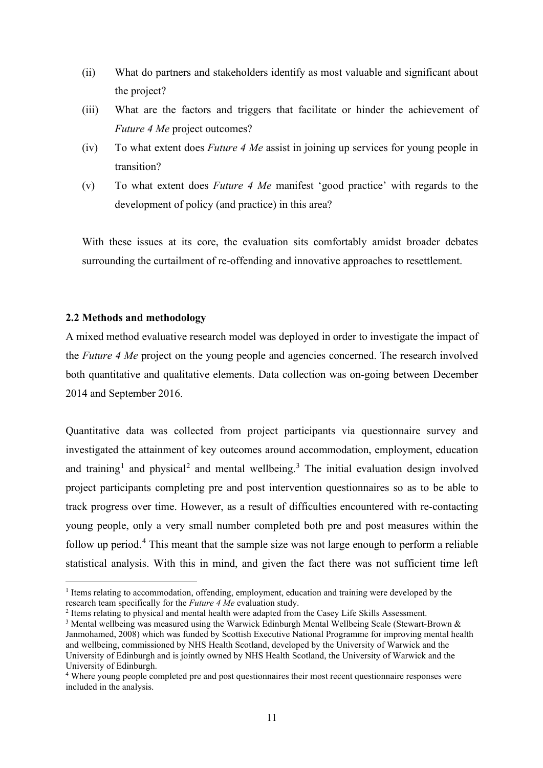(ii) What do partners and stakeholders identify as most valuable and significant about the project?

(iii) What are the factors and triggers that facilitate or hinder the achievement of *Future 4 Me* project outcomes?

(iv) To what extent does *Future 4 Me* assist in joining up services for young people in transition?

(v) To what extent does *Future 4 Me* manifest 'good practice' with regards to the development of policy (and practice) in this area?

With these issues at its core, the evaluation sits comfortably amidst broader debates surrounding the curtailment of re-offending and innovative approaches to resettlement.

### 2.2 Methods and methodology

A mixed method evaluative research model was deployed in order to investigate the impact of the *Future 4 Me* project on the young people and agencies concerned. The research involved both quantitative and qualitative elements. Data collection was on-going between December 2014 and September 2016.

Quantitative data was collected from project participants via questionnaire survey and investigated the attainment of key outcomes around accommodation, employment, education and training[1] and physical[2] and mental wellbeing.[3] The initial evaluation design involved project participants completing pre and post intervention questionnaires so as to be able to track progress over time. However, as a result of difficulties encountered with re-contacting young people, only a very small number completed both pre and post measures within the follow up period.[4] This meant that the sample size was not large enough to perform a reliable statistical analysis. With this in mind, and given the fact there was not sufficient time left

[1] Items relating to accommodation, offending, employment, education and training were developed by the research team specifically for the *Future 4 Me* evaluation study.

[2] Items relating to physical and mental health were adapted from the Casey Life Skills Assessment.

[3] Mental wellbeing was measured using the Warwick Edinburgh Mental Wellbeing Scale (Stewart-Brown & Janmohamed, 2008) which was funded by Scottish Executive National Programme for improving mental health and wellbeing, commissioned by NHS Health Scotland, developed by the University of Warwick and the University of Edinburgh and is jointly owned by NHS Health Scotland, the University of Warwick and the University of Edinburgh.

[4] Where young people completed pre and post questionnaires their most recent questionnaire responses were included in the analysis.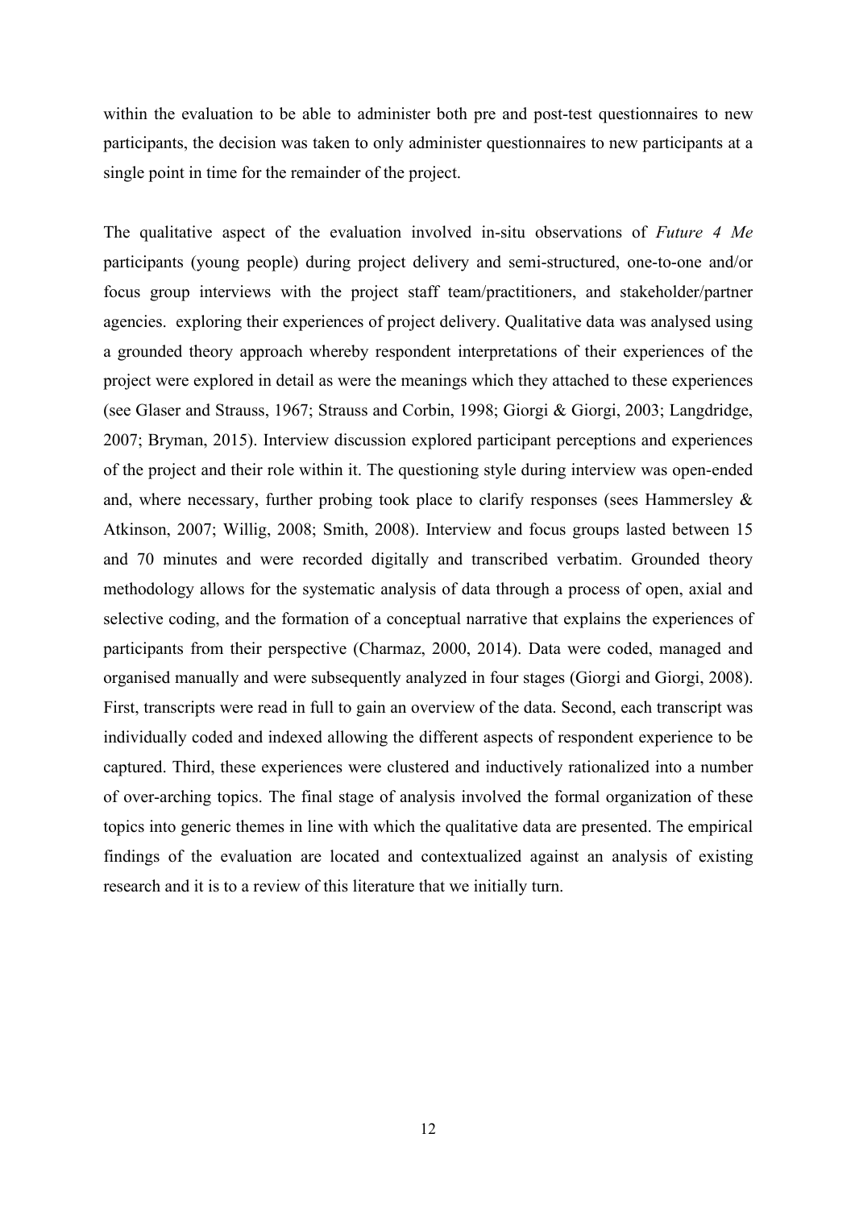within the evaluation to be able to administer both pre and post-test questionnaires to new participants, the decision was taken to only administer questionnaires to new participants at a single point in time for the remainder of the project.

The qualitative aspect of the evaluation involved in-situ observations of *Future 4 Me* participants (young people) during project delivery and semi-structured, one-to-one and/or focus group interviews with the project staff team/practitioners, and stakeholder/partner agencies. exploring their experiences of project delivery. Qualitative data was analysed using a grounded theory approach whereby respondent interpretations of their experiences of the project were explored in detail as were the meanings which they attached to these experiences (see Glaser and Strauss, 1967; Strauss and Corbin, 1998; Giorgi & Giorgi, 2003; Langdridge, 2007; Bryman, 2015). Interview discussion explored participant perceptions and experiences of the project and their role within it. The questioning style during interview was open-ended and, where necessary, further probing took place to clarify responses (sees Hammersley & Atkinson, 2007; Willig, 2008; Smith, 2008). Interview and focus groups lasted between 15 and 70 minutes and were recorded digitally and transcribed verbatim. Grounded theory methodology allows for the systematic analysis of data through a process of open, axial and selective coding, and the formation of a conceptual narrative that explains the experiences of participants from their perspective (Charmaz, 2000, 2014). Data were coded, managed and organised manually and were subsequently analyzed in four stages (Giorgi and Giorgi, 2008). First, transcripts were read in full to gain an overview of the data. Second, each transcript was individually coded and indexed allowing the different aspects of respondent experience to be captured. Third, these experiences were clustered and inductively rationalized into a number of over-arching topics. The final stage of analysis involved the formal organization of these topics into generic themes in line with which the qualitative data are presented. The empirical findings of the evaluation are located and contextualized against an analysis of existing research and it is to a review of this literature that we initially turn.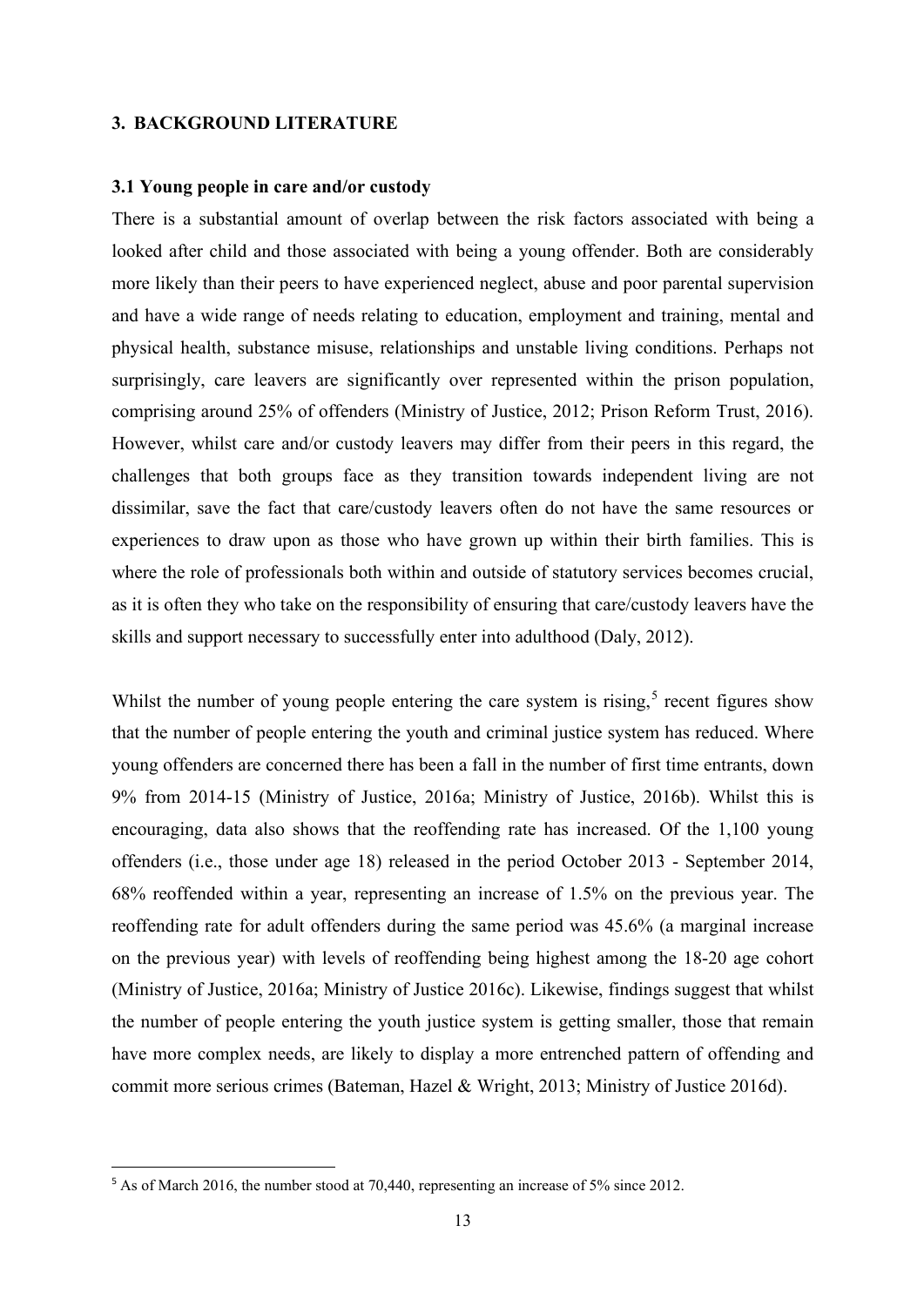## 3. BACKGROUND LITERATURE

### 3.1 Young people in care and/or custody

There is a substantial amount of overlap between the risk factors associated with being a looked after child and those associated with being a young offender. Both are considerably more likely than their peers to have experienced neglect, abuse and poor parental supervision and have a wide range of needs relating to education, employment and training, mental and physical health, substance misuse, relationships and unstable living conditions. Perhaps not surprisingly, care leavers are significantly over represented within the prison population, comprising around 25% of offenders (Ministry of Justice, 2012; Prison Reform Trust, 2016). However, whilst care and/or custody leavers may differ from their peers in this regard, the challenges that both groups face as they transition towards independent living are not dissimilar, save the fact that care/custody leavers often do not have the same resources or experiences to draw upon as those who have grown up within their birth families. This is where the role of professionals both within and outside of statutory services becomes crucial, as it is often they who take on the responsibility of ensuring that care/custody leavers have the skills and support necessary to successfully enter into adulthood (Daly, 2012).

Whilst the number of young people entering the care system is rising,[5] recent figures show that the number of people entering the youth and criminal justice system has reduced. Where young offenders are concerned there has been a fall in the number of first time entrants, down 9% from 2014-15 (Ministry of Justice, 2016a; Ministry of Justice, 2016b). Whilst this is encouraging, data also shows that the reoffending rate has increased. Of the 1,100 young offenders (i.e., those under age 18) released in the period October 2013 - September 2014, 68% reoffended within a year, representing an increase of 1.5% on the previous year. The reoffending rate for adult offenders during the same period was 45.6% (a marginal increase on the previous year) with levels of reoffending being highest among the 18-20 age cohort (Ministry of Justice, 2016a; Ministry of Justice 2016c). Likewise, findings suggest that whilst the number of people entering the youth justice system is getting smaller, those that remain have more complex needs, are likely to display a more entrenched pattern of offending and commit more serious crimes (Bateman, Hazel & Wright, 2013; Ministry of Justice 2016d).

---

[5] As of March 2016, the number stood at 70,440, representing an increase of 5% since 2012.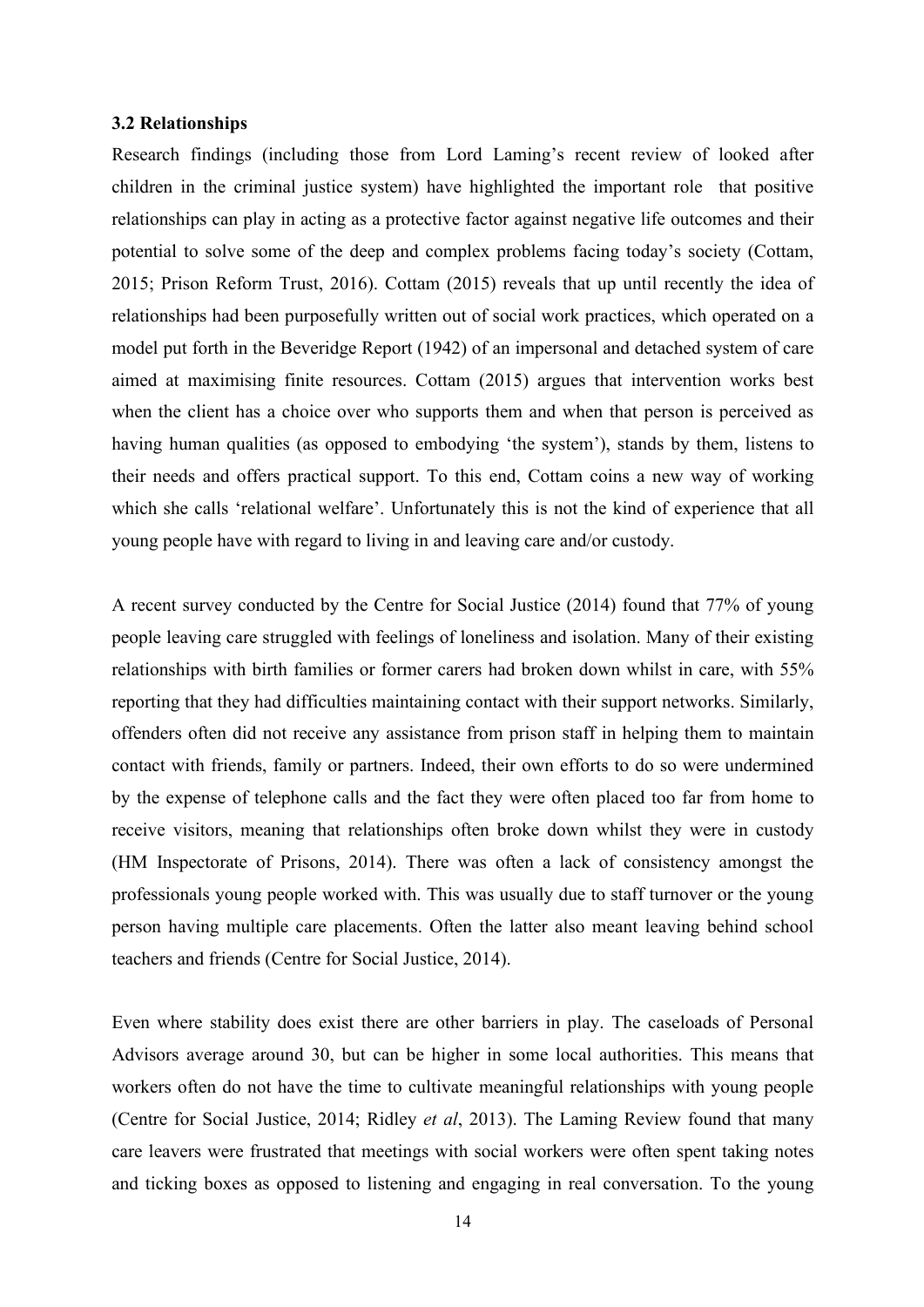### 3.2 Relationships

Research findings (including those from Lord Laming's recent review of looked after children in the criminal justice system) have highlighted the important role that positive relationships can play in acting as a protective factor against negative life outcomes and their potential to solve some of the deep and complex problems facing today's society (Cottam, 2015; Prison Reform Trust, 2016). Cottam (2015) reveals that up until recently the idea of relationships had been purposefully written out of social work practices, which operated on a model put forth in the Beveridge Report (1942) of an impersonal and detached system of care aimed at maximising finite resources. Cottam (2015) argues that intervention works best when the client has a choice over who supports them and when that person is perceived as having human qualities (as opposed to embodying 'the system'), stands by them, listens to their needs and offers practical support. To this end, Cottam coins a new way of working which she calls 'relational welfare'. Unfortunately this is not the kind of experience that all young people have with regard to living in and leaving care and/or custody.

A recent survey conducted by the Centre for Social Justice (2014) found that 77% of young people leaving care struggled with feelings of loneliness and isolation. Many of their existing relationships with birth families or former carers had broken down whilst in care, with 55% reporting that they had difficulties maintaining contact with their support networks. Similarly, offenders often did not receive any assistance from prison staff in helping them to maintain contact with friends, family or partners. Indeed, their own efforts to do so were undermined by the expense of telephone calls and the fact they were often placed too far from home to receive visitors, meaning that relationships often broke down whilst they were in custody (HM Inspectorate of Prisons, 2014). There was often a lack of consistency amongst the professionals young people worked with. This was usually due to staff turnover or the young person having multiple care placements. Often the latter also meant leaving behind school teachers and friends (Centre for Social Justice, 2014).

Even where stability does exist there are other barriers in play. The caseloads of Personal Advisors average around 30, but can be higher in some local authorities. This means that workers often do not have the time to cultivate meaningful relationships with young people (Centre for Social Justice, 2014; Ridley *et al*, 2013). The Laming Review found that many care leavers were frustrated that meetings with social workers were often spent taking notes and ticking boxes as opposed to listening and engaging in real conversation. To the young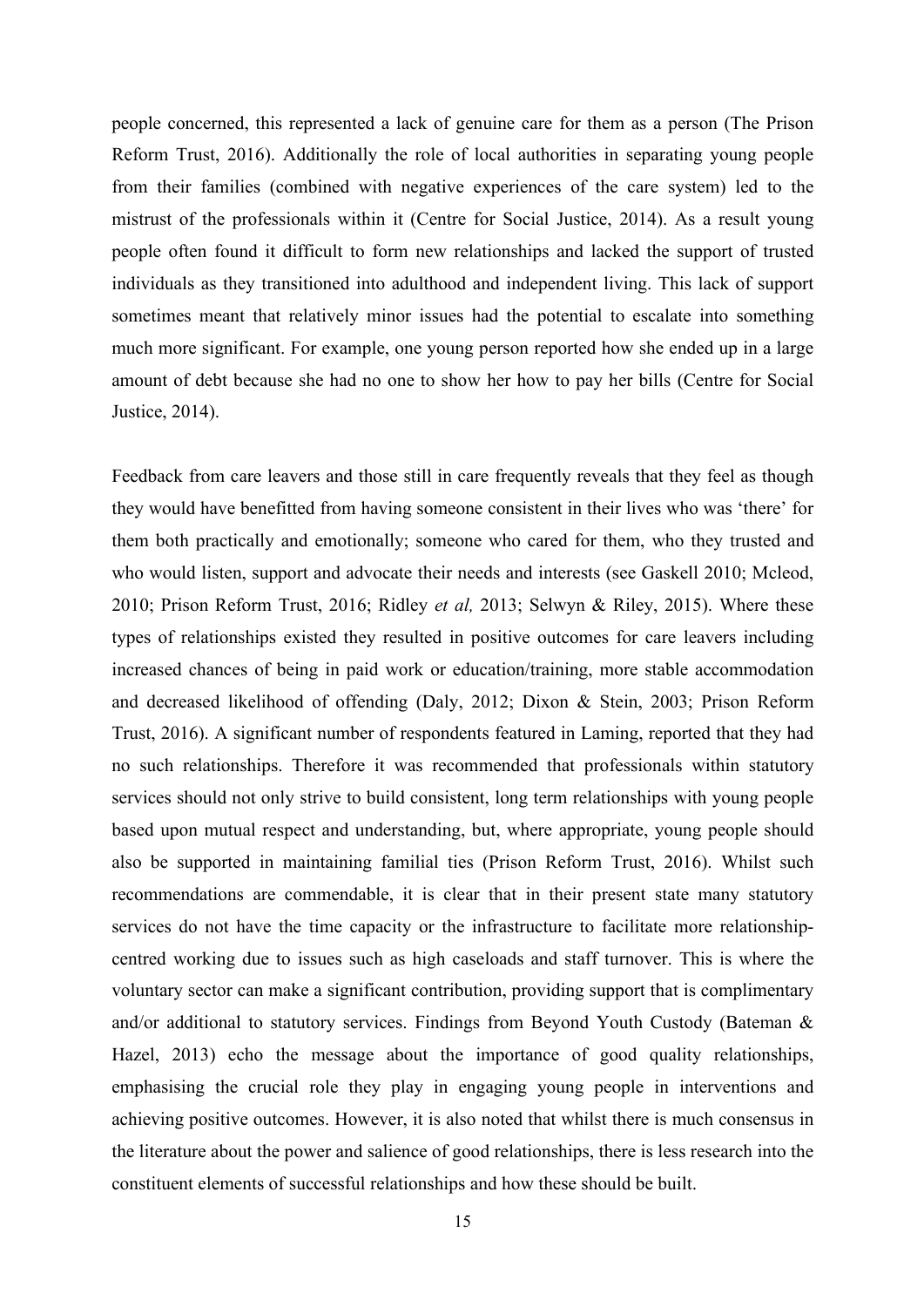people concerned, this represented a lack of genuine care for them as a person (The Prison Reform Trust, 2016). Additionally the role of local authorities in separating young people from their families (combined with negative experiences of the care system) led to the mistrust of the professionals within it (Centre for Social Justice, 2014). As a result young people often found it difficult to form new relationships and lacked the support of trusted individuals as they transitioned into adulthood and independent living. This lack of support sometimes meant that relatively minor issues had the potential to escalate into something much more significant. For example, one young person reported how she ended up in a large amount of debt because she had no one to show her how to pay her bills (Centre for Social Justice, 2014).

Feedback from care leavers and those still in care frequently reveals that they feel as though they would have benefitted from having someone consistent in their lives who was 'there' for them both practically and emotionally; someone who cared for them, who they trusted and who would listen, support and advocate their needs and interests (see Gaskell 2010; Mcleod, 2010; Prison Reform Trust, 2016; Ridley *et al,* 2013; Selwyn & Riley, 2015). Where these types of relationships existed they resulted in positive outcomes for care leavers including increased chances of being in paid work or education/training, more stable accommodation and decreased likelihood of offending (Daly, 2012; Dixon & Stein, 2003; Prison Reform Trust, 2016). A significant number of respondents featured in Laming, reported that they had no such relationships. Therefore it was recommended that professionals within statutory services should not only strive to build consistent, long term relationships with young people based upon mutual respect and understanding, but, where appropriate, young people should also be supported in maintaining familial ties (Prison Reform Trust, 2016). Whilst such recommendations are commendable, it is clear that in their present state many statutory services do not have the time capacity or the infrastructure to facilitate more relationship-centred working due to issues such as high caseloads and staff turnover. This is where the voluntary sector can make a significant contribution, providing support that is complimentary and/or additional to statutory services. Findings from Beyond Youth Custody (Bateman & Hazel, 2013) echo the message about the importance of good quality relationships, emphasising the crucial role they play in engaging young people in interventions and achieving positive outcomes. However, it is also noted that whilst there is much consensus in the literature about the power and salience of good relationships, there is less research into the constituent elements of successful relationships and how these should be built.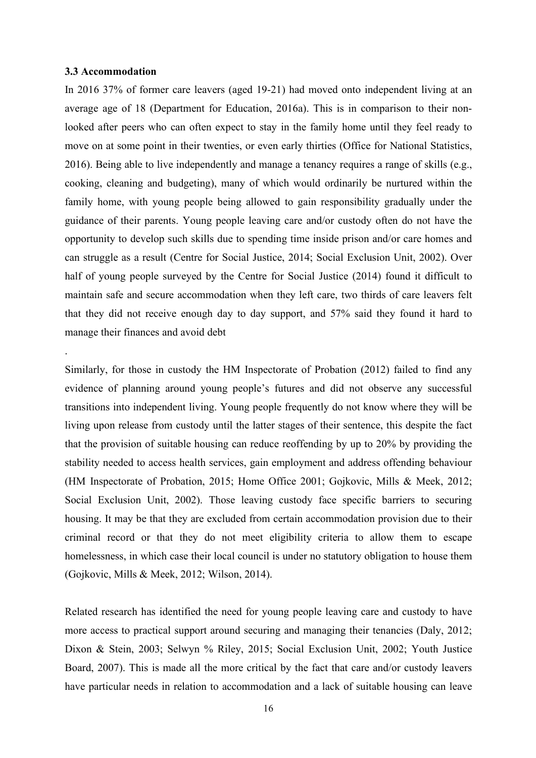### 3.3 Accommodation

In 2016 37% of former care leavers (aged 19-21) had moved onto independent living at an average age of 18 (Department for Education, 2016a). This is in comparison to their non-looked after peers who can often expect to stay in the family home until they feel ready to move on at some point in their twenties, or even early thirties (Office for National Statistics, 2016). Being able to live independently and manage a tenancy requires a range of skills (e.g., cooking, cleaning and budgeting), many of which would ordinarily be nurtured within the family home, with young people being allowed to gain responsibility gradually under the guidance of their parents. Young people leaving care and/or custody often do not have the opportunity to develop such skills due to spending time inside prison and/or care homes and can struggle as a result (Centre for Social Justice, 2014; Social Exclusion Unit, 2002). Over half of young people surveyed by the Centre for Social Justice (2014) found it difficult to maintain safe and secure accommodation when they left care, two thirds of care leavers felt that they did not receive enough day to day support, and 57% said they found it hard to manage their finances and avoid debt

.

Similarly, for those in custody the HM Inspectorate of Probation (2012) failed to find any evidence of planning around young people's futures and did not observe any successful transitions into independent living. Young people frequently do not know where they will be living upon release from custody until the latter stages of their sentence, this despite the fact that the provision of suitable housing can reduce reoffending by up to 20% by providing the stability needed to access health services, gain employment and address offending behaviour (HM Inspectorate of Probation, 2015; Home Office 2001; Gojkovic, Mills & Meek, 2012; Social Exclusion Unit, 2002). Those leaving custody face specific barriers to securing housing. It may be that they are excluded from certain accommodation provision due to their criminal record or that they do not meet eligibility criteria to allow them to escape homelessness, in which case their local council is under no statutory obligation to house them (Gojkovic, Mills & Meek, 2012; Wilson, 2014).

Related research has identified the need for young people leaving care and custody to have more access to practical support around securing and managing their tenancies (Daly, 2012; Dixon & Stein, 2003; Selwyn % Riley, 2015; Social Exclusion Unit, 2002; Youth Justice Board, 2007). This is made all the more critical by the fact that care and/or custody leavers have particular needs in relation to accommodation and a lack of suitable housing can leave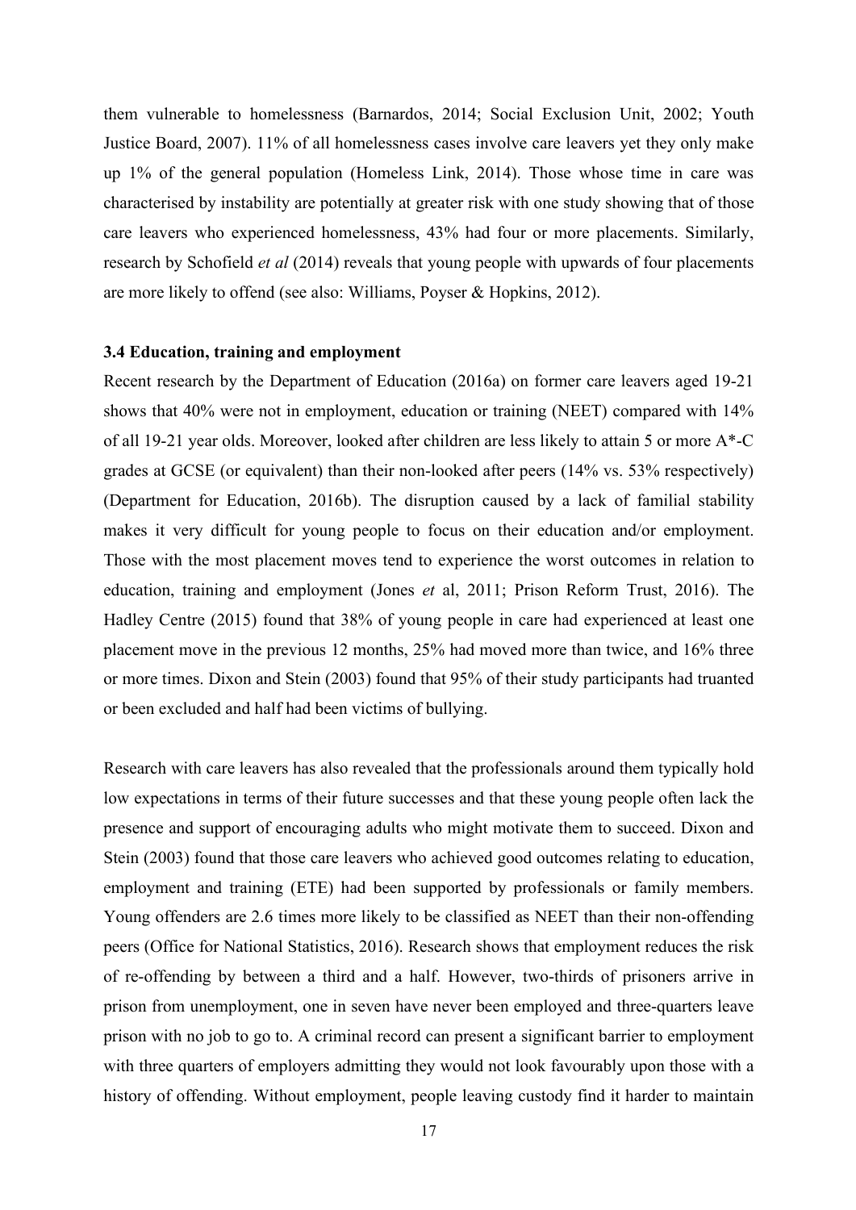them vulnerable to homelessness (Barnardos, 2014; Social Exclusion Unit, 2002; Youth Justice Board, 2007). 11% of all homelessness cases involve care leavers yet they only make up 1% of the general population (Homeless Link, 2014). Those whose time in care was characterised by instability are potentially at greater risk with one study showing that of those care leavers who experienced homelessness, 43% had four or more placements. Similarly, research by Schofield *et al* (2014) reveals that young people with upwards of four placements are more likely to offend (see also: Williams, Poyser & Hopkins, 2012).

### 3.4 Education, training and employment

Recent research by the Department of Education (2016a) on former care leavers aged 19-21 shows that 40% were not in employment, education or training (NEET) compared with 14% of all 19-21 year olds. Moreover, looked after children are less likely to attain 5 or more A*-C grades at GCSE (or equivalent) than their non-looked after peers (14% vs. 53% respectively) (Department for Education, 2016b). The disruption caused by a lack of familial stability makes it very difficult for young people to focus on their education and/or employment. Those with the most placement moves tend to experience the worst outcomes in relation to education, training and employment (Jones *et* al, 2011; Prison Reform Trust, 2016). The Hadley Centre (2015) found that 38% of young people in care had experienced at least one placement move in the previous 12 months, 25% had moved more than twice, and 16% three or more times. Dixon and Stein (2003) found that 95% of their study participants had truanted or been excluded and half had been victims of bullying.

Research with care leavers has also revealed that the professionals around them typically hold low expectations in terms of their future successes and that these young people often lack the presence and support of encouraging adults who might motivate them to succeed. Dixon and Stein (2003) found that those care leavers who achieved good outcomes relating to education, employment and training (ETE) had been supported by professionals or family members. Young offenders are 2.6 times more likely to be classified as NEET than their non-offending peers (Office for National Statistics, 2016). Research shows that employment reduces the risk of re-offending by between a third and a half. However, two-thirds of prisoners arrive in prison from unemployment, one in seven have never been employed and three-quarters leave prison with no job to go to. A criminal record can present a significant barrier to employment with three quarters of employers admitting they would not look favourably upon those with a history of offending. Without employment, people leaving custody find it harder to maintain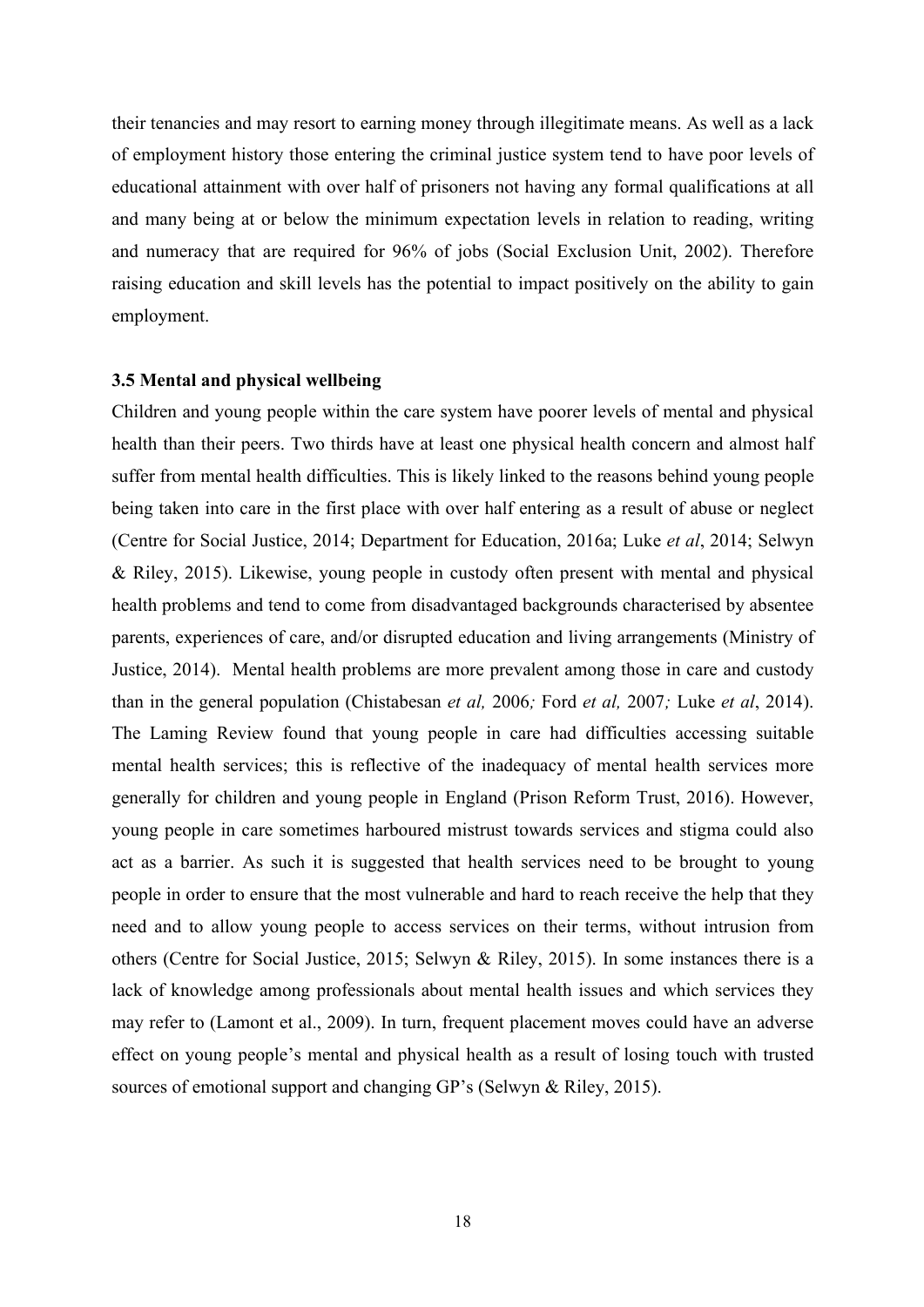their tenancies and may resort to earning money through illegitimate means. As well as a lack of employment history those entering the criminal justice system tend to have poor levels of educational attainment with over half of prisoners not having any formal qualifications at all and many being at or below the minimum expectation levels in relation to reading, writing and numeracy that are required for 96% of jobs (Social Exclusion Unit, 2002). Therefore raising education and skill levels has the potential to impact positively on the ability to gain employment.

### 3.5 Mental and physical wellbeing

Children and young people within the care system have poorer levels of mental and physical health than their peers. Two thirds have at least one physical health concern and almost half suffer from mental health difficulties. This is likely linked to the reasons behind young people being taken into care in the first place with over half entering as a result of abuse or neglect (Centre for Social Justice, 2014; Department for Education, 2016a; Luke *et al*, 2014; Selwyn & Riley, 2015). Likewise, young people in custody often present with mental and physical health problems and tend to come from disadvantaged backgrounds characterised by absentee parents, experiences of care, and/or disrupted education and living arrangements (Ministry of Justice, 2014). Mental health problems are more prevalent among those in care and custody than in the general population (Chistabesan *et al,* 2006*;* Ford *et al,* 2007*;* Luke *et al*, 2014). The Laming Review found that young people in care had difficulties accessing suitable mental health services; this is reflective of the inadequacy of mental health services more generally for children and young people in England (Prison Reform Trust, 2016). However, young people in care sometimes harboured mistrust towards services and stigma could also act as a barrier. As such it is suggested that health services need to be brought to young people in order to ensure that the most vulnerable and hard to reach receive the help that they need and to allow young people to access services on their terms, without intrusion from others (Centre for Social Justice, 2015; Selwyn & Riley, 2015). In some instances there is a lack of knowledge among professionals about mental health issues and which services they may refer to (Lamont et al., 2009). In turn, frequent placement moves could have an adverse effect on young people's mental and physical health as a result of losing touch with trusted sources of emotional support and changing GP's (Selwyn & Riley, 2015).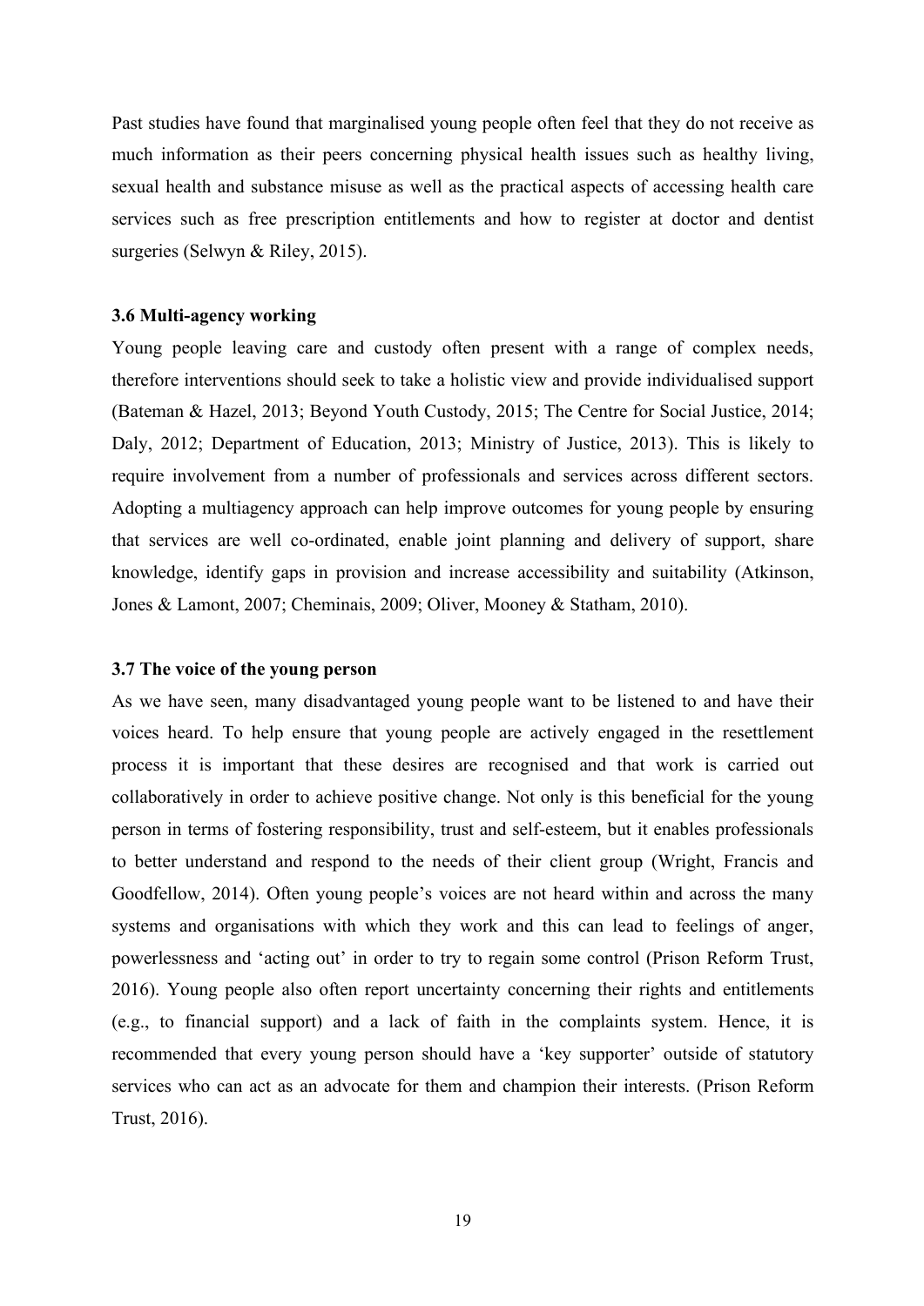Past studies have found that marginalised young people often feel that they do not receive as much information as their peers concerning physical health issues such as healthy living, sexual health and substance misuse as well as the practical aspects of accessing health care services such as free prescription entitlements and how to register at doctor and dentist surgeries (Selwyn & Riley, 2015).

### 3.6 Multi-agency working

Young people leaving care and custody often present with a range of complex needs, therefore interventions should seek to take a holistic view and provide individualised support (Bateman & Hazel, 2013; Beyond Youth Custody, 2015; The Centre for Social Justice, 2014; Daly, 2012; Department of Education, 2013; Ministry of Justice, 2013). This is likely to require involvement from a number of professionals and services across different sectors. Adopting a multiagency approach can help improve outcomes for young people by ensuring that services are well co-ordinated, enable joint planning and delivery of support, share knowledge, identify gaps in provision and increase accessibility and suitability (Atkinson, Jones & Lamont, 2007; Cheminais, 2009; Oliver, Mooney & Statham, 2010).

### 3.7 The voice of the young person

As we have seen, many disadvantaged young people want to be listened to and have their voices heard. To help ensure that young people are actively engaged in the resettlement process it is important that these desires are recognised and that work is carried out collaboratively in order to achieve positive change. Not only is this beneficial for the young person in terms of fostering responsibility, trust and self-esteem, but it enables professionals to better understand and respond to the needs of their client group (Wright, Francis and Goodfellow, 2014). Often young people's voices are not heard within and across the many systems and organisations with which they work and this can lead to feelings of anger, powerlessness and 'acting out' in order to try to regain some control (Prison Reform Trust, 2016). Young people also often report uncertainty concerning their rights and entitlements (e.g., to financial support) and a lack of faith in the complaints system. Hence, it is recommended that every young person should have a 'key supporter' outside of statutory services who can act as an advocate for them and champion their interests. (Prison Reform Trust, 2016).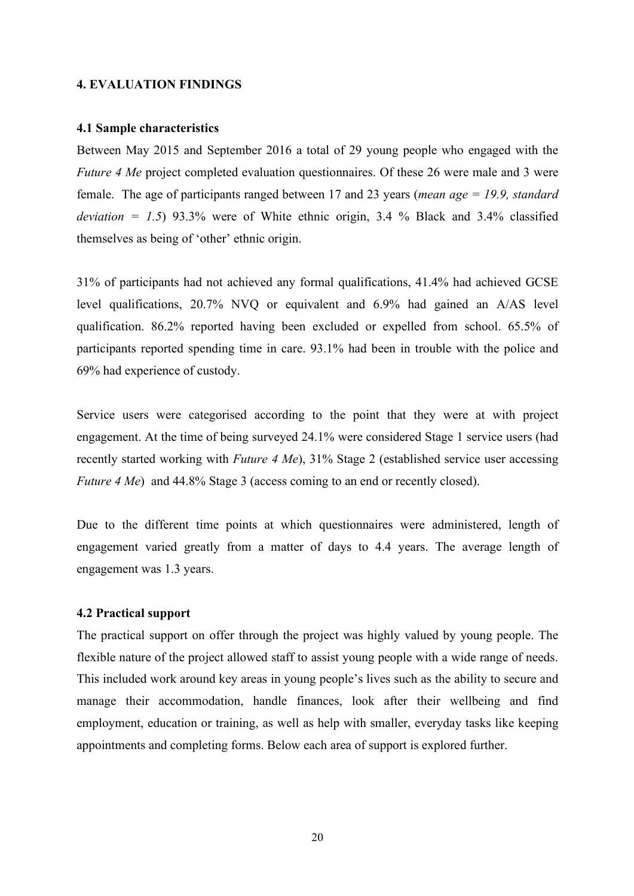## 4. EVALUATION FINDINGS

### 4.1 Sample characteristics

Between May 2015 and September 2016 a total of 29 young people who engaged with the *Future 4 Me* project completed evaluation questionnaires. Of these 26 were male and 3 were female. The age of participants ranged between 17 and 23 years (*mean age = 19.9, standard deviation = 1.5*) 93.3% were of White ethnic origin, 3.4 % Black and 3.4% classified themselves as being of 'other' ethnic origin.

31% of participants had not achieved any formal qualifications, 41.4% had achieved GCSE level qualifications, 20.7% NVQ or equivalent and 6.9% had gained an A/AS level qualification. 86.2% reported having been excluded or expelled from school. 65.5% of participants reported spending time in care. 93.1% had been in trouble with the police and 69% had experience of custody.

Service users were categorised according to the point that they were at with project engagement. At the time of being surveyed 24.1% were considered Stage 1 service users (had recently started working with *Future 4 Me*), 31% Stage 2 (established service user accessing *Future 4 Me*) and 44.8% Stage 3 (access coming to an end or recently closed).

Due to the different time points at which questionnaires were administered, length of engagement varied greatly from a matter of days to 4.4 years. The average length of engagement was 1.3 years.

### 4.2 Practical support

The practical support on offer through the project was highly valued by young people. The flexible nature of the project allowed staff to assist young people with a wide range of needs. This included work around key areas in young people's lives such as the ability to secure and manage their accommodation, handle finances, look after their wellbeing and find employment, education or training, as well as help with smaller, everyday tasks like keeping appointments and completing forms. Below each area of support is explored further.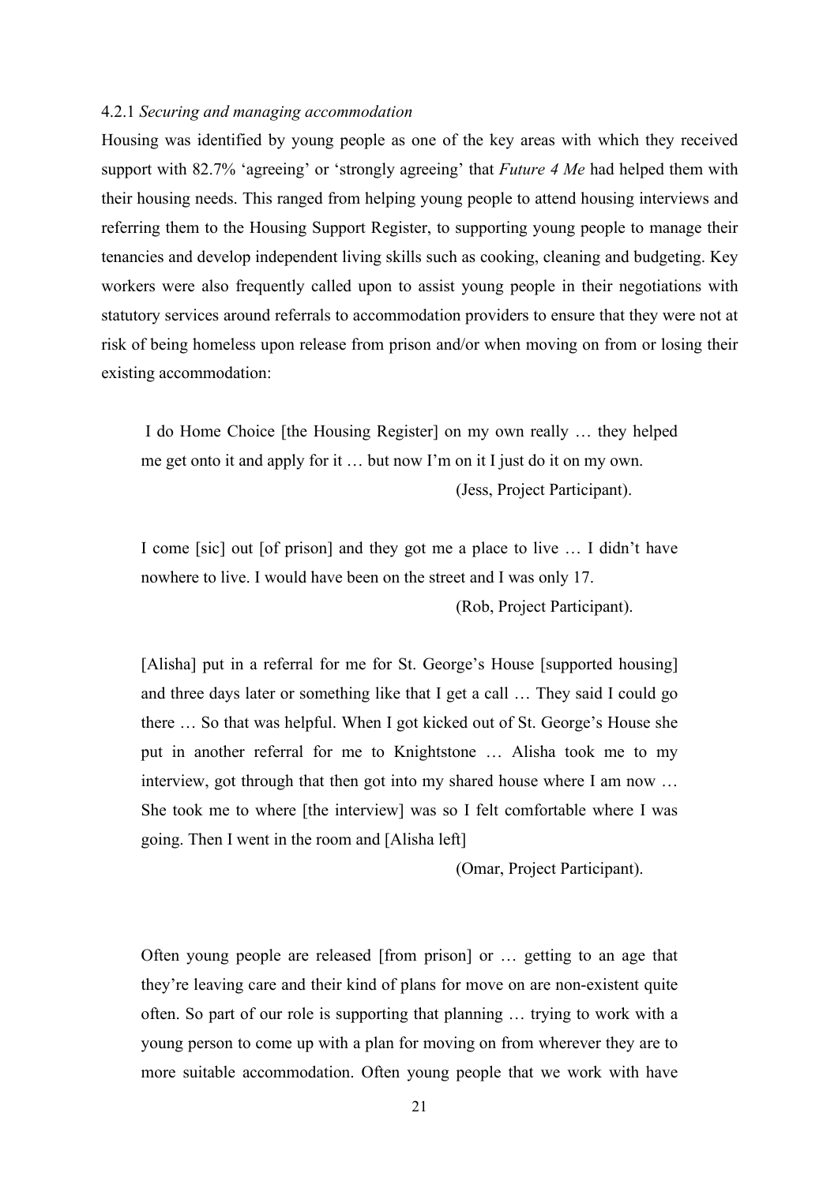4.2.1 *Securing and managing accommodation*

Housing was identified by young people as one of the key areas with which they received support with 82.7% 'agreeing' or 'strongly agreeing' that *Future 4 Me* had helped them with their housing needs. This ranged from helping young people to attend housing interviews and referring them to the Housing Support Register, to supporting young people to manage their tenancies and develop independent living skills such as cooking, cleaning and budgeting. Key workers were also frequently called upon to assist young people in their negotiations with statutory services around referrals to accommodation providers to ensure that they were not at risk of being homeless upon release from prison and/or when moving on from or losing their existing accommodation:

> I do Home Choice [the Housing Register] on my own really … they helped me get onto it and apply for it … but now I'm on it I just do it on my own.
>
> (Jess, Project Participant).

> I come [sic] out [of prison] and they got me a place to live … I didn't have nowhere to live. I would have been on the street and I was only 17.
>
> (Rob, Project Participant).

> [Alisha] put in a referral for me for St. George's House [supported housing] and three days later or something like that I get a call … They said I could go there … So that was helpful. When I got kicked out of St. George's House she put in another referral for me to Knightstone … Alisha took me to my interview, got through that then got into my shared house where I am now … She took me to where [the interview] was so I felt comfortable where I was going. Then I went in the room and [Alisha left]
>
> (Omar, Project Participant).

> Often young people are released [from prison] or … getting to an age that they're leaving care and their kind of plans for move on are non-existent quite often. So part of our role is supporting that planning … trying to work with a young person to come up with a plan for moving on from wherever they are to more suitable accommodation. Often young people that we work with have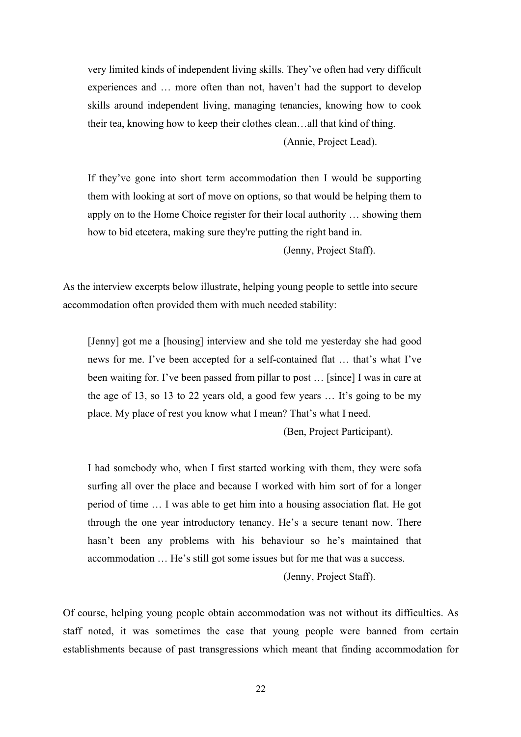> very limited kinds of independent living skills. They've often had very difficult experiences and … more often than not, haven't had the support to develop skills around independent living, managing tenancies, knowing how to cook their tea, knowing how to keep their clothes clean…all that kind of thing.
>
> (Annie, Project Lead).

> If they've gone into short term accommodation then I would be supporting them with looking at sort of move on options, so that would be helping them to apply on to the Home Choice register for their local authority … showing them how to bid etcetera, making sure they're putting the right band in.
>
> (Jenny, Project Staff).

As the interview excerpts below illustrate, helping young people to settle into secure accommodation often provided them with much needed stability:

> [Jenny] got me a [housing] interview and she told me yesterday she had good news for me. I've been accepted for a self-contained flat … that's what I've been waiting for. I've been passed from pillar to post … [since] I was in care at the age of 13, so 13 to 22 years old, a good few years … It's going to be my place. My place of rest you know what I mean? That's what I need.
>
> (Ben, Project Participant).

> I had somebody who, when I first started working with them, they were sofa surfing all over the place and because I worked with him sort of for a longer period of time … I was able to get him into a housing association flat. He got through the one year introductory tenancy. He's a secure tenant now. There hasn't been any problems with his behaviour so he's maintained that accommodation … He's still got some issues but for me that was a success.
>
> (Jenny, Project Staff).

Of course, helping young people obtain accommodation was not without its difficulties. As staff noted, it was sometimes the case that young people were banned from certain establishments because of past transgressions which meant that finding accommodation for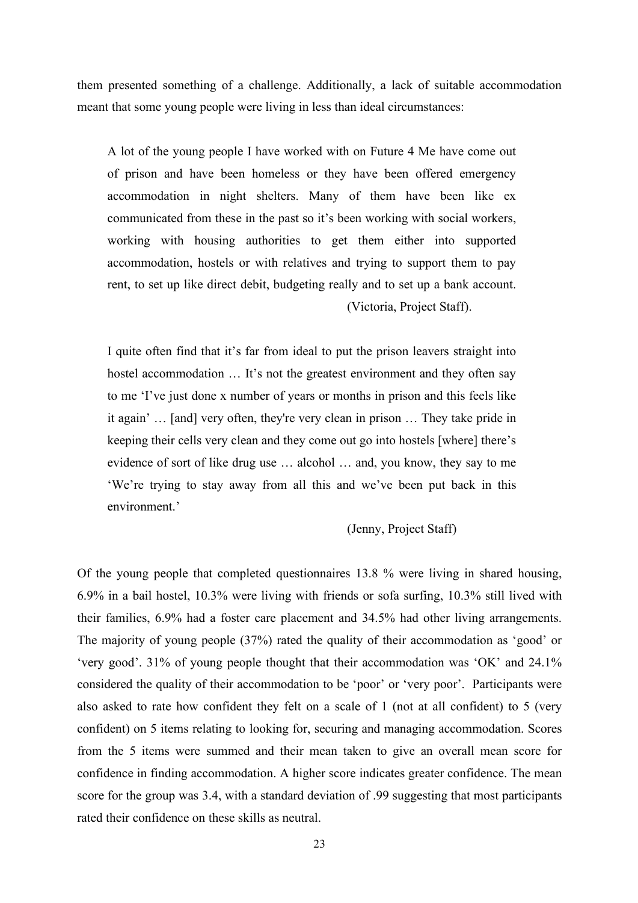them presented something of a challenge. Additionally, a lack of suitable accommodation meant that some young people were living in less than ideal circumstances:

> A lot of the young people I have worked with on Future 4 Me have come out of prison and have been homeless or they have been offered emergency accommodation in night shelters. Many of them have been like ex communicated from these in the past so it's been working with social workers, working with housing authorities to get them either into supported accommodation, hostels or with relatives and trying to support them to pay rent, to set up like direct debit, budgeting really and to set up a bank account.
>
> (Victoria, Project Staff).

> I quite often find that it's far from ideal to put the prison leavers straight into hostel accommodation … It's not the greatest environment and they often say to me 'I've just done x number of years or months in prison and this feels like it again' … [and] very often, they're very clean in prison … They take pride in keeping their cells very clean and they come out go into hostels [where] there's evidence of sort of like drug use … alcohol … and, you know, they say to me 'We're trying to stay away from all this and we've been put back in this environment.'
>
> (Jenny, Project Staff)

Of the young people that completed questionnaires 13.8 % were living in shared housing, 6.9% in a bail hostel, 10.3% were living with friends or sofa surfing, 10.3% still lived with their families, 6.9% had a foster care placement and 34.5% had other living arrangements. The majority of young people (37%) rated the quality of their accommodation as 'good' or 'very good'. 31% of young people thought that their accommodation was 'OK' and 24.1% considered the quality of their accommodation to be 'poor' or 'very poor'. Participants were also asked to rate how confident they felt on a scale of 1 (not at all confident) to 5 (very confident) on 5 items relating to looking for, securing and managing accommodation. Scores from the 5 items were summed and their mean taken to give an overall mean score for confidence in finding accommodation. A higher score indicates greater confidence. The mean score for the group was 3.4, with a standard deviation of .99 suggesting that most participants rated their confidence on these skills as neutral.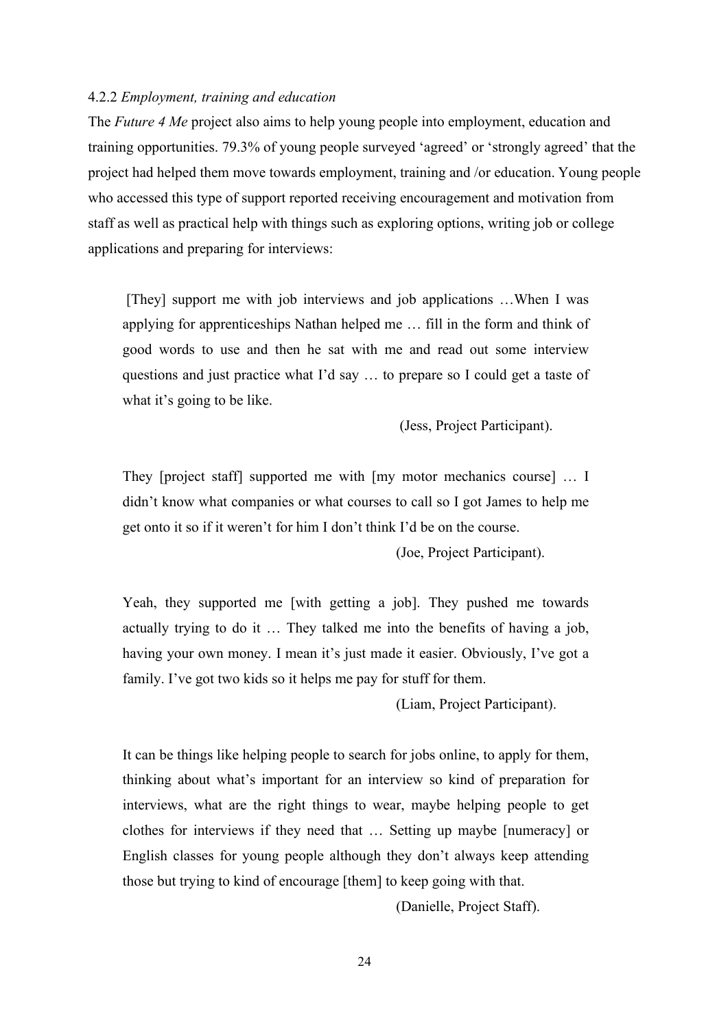#### 4.2.2 *Employment, training and education*

The *Future 4 Me* project also aims to help young people into employment, education and training opportunities. 79.3% of young people surveyed 'agreed' or 'strongly agreed' that the project had helped them move towards employment, training and /or education. Young people who accessed this type of support reported receiving encouragement and motivation from staff as well as practical help with things such as exploring options, writing job or college applications and preparing for interviews:

> [They] support me with job interviews and job applications …When I was applying for apprenticeships Nathan helped me … fill in the form and think of good words to use and then he sat with me and read out some interview questions and just practice what I'd say … to prepare so I could get a taste of what it's going to be like.
>
> (Jess, Project Participant).

> They [project staff] supported me with [my motor mechanics course] … I didn't know what companies or what courses to call so I got James to help me get onto it so if it weren't for him I don't think I'd be on the course.
>
> (Joe, Project Participant).

> Yeah, they supported me [with getting a job]. They pushed me towards actually trying to do it … They talked me into the benefits of having a job, having your own money. I mean it's just made it easier. Obviously, I've got a family. I've got two kids so it helps me pay for stuff for them.
>
> (Liam, Project Participant).

> It can be things like helping people to search for jobs online, to apply for them, thinking about what's important for an interview so kind of preparation for interviews, what are the right things to wear, maybe helping people to get clothes for interviews if they need that … Setting up maybe [numeracy] or English classes for young people although they don't always keep attending those but trying to kind of encourage [them] to keep going with that.
>
> (Danielle, Project Staff).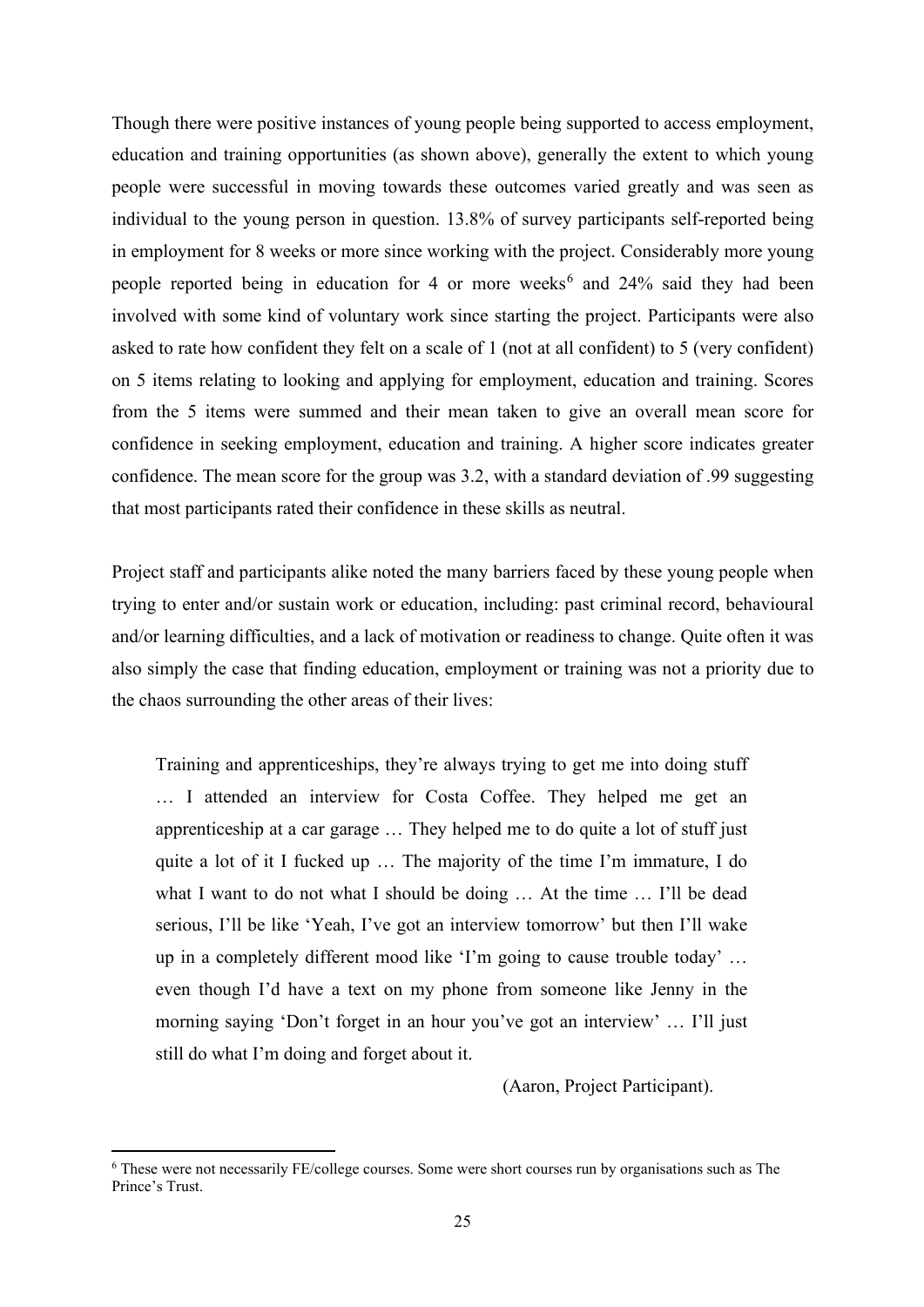Though there were positive instances of young people being supported to access employment, education and training opportunities (as shown above), generally the extent to which young people were successful in moving towards these outcomes varied greatly and was seen as individual to the young person in question. 13.8% of survey participants self-reported being in employment for 8 weeks or more since working with the project. Considerably more young people reported being in education for 4 or more weeks[6] and 24% said they had been involved with some kind of voluntary work since starting the project. Participants were also asked to rate how confident they felt on a scale of 1 (not at all confident) to 5 (very confident) on 5 items relating to looking and applying for employment, education and training. Scores from the 5 items were summed and their mean taken to give an overall mean score for confidence in seeking employment, education and training. A higher score indicates greater confidence. The mean score for the group was 3.2, with a standard deviation of .99 suggesting that most participants rated their confidence in these skills as neutral.

Project staff and participants alike noted the many barriers faced by these young people when trying to enter and/or sustain work or education, including: past criminal record, behavioural and/or learning difficulties, and a lack of motivation or readiness to change. Quite often it was also simply the case that finding education, employment or training was not a priority due to the chaos surrounding the other areas of their lives:

> Training and apprenticeships, they're always trying to get me into doing stuff … I attended an interview for Costa Coffee. They helped me get an apprenticeship at a car garage … They helped me to do quite a lot of stuff just quite a lot of it I fucked up … The majority of the time I'm immature, I do what I want to do not what I should be doing … At the time … I'll be dead serious, I'll be like 'Yeah, I've got an interview tomorrow' but then I'll wake up in a completely different mood like 'I'm going to cause trouble today' … even though I'd have a text on my phone from someone like Jenny in the morning saying 'Don't forget in an hour you've got an interview' … I'll just still do what I'm doing and forget about it.
>
> (Aaron, Project Participant).

[6] These were not necessarily FE/college courses. Some were short courses run by organisations such as The Prince's Trust.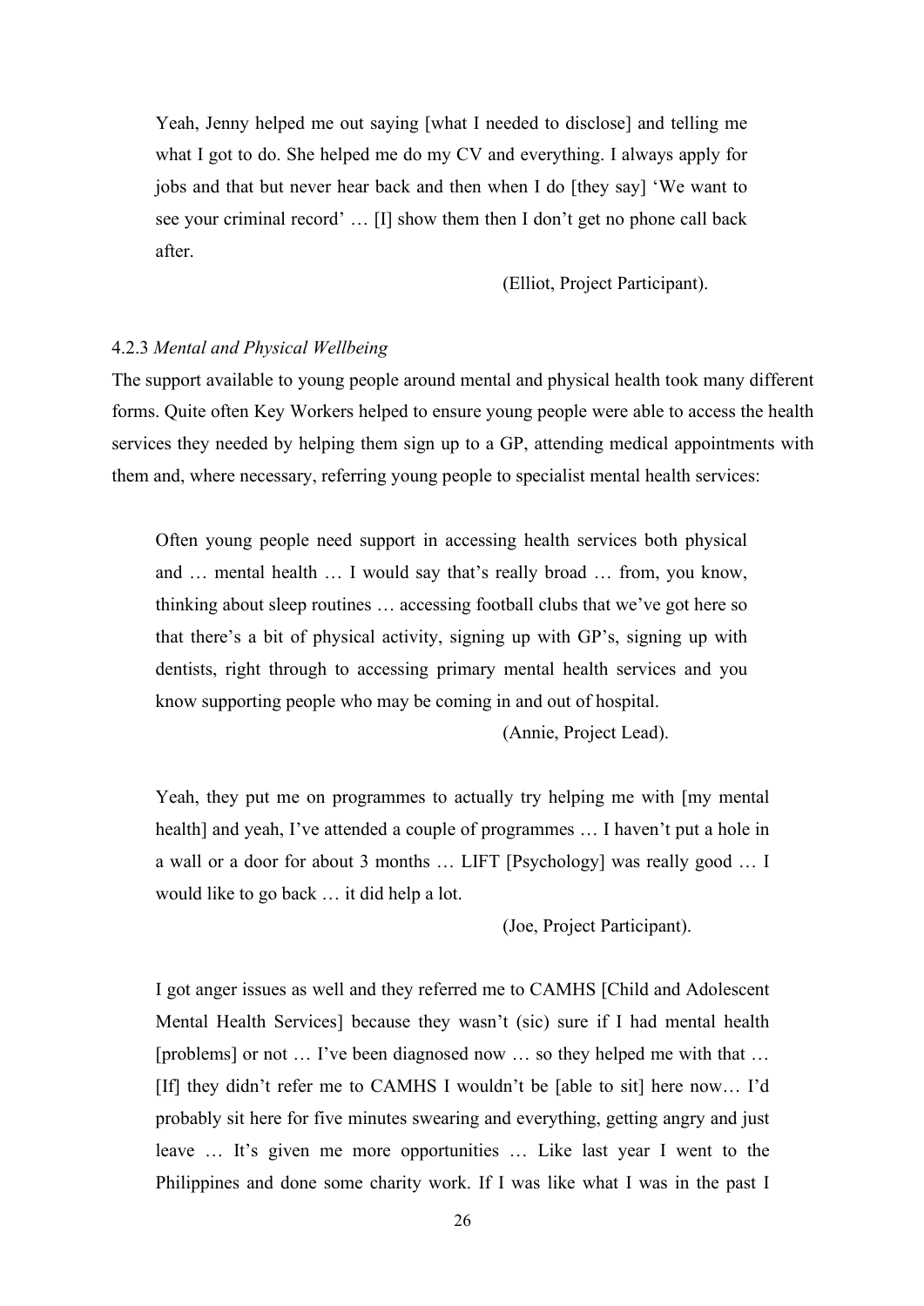> Yeah, Jenny helped me out saying [what I needed to disclose] and telling me what I got to do. She helped me do my CV and everything. I always apply for jobs and that but never hear back and then when I do [they say] 'We want to see your criminal record' … [I] show them then I don't get no phone call back after.
>
> (Elliot, Project Participant).

### 4.2.3 *Mental and Physical Wellbeing*

The support available to young people around mental and physical health took many different forms. Quite often Key Workers helped to ensure young people were able to access the health services they needed by helping them sign up to a GP, attending medical appointments with them and, where necessary, referring young people to specialist mental health services:

> Often young people need support in accessing health services both physical and … mental health … I would say that's really broad … from, you know, thinking about sleep routines … accessing football clubs that we've got here so that there's a bit of physical activity, signing up with GP's, signing up with dentists, right through to accessing primary mental health services and you know supporting people who may be coming in and out of hospital.
>
> (Annie, Project Lead).

> Yeah, they put me on programmes to actually try helping me with [my mental health] and yeah, I've attended a couple of programmes … I haven't put a hole in a wall or a door for about 3 months … LIFT [Psychology] was really good … I would like to go back … it did help a lot.
>
> (Joe, Project Participant).

> I got anger issues as well and they referred me to CAMHS [Child and Adolescent Mental Health Services] because they wasn't (sic) sure if I had mental health [problems] or not … I've been diagnosed now … so they helped me with that … [If] they didn't refer me to CAMHS I wouldn't be [able to sit] here now… I'd probably sit here for five minutes swearing and everything, getting angry and just leave … It's given me more opportunities … Like last year I went to the Philippines and done some charity work. If I was like what I was in the past I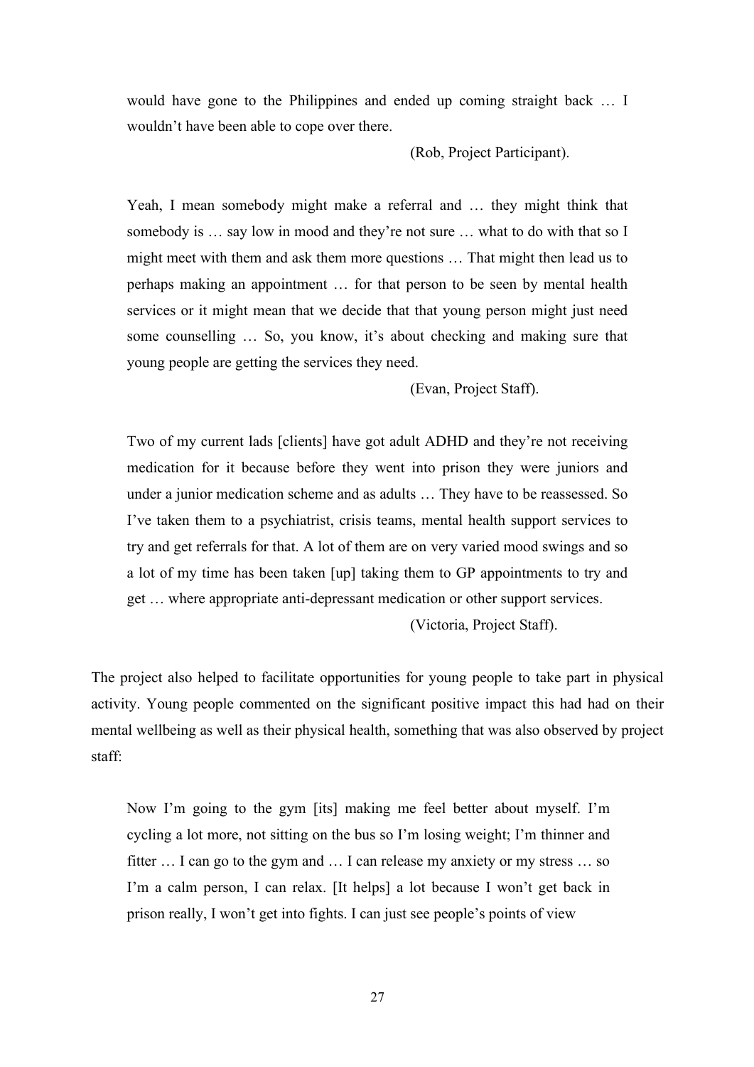> would have gone to the Philippines and ended up coming straight back … I wouldn't have been able to cope over there.
>
> (Rob, Project Participant).

> Yeah, I mean somebody might make a referral and … they might think that somebody is … say low in mood and they're not sure … what to do with that so I might meet with them and ask them more questions … That might then lead us to perhaps making an appointment … for that person to be seen by mental health services or it might mean that we decide that that young person might just need some counselling … So, you know, it's about checking and making sure that young people are getting the services they need.
>
> (Evan, Project Staff).

> Two of my current lads [clients] have got adult ADHD and they're not receiving medication for it because before they went into prison they were juniors and under a junior medication scheme and as adults … They have to be reassessed. So I've taken them to a psychiatrist, crisis teams, mental health support services to try and get referrals for that. A lot of them are on very varied mood swings and so a lot of my time has been taken [up] taking them to GP appointments to try and get … where appropriate anti-depressant medication or other support services.
>
> (Victoria, Project Staff).

The project also helped to facilitate opportunities for young people to take part in physical activity. Young people commented on the significant positive impact this had had on their mental wellbeing as well as their physical health, something that was also observed by project staff:

> Now I'm going to the gym [its] making me feel better about myself. I'm cycling a lot more, not sitting on the bus so I'm losing weight; I'm thinner and fitter … I can go to the gym and … I can release my anxiety or my stress … so I'm a calm person, I can relax. [It helps] a lot because I won't get back in prison really, I won't get into fights. I can just see people's points of view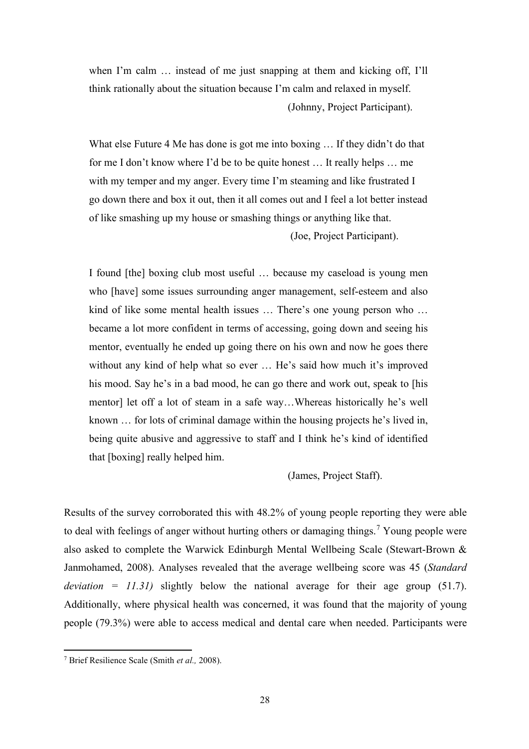> when I'm calm … instead of me just snapping at them and kicking off, I'll think rationally about the situation because I'm calm and relaxed in myself.
>
> (Johnny, Project Participant).

> What else Future 4 Me has done is got me into boxing … If they didn't do that for me I don't know where I'd be to be quite honest … It really helps … me with my temper and my anger. Every time I'm steaming and like frustrated I go down there and box it out, then it all comes out and I feel a lot better instead of like smashing up my house or smashing things or anything like that.
>
> (Joe, Project Participant).

> I found [the] boxing club most useful … because my caseload is young men who [have] some issues surrounding anger management, self-esteem and also kind of like some mental health issues … There's one young person who … became a lot more confident in terms of accessing, going down and seeing his mentor, eventually he ended up going there on his own and now he goes there without any kind of help what so ever … He's said how much it's improved his mood. Say he's in a bad mood, he can go there and work out, speak to [his mentor] let off a lot of steam in a safe way…Whereas historically he's well known … for lots of criminal damage within the housing projects he's lived in, being quite abusive and aggressive to staff and I think he's kind of identified that [boxing] really helped him.
>
> (James, Project Staff).

Results of the survey corroborated this with 48.2% of young people reporting they were able to deal with feelings of anger without hurting others or damaging things.[7] Young people were also asked to complete the Warwick Edinburgh Mental Wellbeing Scale (Stewart-Brown & Janmohamed, 2008). Analyses revealed that the average wellbeing score was 45 (*Standard deviation = 11.31)* slightly below the national average for their age group (51.7). Additionally, where physical health was concerned, it was found that the majority of young people (79.3%) were able to access medical and dental care when needed. Participants were

[7] Brief Resilience Scale (Smith *et al.,* 2008).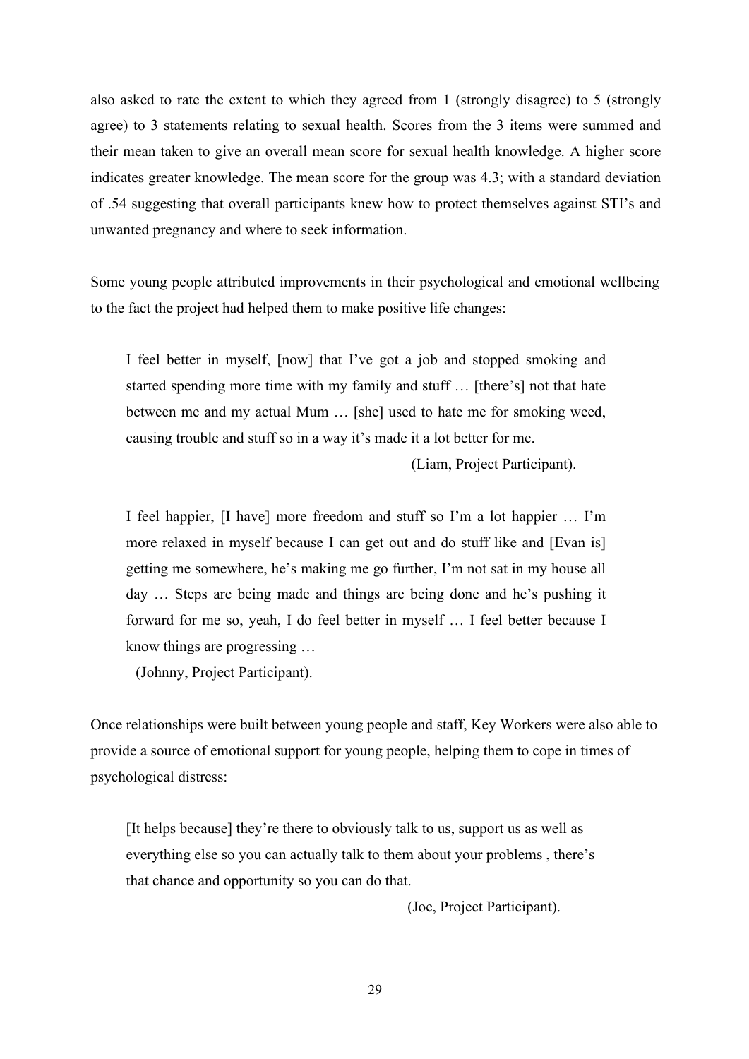also asked to rate the extent to which they agreed from 1 (strongly disagree) to 5 (strongly agree) to 3 statements relating to sexual health. Scores from the 3 items were summed and their mean taken to give an overall mean score for sexual health knowledge. A higher score indicates greater knowledge. The mean score for the group was 4.3; with a standard deviation of .54 suggesting that overall participants knew how to protect themselves against STI's and unwanted pregnancy and where to seek information.

Some young people attributed improvements in their psychological and emotional wellbeing to the fact the project had helped them to make positive life changes:

> I feel better in myself, [now] that I've got a job and stopped smoking and started spending more time with my family and stuff … [there's] not that hate between me and my actual Mum … [she] used to hate me for smoking weed, causing trouble and stuff so in a way it's made it a lot better for me.
>
> (Liam, Project Participant).

> I feel happier, [I have] more freedom and stuff so I'm a lot happier … I'm more relaxed in myself because I can get out and do stuff like and [Evan is] getting me somewhere, he's making me go further, I'm not sat in my house all day … Steps are being made and things are being done and he's pushing it forward for me so, yeah, I do feel better in myself … I feel better because I know things are progressing …
>
> (Johnny, Project Participant).

Once relationships were built between young people and staff, Key Workers were also able to provide a source of emotional support for young people, helping them to cope in times of psychological distress:

> [It helps because] they're there to obviously talk to us, support us as well as everything else so you can actually talk to them about your problems , there's that chance and opportunity so you can do that.
>
> (Joe, Project Participant).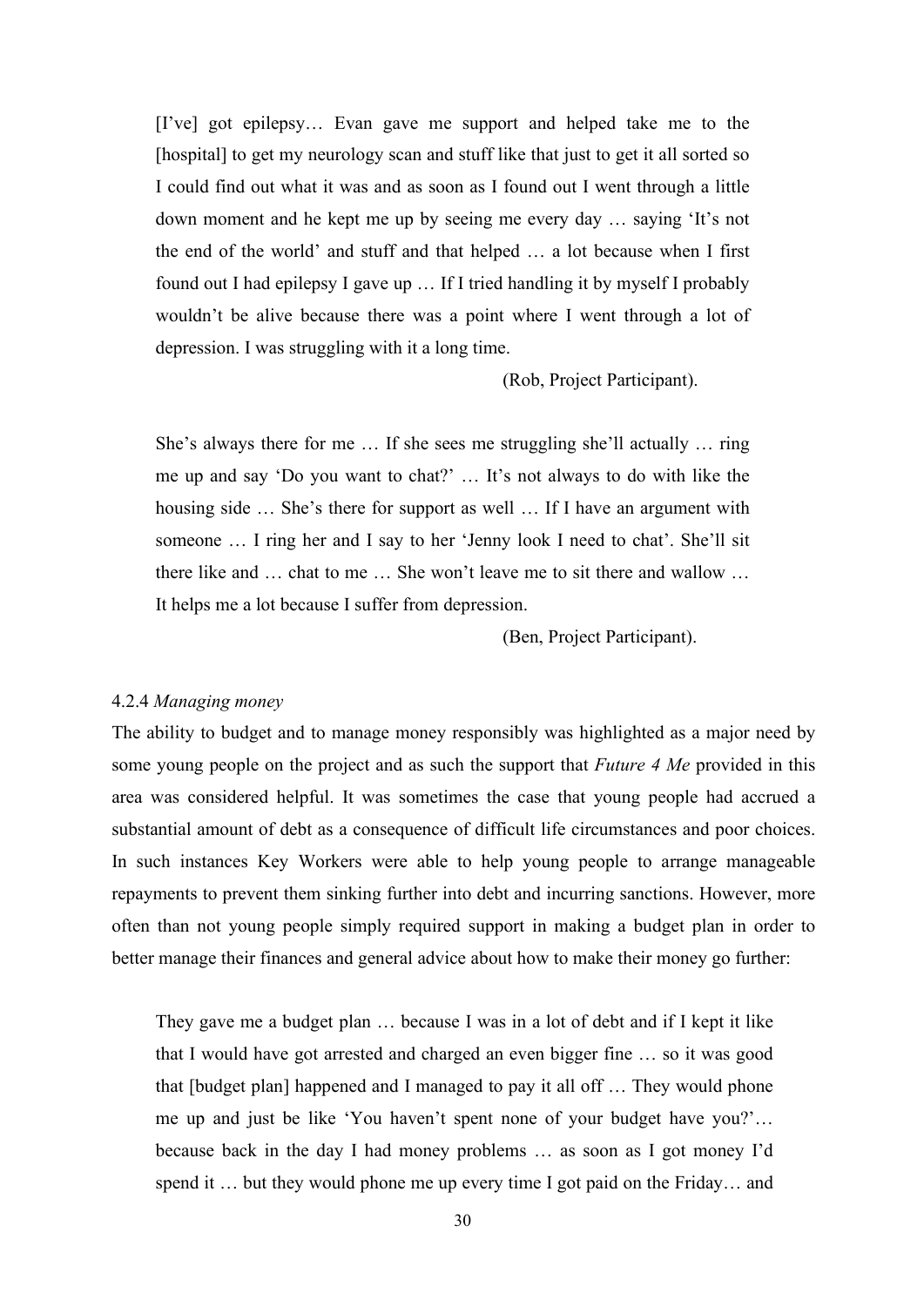> [I've] got epilepsy… Evan gave me support and helped take me to the [hospital] to get my neurology scan and stuff like that just to get it all sorted so I could find out what it was and as soon as I found out I went through a little down moment and he kept me up by seeing me every day … saying 'It's not the end of the world' and stuff and that helped … a lot because when I first found out I had epilepsy I gave up … If I tried handling it by myself I probably wouldn't be alive because there was a point where I went through a lot of depression. I was struggling with it a long time.
>
> (Rob, Project Participant).

> She's always there for me … If she sees me struggling she'll actually … ring me up and say 'Do you want to chat?' … It's not always to do with like the housing side … She's there for support as well … If I have an argument with someone … I ring her and I say to her 'Jenny look I need to chat'. She'll sit there like and … chat to me … She won't leave me to sit there and wallow … It helps me a lot because I suffer from depression.
>
> (Ben, Project Participant).

#### 4.2.4 *Managing money*

The ability to budget and to manage money responsibly was highlighted as a major need by some young people on the project and as such the support that *Future 4 Me* provided in this area was considered helpful. It was sometimes the case that young people had accrued a substantial amount of debt as a consequence of difficult life circumstances and poor choices. In such instances Key Workers were able to help young people to arrange manageable repayments to prevent them sinking further into debt and incurring sanctions. However, more often than not young people simply required support in making a budget plan in order to better manage their finances and general advice about how to make their money go further:

> They gave me a budget plan … because I was in a lot of debt and if I kept it like that I would have got arrested and charged an even bigger fine … so it was good that [budget plan] happened and I managed to pay it all off … They would phone me up and just be like 'You haven't spent none of your budget have you?'… because back in the day I had money problems … as soon as I got money I'd spend it … but they would phone me up every time I got paid on the Friday… and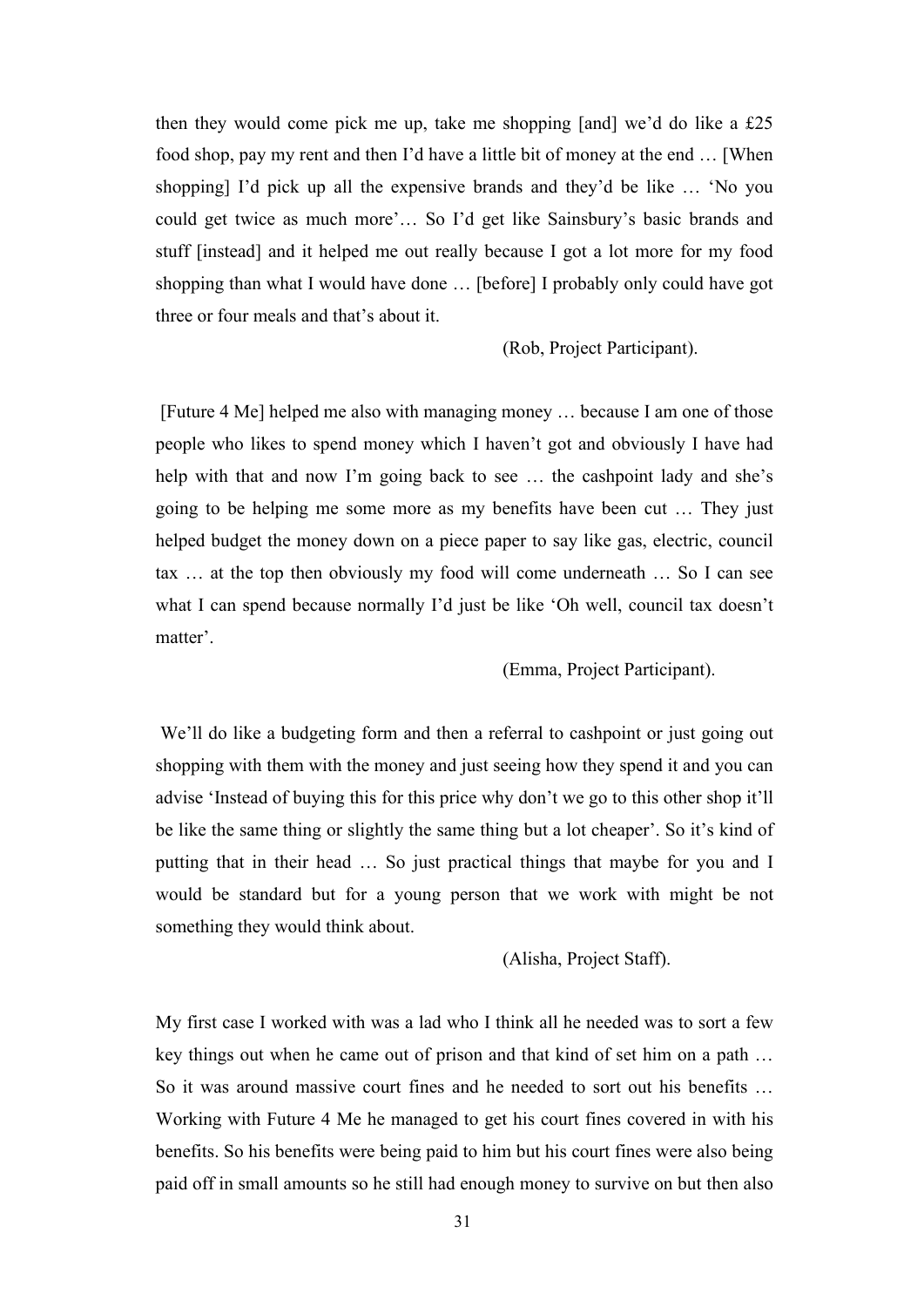then they would come pick me up, take me shopping [and] we'd do like a £25 food shop, pay my rent and then I'd have a little bit of money at the end … [When shopping] I'd pick up all the expensive brands and they'd be like … 'No you could get twice as much more'… So I'd get like Sainsbury's basic brands and stuff [instead] and it helped me out really because I got a lot more for my food shopping than what I would have done … [before] I probably only could have got three or four meals and that's about it.

(Rob, Project Participant).

[Future 4 Me] helped me also with managing money … because I am one of those people who likes to spend money which I haven't got and obviously I have had help with that and now I'm going back to see … the cashpoint lady and she's going to be helping me some more as my benefits have been cut … They just helped budget the money down on a piece paper to say like gas, electric, council tax … at the top then obviously my food will come underneath … So I can see what I can spend because normally I'd just be like 'Oh well, council tax doesn't matter'.

(Emma, Project Participant).

We'll do like a budgeting form and then a referral to cashpoint or just going out shopping with them with the money and just seeing how they spend it and you can advise 'Instead of buying this for this price why don't we go to this other shop it'll be like the same thing or slightly the same thing but a lot cheaper'. So it's kind of putting that in their head … So just practical things that maybe for you and I would be standard but for a young person that we work with might be not something they would think about.

(Alisha, Project Staff).

My first case I worked with was a lad who I think all he needed was to sort a few key things out when he came out of prison and that kind of set him on a path … So it was around massive court fines and he needed to sort out his benefits … Working with Future 4 Me he managed to get his court fines covered in with his benefits. So his benefits were being paid to him but his court fines were also being paid off in small amounts so he still had enough money to survive on but then also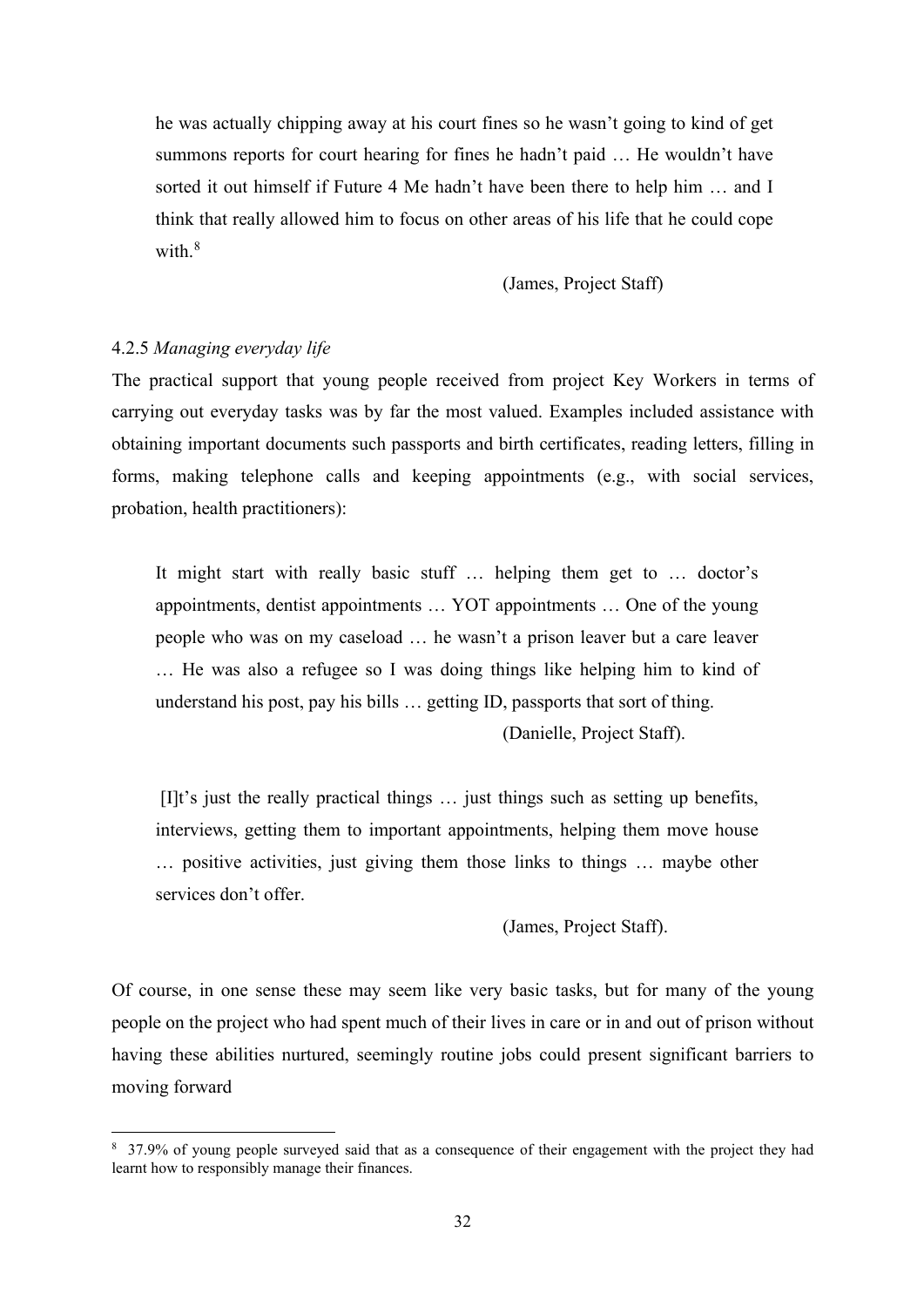> he was actually chipping away at his court fines so he wasn't going to kind of get summons reports for court hearing for fines he hadn't paid … He wouldn't have sorted it out himself if Future 4 Me hadn't have been there to help him … and I think that really allowed him to focus on other areas of his life that he could cope with.[8]
>
> (James, Project Staff)

#### 4.2.5 *Managing everyday life*

The practical support that young people received from project Key Workers in terms of carrying out everyday tasks was by far the most valued. Examples included assistance with obtaining important documents such passports and birth certificates, reading letters, filling in forms, making telephone calls and keeping appointments (e.g., with social services, probation, health practitioners):

> It might start with really basic stuff … helping them get to … doctor's appointments, dentist appointments … YOT appointments … One of the young people who was on my caseload … he wasn't a prison leaver but a care leaver … He was also a refugee so I was doing things like helping him to kind of understand his post, pay his bills … getting ID, passports that sort of thing.
>
> (Danielle, Project Staff).

> [I]t's just the really practical things … just things such as setting up benefits, interviews, getting them to important appointments, helping them move house … positive activities, just giving them those links to things … maybe other services don't offer.
>
> (James, Project Staff).

Of course, in one sense these may seem like very basic tasks, but for many of the young people on the project who had spent much of their lives in care or in and out of prison without having these abilities nurtured, seemingly routine jobs could present significant barriers to moving forward

---

[8] 37.9% of young people surveyed said that as a consequence of their engagement with the project they had learnt how to responsibly manage their finances.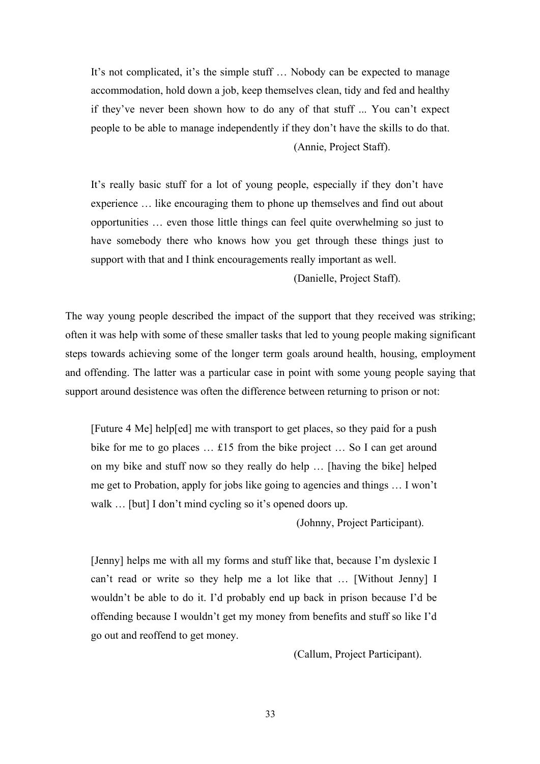> It's not complicated, it's the simple stuff … Nobody can be expected to manage accommodation, hold down a job, keep themselves clean, tidy and fed and healthy if they've never been shown how to do any of that stuff ... You can't expect people to be able to manage independently if they don't have the skills to do that.
>
> (Annie, Project Staff).

> It's really basic stuff for a lot of young people, especially if they don't have experience … like encouraging them to phone up themselves and find out about opportunities … even those little things can feel quite overwhelming so just to have somebody there who knows how you get through these things just to support with that and I think encouragements really important as well.
>
> (Danielle, Project Staff).

The way young people described the impact of the support that they received was striking; often it was help with some of these smaller tasks that led to young people making significant steps towards achieving some of the longer term goals around health, housing, employment and offending. The latter was a particular case in point with some young people saying that support around desistence was often the difference between returning to prison or not:

> [Future 4 Me] help[ed] me with transport to get places, so they paid for a push bike for me to go places … £15 from the bike project … So I can get around on my bike and stuff now so they really do help … [having the bike] helped me get to Probation, apply for jobs like going to agencies and things … I won't walk … [but] I don't mind cycling so it's opened doors up.
>
> (Johnny, Project Participant).

> [Jenny] helps me with all my forms and stuff like that, because I'm dyslexic I can't read or write so they help me a lot like that … [Without Jenny] I wouldn't be able to do it. I'd probably end up back in prison because I'd be offending because I wouldn't get my money from benefits and stuff so like I'd go out and reoffend to get money.
>
> (Callum, Project Participant).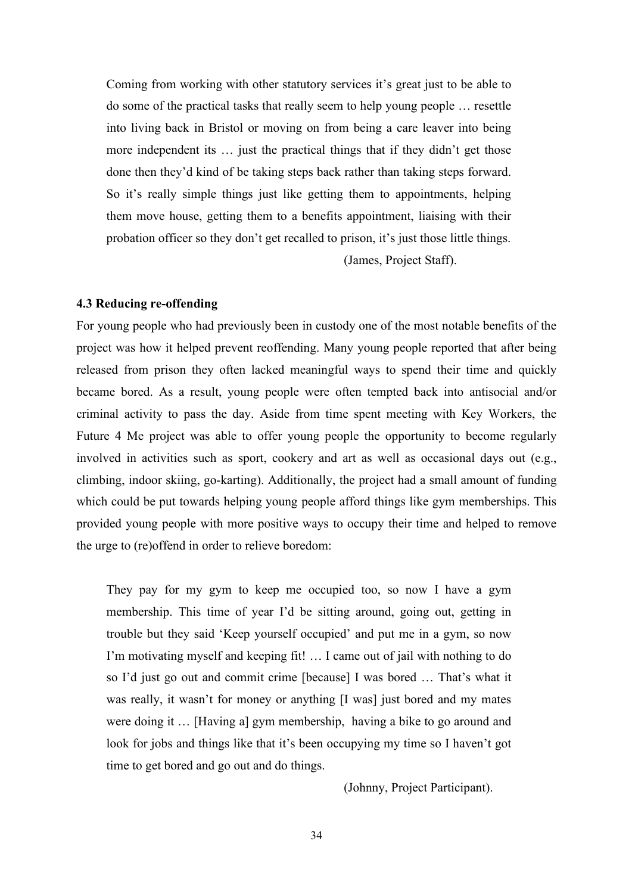> Coming from working with other statutory services it's great just to be able to do some of the practical tasks that really seem to help young people … resettle into living back in Bristol or moving on from being a care leaver into being more independent its … just the practical things that if they didn't get those done then they'd kind of be taking steps back rather than taking steps forward. So it's really simple things just like getting them to appointments, helping them move house, getting them to a benefits appointment, liaising with their probation officer so they don't get recalled to prison, it's just those little things.
>
> (James, Project Staff).

### 4.3 Reducing re-offending

For young people who had previously been in custody one of the most notable benefits of the project was how it helped prevent reoffending. Many young people reported that after being released from prison they often lacked meaningful ways to spend their time and quickly became bored. As a result, young people were often tempted back into antisocial and/or criminal activity to pass the day. Aside from time spent meeting with Key Workers, the Future 4 Me project was able to offer young people the opportunity to become regularly involved in activities such as sport, cookery and art as well as occasional days out (e.g., climbing, indoor skiing, go-karting). Additionally, the project had a small amount of funding which could be put towards helping young people afford things like gym memberships. This provided young people with more positive ways to occupy their time and helped to remove the urge to (re)offend in order to relieve boredom:

> They pay for my gym to keep me occupied too, so now I have a gym membership. This time of year I'd be sitting around, going out, getting in trouble but they said 'Keep yourself occupied' and put me in a gym, so now I'm motivating myself and keeping fit! … I came out of jail with nothing to do so I'd just go out and commit crime [because] I was bored … That's what it was really, it wasn't for money or anything [I was] just bored and my mates were doing it … [Having a] gym membership, having a bike to go around and look for jobs and things like that it's been occupying my time so I haven't got time to get bored and go out and do things.
>
> (Johnny, Project Participant).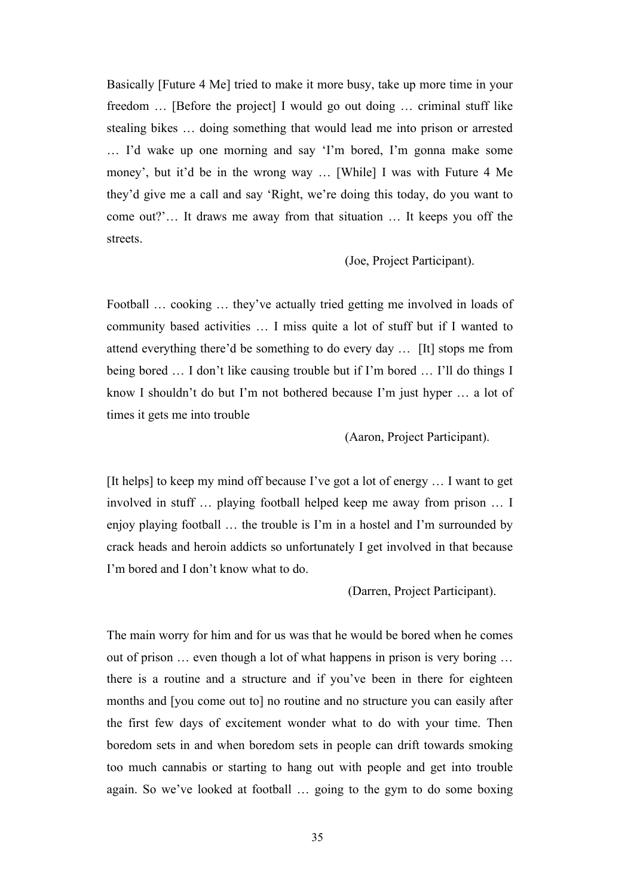Basically [Future 4 Me] tried to make it more busy, take up more time in your freedom … [Before the project] I would go out doing … criminal stuff like stealing bikes … doing something that would lead me into prison or arrested … I'd wake up one morning and say 'I'm bored, I'm gonna make some money', but it'd be in the wrong way … [While] I was with Future 4 Me they'd give me a call and say 'Right, we're doing this today, do you want to come out?'… It draws me away from that situation … It keeps you off the streets.

(Joe, Project Participant).

Football … cooking … they've actually tried getting me involved in loads of community based activities … I miss quite a lot of stuff but if I wanted to attend everything there'd be something to do every day … [It] stops me from being bored … I don't like causing trouble but if I'm bored … I'll do things I know I shouldn't do but I'm not bothered because I'm just hyper … a lot of times it gets me into trouble

(Aaron, Project Participant).

[It helps] to keep my mind off because I've got a lot of energy … I want to get involved in stuff … playing football helped keep me away from prison … I enjoy playing football … the trouble is I'm in a hostel and I'm surrounded by crack heads and heroin addicts so unfortunately I get involved in that because I'm bored and I don't know what to do.

(Darren, Project Participant).

The main worry for him and for us was that he would be bored when he comes out of prison … even though a lot of what happens in prison is very boring … there is a routine and a structure and if you've been in there for eighteen months and [you come out to] no routine and no structure you can easily after the first few days of excitement wonder what to do with your time. Then boredom sets in and when boredom sets in people can drift towards smoking too much cannabis or starting to hang out with people and get into trouble again. So we've looked at football … going to the gym to do some boxing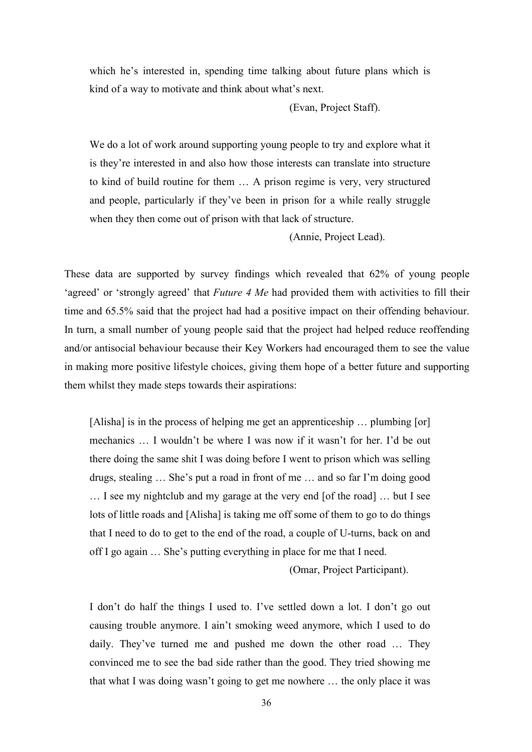> which he's interested in, spending time talking about future plans which is kind of a way to motivate and think about what's next.
>
> (Evan, Project Staff).

> We do a lot of work around supporting young people to try and explore what it is they're interested in and also how those interests can translate into structure to kind of build routine for them … A prison regime is very, very structured and people, particularly if they've been in prison for a while really struggle when they then come out of prison with that lack of structure.
>
> (Annie, Project Lead).

These data are supported by survey findings which revealed that 62% of young people 'agreed' or 'strongly agreed' that *Future 4 Me* had provided them with activities to fill their time and 65.5% said that the project had had a positive impact on their offending behaviour. In turn, a small number of young people said that the project had helped reduce reoffending and/or antisocial behaviour because their Key Workers had encouraged them to see the value in making more positive lifestyle choices, giving them hope of a better future and supporting them whilst they made steps towards their aspirations:

> [Alisha] is in the process of helping me get an apprenticeship … plumbing [or] mechanics … I wouldn't be where I was now if it wasn't for her. I'd be out there doing the same shit I was doing before I went to prison which was selling drugs, stealing … She's put a road in front of me … and so far I'm doing good … I see my nightclub and my garage at the very end [of the road] … but I see lots of little roads and [Alisha] is taking me off some of them to go to do things that I need to do to get to the end of the road, a couple of U-turns, back on and off I go again … She's putting everything in place for me that I need.
>
> (Omar, Project Participant).

> I don't do half the things I used to. I've settled down a lot. I don't go out causing trouble anymore. I ain't smoking weed anymore, which I used to do daily. They've turned me and pushed me down the other road … They convinced me to see the bad side rather than the good. They tried showing me that what I was doing wasn't going to get me nowhere … the only place it was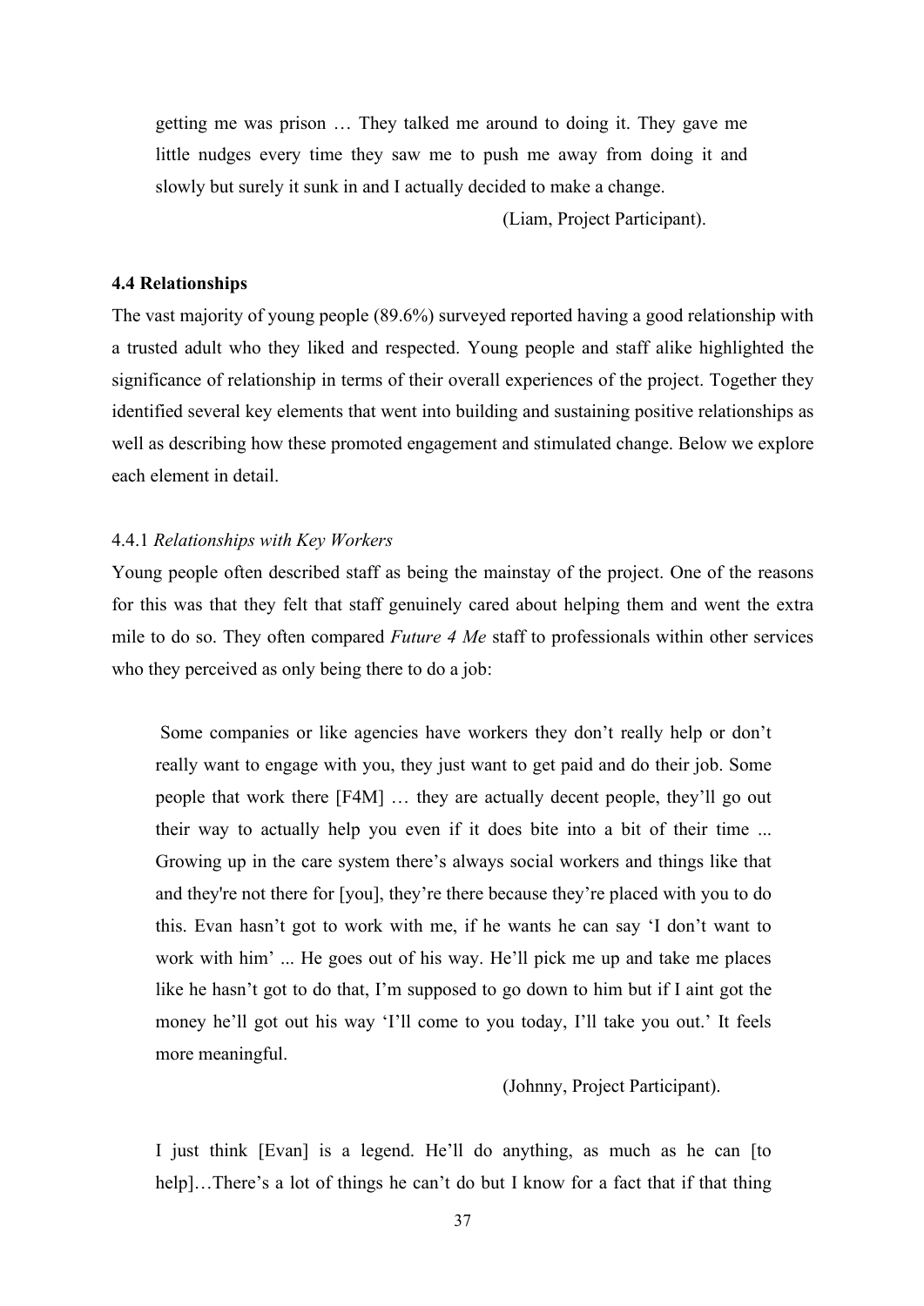> getting me was prison … They talked me around to doing it. They gave me little nudges every time they saw me to push me away from doing it and slowly but surely it sunk in and I actually decided to make a change.
>
> (Liam, Project Participant).

### 4.4 Relationships

The vast majority of young people (89.6%) surveyed reported having a good relationship with a trusted adult who they liked and respected. Young people and staff alike highlighted the significance of relationship in terms of their overall experiences of the project. Together they identified several key elements that went into building and sustaining positive relationships as well as describing how these promoted engagement and stimulated change. Below we explore each element in detail.

#### 4.4.1 *Relationships with Key Workers*

Young people often described staff as being the mainstay of the project. One of the reasons for this was that they felt that staff genuinely cared about helping them and went the extra mile to do so. They often compared *Future 4 Me* staff to professionals within other services who they perceived as only being there to do a job:

> Some companies or like agencies have workers they don't really help or don't really want to engage with you, they just want to get paid and do their job. Some people that work there [F4M] … they are actually decent people, they'll go out their way to actually help you even if it does bite into a bit of their time ... Growing up in the care system there's always social workers and things like that and they're not there for [you], they're there because they're placed with you to do this. Evan hasn't got to work with me, if he wants he can say 'I don't want to work with him' ... He goes out of his way. He'll pick me up and take me places like he hasn't got to do that, I'm supposed to go down to him but if I aint got the money he'll got out his way 'I'll come to you today, I'll take you out.' It feels more meaningful.
>
> (Johnny, Project Participant).

> I just think [Evan] is a legend. He'll do anything, as much as he can [to help]…There's a lot of things he can't do but I know for a fact that if that thing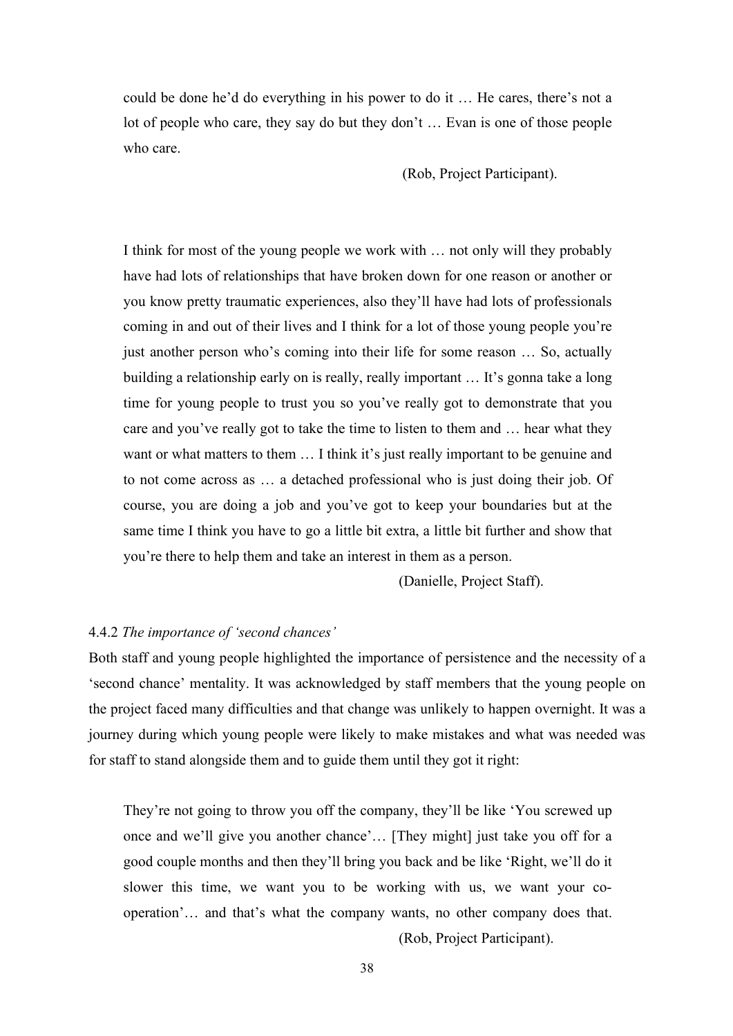> could be done he'd do everything in his power to do it … He cares, there's not a lot of people who care, they say do but they don't … Evan is one of those people who care.
>
> (Rob, Project Participant).

> I think for most of the young people we work with … not only will they probably have had lots of relationships that have broken down for one reason or another or you know pretty traumatic experiences, also they'll have had lots of professionals coming in and out of their lives and I think for a lot of those young people you're just another person who's coming into their life for some reason … So, actually building a relationship early on is really, really important … It's gonna take a long time for young people to trust you so you've really got to demonstrate that you care and you've really got to take the time to listen to them and … hear what they want or what matters to them … I think it's just really important to be genuine and to not come across as … a detached professional who is just doing their job. Of course, you are doing a job and you've got to keep your boundaries but at the same time I think you have to go a little bit extra, a little bit further and show that you're there to help them and take an interest in them as a person.
>
> (Danielle, Project Staff).

#### 4.4.2 *The importance of 'second chances'*

Both staff and young people highlighted the importance of persistence and the necessity of a 'second chance' mentality. It was acknowledged by staff members that the young people on the project faced many difficulties and that change was unlikely to happen overnight. It was a journey during which young people were likely to make mistakes and what was needed was for staff to stand alongside them and to guide them until they got it right:

> They're not going to throw you off the company, they'll be like 'You screwed up once and we'll give you another chance'… [They might] just take you off for a good couple months and then they'll bring you back and be like 'Right, we'll do it slower this time, we want you to be working with us, we want your co-operation'… and that's what the company wants, no other company does that.
>
> (Rob, Project Participant).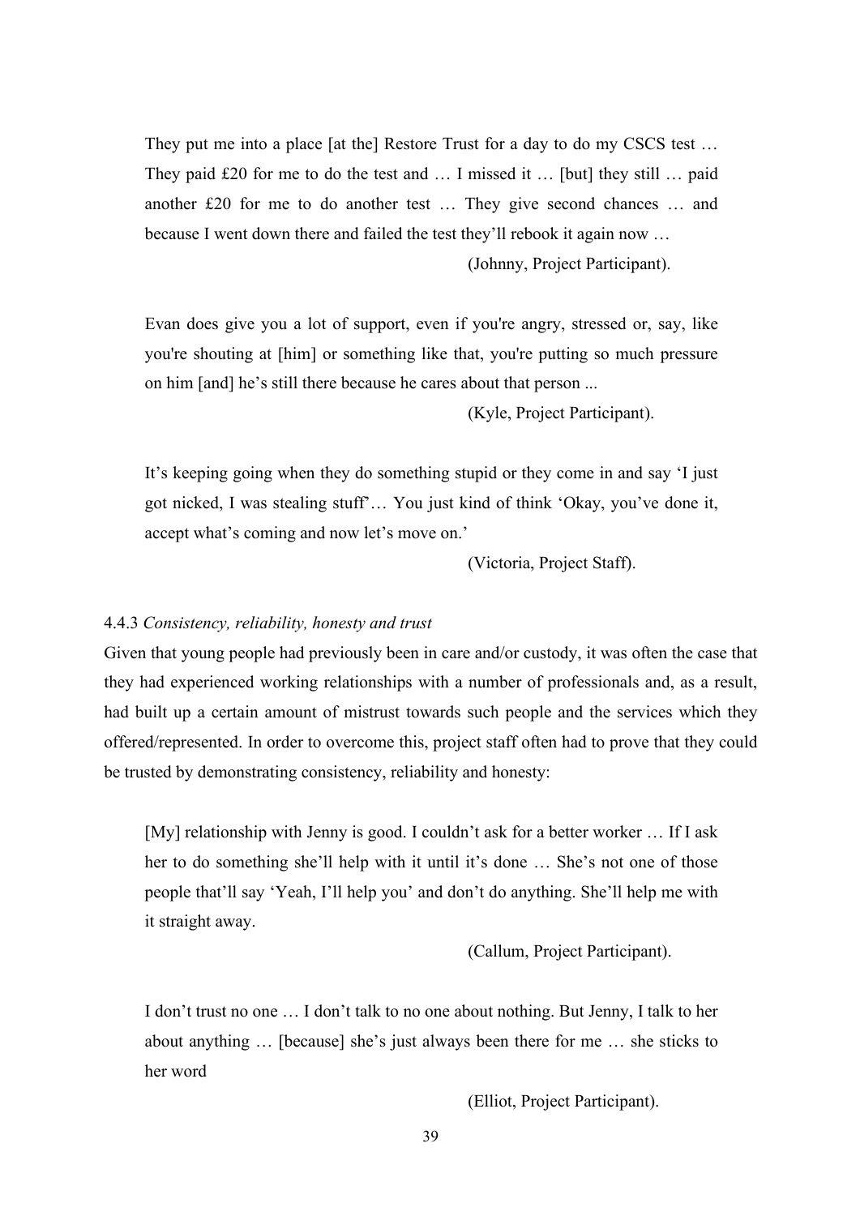> They put me into a place [at the] Restore Trust for a day to do my CSCS test … They paid £20 for me to do the test and … I missed it … [but] they still … paid another £20 for me to do another test … They give second chances … and because I went down there and failed the test they'll rebook it again now …
>
> (Johnny, Project Participant).

> Evan does give you a lot of support, even if you're angry, stressed or, say, like you're shouting at [him] or something like that, you're putting so much pressure on him [and] he's still there because he cares about that person ...
>
> (Kyle, Project Participant).

> It's keeping going when they do something stupid or they come in and say 'I just got nicked, I was stealing stuff'… You just kind of think 'Okay, you've done it, accept what's coming and now let's move on.'
>
> (Victoria, Project Staff).

#### 4.4.3 *Consistency, reliability, honesty and trust*

Given that young people had previously been in care and/or custody, it was often the case that they had experienced working relationships with a number of professionals and, as a result, had built up a certain amount of mistrust towards such people and the services which they offered/represented. In order to overcome this, project staff often had to prove that they could be trusted by demonstrating consistency, reliability and honesty:

> [My] relationship with Jenny is good. I couldn't ask for a better worker … If I ask her to do something she'll help with it until it's done … She's not one of those people that'll say 'Yeah, I'll help you' and don't do anything. She'll help me with it straight away.
>
> (Callum, Project Participant).

> I don't trust no one … I don't talk to no one about nothing. But Jenny, I talk to her about anything … [because] she's just always been there for me … she sticks to her word
>
> (Elliot, Project Participant).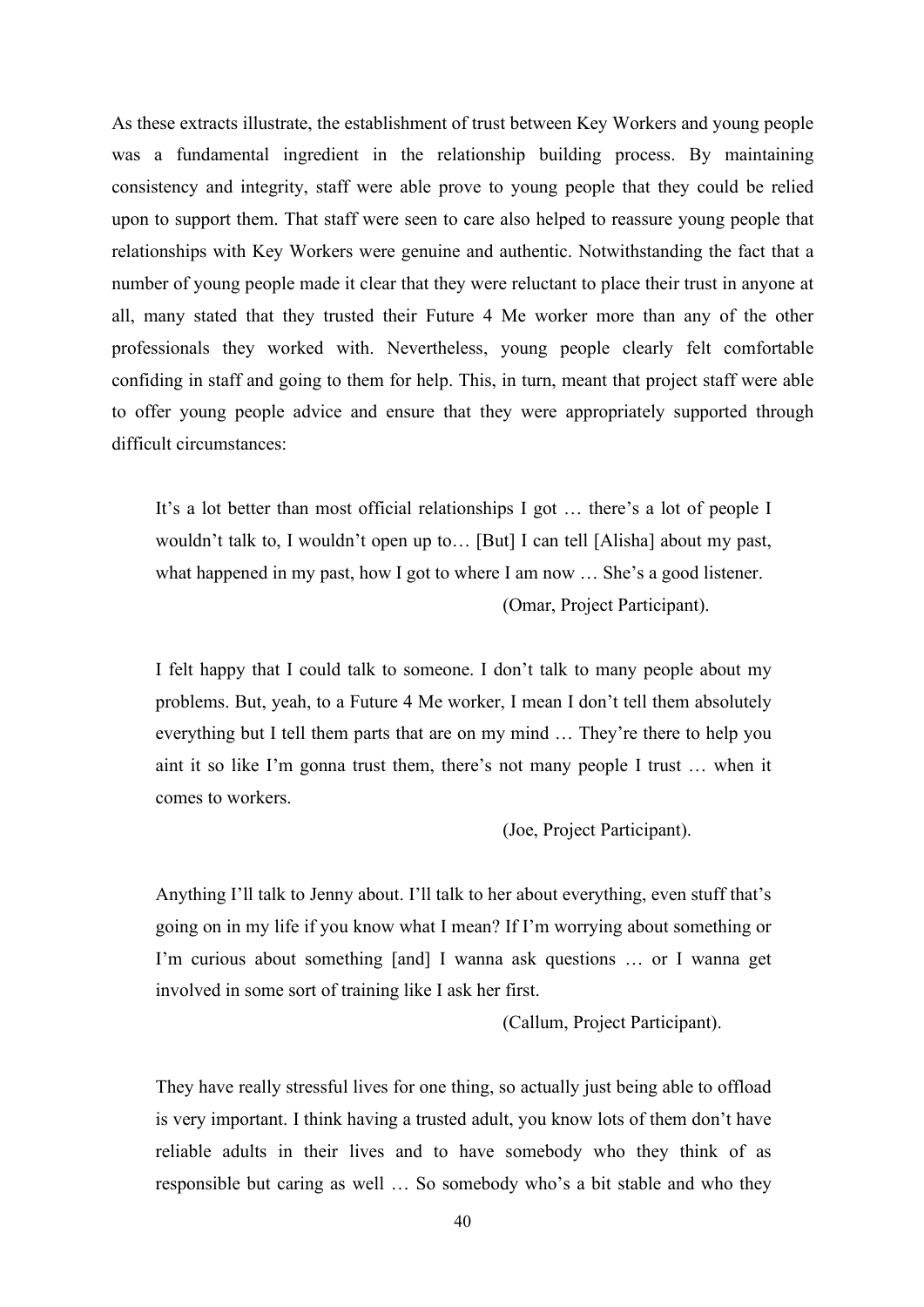As these extracts illustrate, the establishment of trust between Key Workers and young people was a fundamental ingredient in the relationship building process. By maintaining consistency and integrity, staff were able prove to young people that they could be relied upon to support them. That staff were seen to care also helped to reassure young people that relationships with Key Workers were genuine and authentic. Notwithstanding the fact that a number of young people made it clear that they were reluctant to place their trust in anyone at all, many stated that they trusted their Future 4 Me worker more than any of the other professionals they worked with. Nevertheless, young people clearly felt comfortable confiding in staff and going to them for help. This, in turn, meant that project staff were able to offer young people advice and ensure that they were appropriately supported through difficult circumstances:

> It's a lot better than most official relationships I got … there's a lot of people I wouldn't talk to, I wouldn't open up to… [But] I can tell [Alisha] about my past, what happened in my past, how I got to where I am now … She's a good listener.
>
> (Omar, Project Participant).

> I felt happy that I could talk to someone. I don't talk to many people about my problems. But, yeah, to a Future 4 Me worker, I mean I don't tell them absolutely everything but I tell them parts that are on my mind … They're there to help you aint it so like I'm gonna trust them, there's not many people I trust … when it comes to workers.
>
> (Joe, Project Participant).

> Anything I'll talk to Jenny about. I'll talk to her about everything, even stuff that's going on in my life if you know what I mean? If I'm worrying about something or I'm curious about something [and] I wanna ask questions … or I wanna get involved in some sort of training like I ask her first.
>
> (Callum, Project Participant).

> They have really stressful lives for one thing, so actually just being able to offload is very important. I think having a trusted adult, you know lots of them don't have reliable adults in their lives and to have somebody who they think of as responsible but caring as well … So somebody who's a bit stable and who they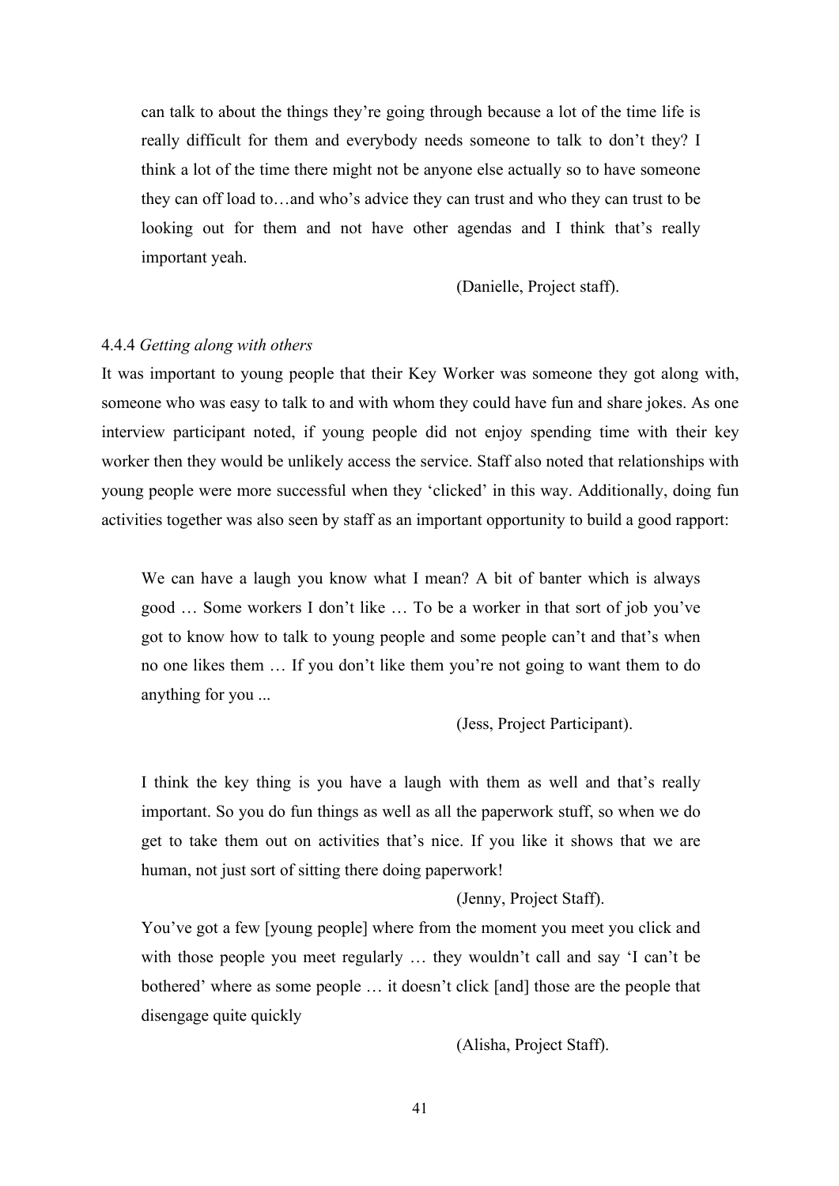> can talk to about the things they're going through because a lot of the time life is really difficult for them and everybody needs someone to talk to don't they? I think a lot of the time there might not be anyone else actually so to have someone they can off load to…and who's advice they can trust and who they can trust to be looking out for them and not have other agendas and I think that's really important yeah.
>
> (Danielle, Project staff).

#### 4.4.4 *Getting along with others*

It was important to young people that their Key Worker was someone they got along with, someone who was easy to talk to and with whom they could have fun and share jokes. As one interview participant noted, if young people did not enjoy spending time with their key worker then they would be unlikely access the service. Staff also noted that relationships with young people were more successful when they 'clicked' in this way. Additionally, doing fun activities together was also seen by staff as an important opportunity to build a good rapport:

> We can have a laugh you know what I mean? A bit of banter which is always good … Some workers I don't like … To be a worker in that sort of job you've got to know how to talk to young people and some people can't and that's when no one likes them … If you don't like them you're not going to want them to do anything for you ...
>
> (Jess, Project Participant).

> I think the key thing is you have a laugh with them as well and that's really important. So you do fun things as well as all the paperwork stuff, so when we do get to take them out on activities that's nice. If you like it shows that we are human, not just sort of sitting there doing paperwork!
>
> (Jenny, Project Staff).

> You've got a few [young people] where from the moment you meet you click and with those people you meet regularly … they wouldn't call and say 'I can't be bothered' where as some people … it doesn't click [and] those are the people that disengage quite quickly
>
> (Alisha, Project Staff).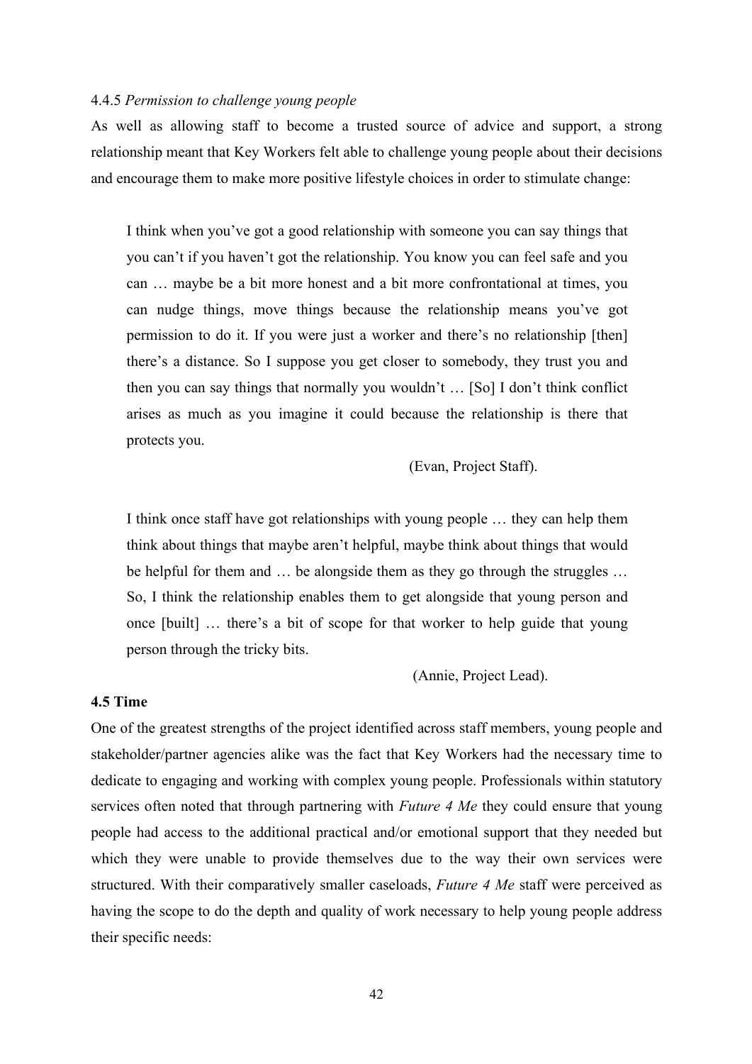#### 4.4.5 *Permission to challenge young people*

As well as allowing staff to become a trusted source of advice and support, a strong relationship meant that Key Workers felt able to challenge young people about their decisions and encourage them to make more positive lifestyle choices in order to stimulate change:

> I think when you've got a good relationship with someone you can say things that you can't if you haven't got the relationship. You know you can feel safe and you can … maybe be a bit more honest and a bit more confrontational at times, you can nudge things, move things because the relationship means you've got permission to do it. If you were just a worker and there's no relationship [then] there's a distance. So I suppose you get closer to somebody, they trust you and then you can say things that normally you wouldn't … [So] I don't think conflict arises as much as you imagine it could because the relationship is there that protects you.
>
> (Evan, Project Staff).

> I think once staff have got relationships with young people … they can help them think about things that maybe aren't helpful, maybe think about things that would be helpful for them and … be alongside them as they go through the struggles … So, I think the relationship enables them to get alongside that young person and once [built] … there's a bit of scope for that worker to help guide that young person through the tricky bits.
>
> (Annie, Project Lead).

### 4.5 Time

One of the greatest strengths of the project identified across staff members, young people and stakeholder/partner agencies alike was the fact that Key Workers had the necessary time to dedicate to engaging and working with complex young people. Professionals within statutory services often noted that through partnering with *Future 4 Me* they could ensure that young people had access to the additional practical and/or emotional support that they needed but which they were unable to provide themselves due to the way their own services were structured. With their comparatively smaller caseloads, *Future 4 Me* staff were perceived as having the scope to do the depth and quality of work necessary to help young people address their specific needs: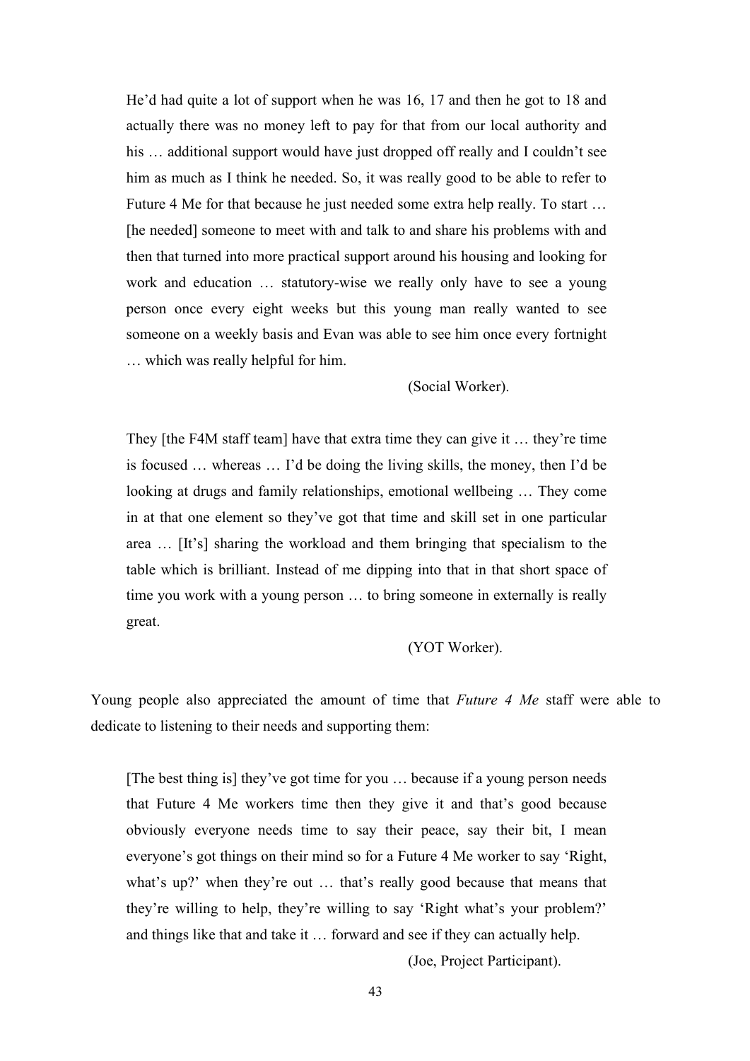> He'd had quite a lot of support when he was 16, 17 and then he got to 18 and actually there was no money left to pay for that from our local authority and his … additional support would have just dropped off really and I couldn't see him as much as I think he needed. So, it was really good to be able to refer to Future 4 Me for that because he just needed some extra help really. To start … [he needed] someone to meet with and talk to and share his problems with and then that turned into more practical support around his housing and looking for work and education … statutory-wise we really only have to see a young person once every eight weeks but this young man really wanted to see someone on a weekly basis and Evan was able to see him once every fortnight … which was really helpful for him.
>
> (Social Worker).

> They [the F4M staff team] have that extra time they can give it … they're time is focused … whereas … I'd be doing the living skills, the money, then I'd be looking at drugs and family relationships, emotional wellbeing … They come in at that one element so they've got that time and skill set in one particular area … [It's] sharing the workload and them bringing that specialism to the table which is brilliant. Instead of me dipping into that in that short space of time you work with a young person … to bring someone in externally is really great.
>
> (YOT Worker).

Young people also appreciated the amount of time that *Future 4 Me* staff were able to dedicate to listening to their needs and supporting them:

> [The best thing is] they've got time for you … because if a young person needs that Future 4 Me workers time then they give it and that's good because obviously everyone needs time to say their peace, say their bit, I mean everyone's got things on their mind so for a Future 4 Me worker to say 'Right, what's up?' when they're out … that's really good because that means that they're willing to help, they're willing to say 'Right what's your problem?' and things like that and take it … forward and see if they can actually help.
>
> (Joe, Project Participant).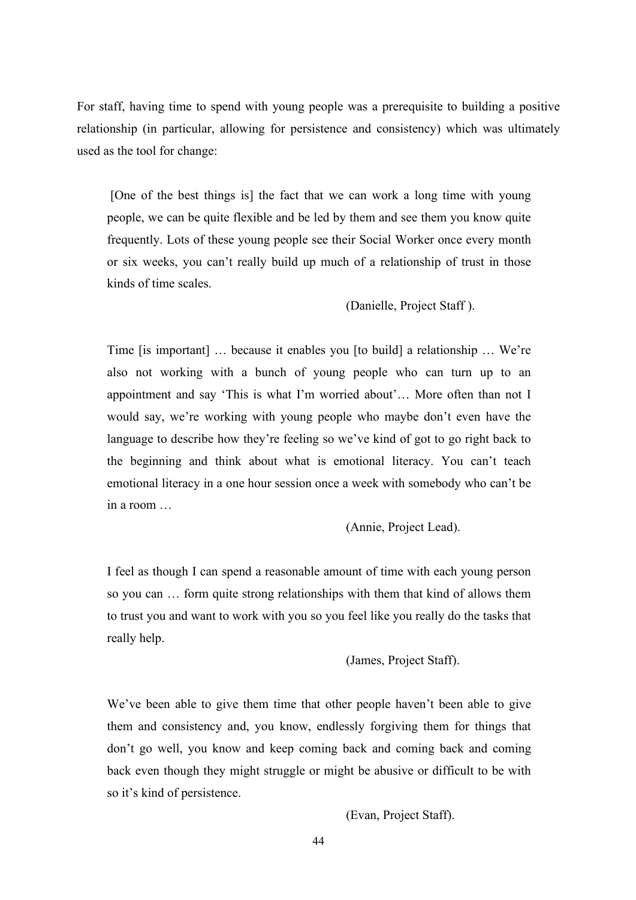For staff, having time to spend with young people was a prerequisite to building a positive relationship (in particular, allowing for persistence and consistency) which was ultimately used as the tool for change:

> [One of the best things is] the fact that we can work a long time with young people, we can be quite flexible and be led by them and see them you know quite frequently. Lots of these young people see their Social Worker once every month or six weeks, you can't really build up much of a relationship of trust in those kinds of time scales.
>
> (Danielle, Project Staff ).

> Time [is important] … because it enables you [to build] a relationship … We're also not working with a bunch of young people who can turn up to an appointment and say 'This is what I'm worried about'… More often than not I would say, we're working with young people who maybe don't even have the language to describe how they're feeling so we've kind of got to go right back to the beginning and think about what is emotional literacy. You can't teach emotional literacy in a one hour session once a week with somebody who can't be in a room …
>
> (Annie, Project Lead).

> I feel as though I can spend a reasonable amount of time with each young person so you can … form quite strong relationships with them that kind of allows them to trust you and want to work with you so you feel like you really do the tasks that really help.
>
> (James, Project Staff).

> We've been able to give them time that other people haven't been able to give them and consistency and, you know, endlessly forgiving them for things that don't go well, you know and keep coming back and coming back and coming back even though they might struggle or might be abusive or difficult to be with so it's kind of persistence.
>
> (Evan, Project Staff).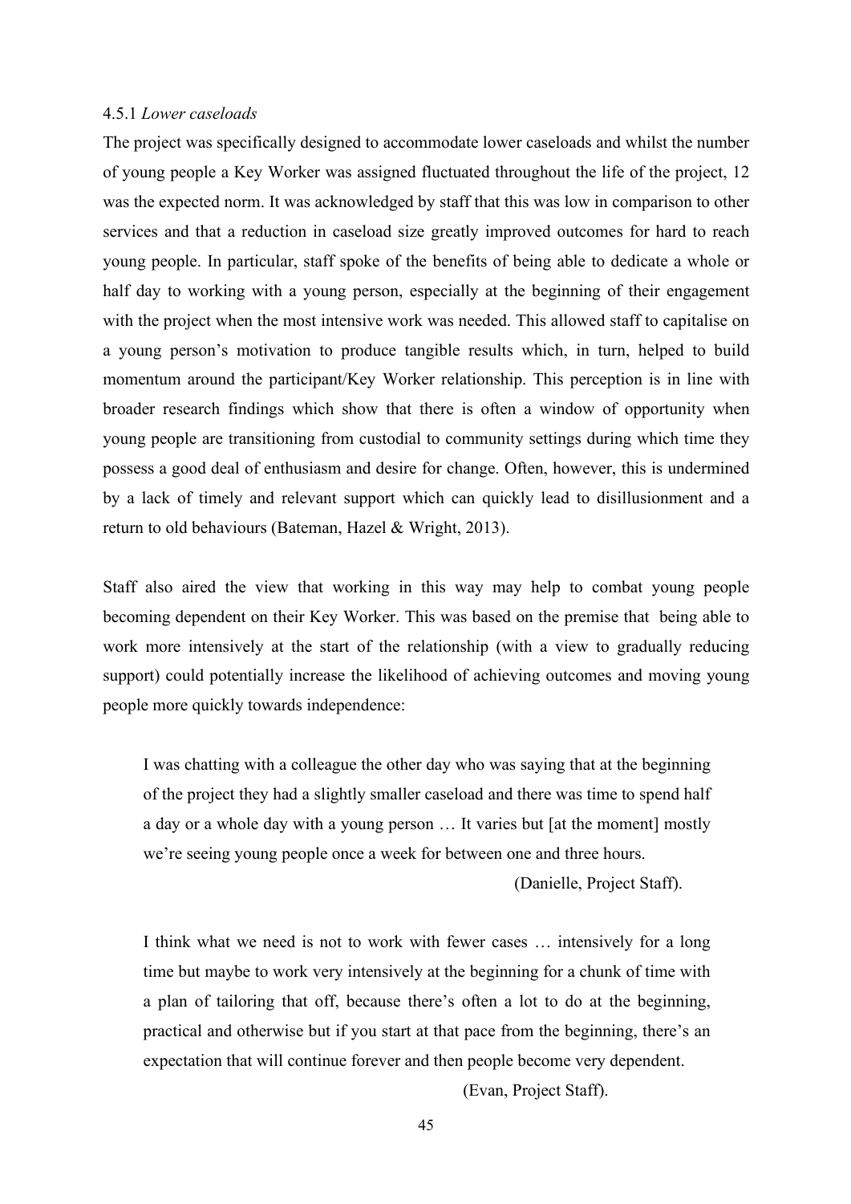#### 4.5.1 *Lower caseloads*

The project was specifically designed to accommodate lower caseloads and whilst the number of young people a Key Worker was assigned fluctuated throughout the life of the project, 12 was the expected norm. It was acknowledged by staff that this was low in comparison to other services and that a reduction in caseload size greatly improved outcomes for hard to reach young people. In particular, staff spoke of the benefits of being able to dedicate a whole or half day to working with a young person, especially at the beginning of their engagement with the project when the most intensive work was needed. This allowed staff to capitalise on a young person's motivation to produce tangible results which, in turn, helped to build momentum around the participant/Key Worker relationship. This perception is in line with broader research findings which show that there is often a window of opportunity when young people are transitioning from custodial to community settings during which time they possess a good deal of enthusiasm and desire for change. Often, however, this is undermined by a lack of timely and relevant support which can quickly lead to disillusionment and a return to old behaviours (Bateman, Hazel & Wright, 2013).

Staff also aired the view that working in this way may help to combat young people becoming dependent on their Key Worker. This was based on the premise that being able to work more intensively at the start of the relationship (with a view to gradually reducing support) could potentially increase the likelihood of achieving outcomes and moving young people more quickly towards independence:

> I was chatting with a colleague the other day who was saying that at the beginning of the project they had a slightly smaller caseload and there was time to spend half a day or a whole day with a young person … It varies but [at the moment] mostly we're seeing young people once a week for between one and three hours.
>
> (Danielle, Project Staff).

> I think what we need is not to work with fewer cases … intensively for a long time but maybe to work very intensively at the beginning for a chunk of time with a plan of tailoring that off, because there's often a lot to do at the beginning, practical and otherwise but if you start at that pace from the beginning, there's an expectation that will continue forever and then people become very dependent.
>
> (Evan, Project Staff).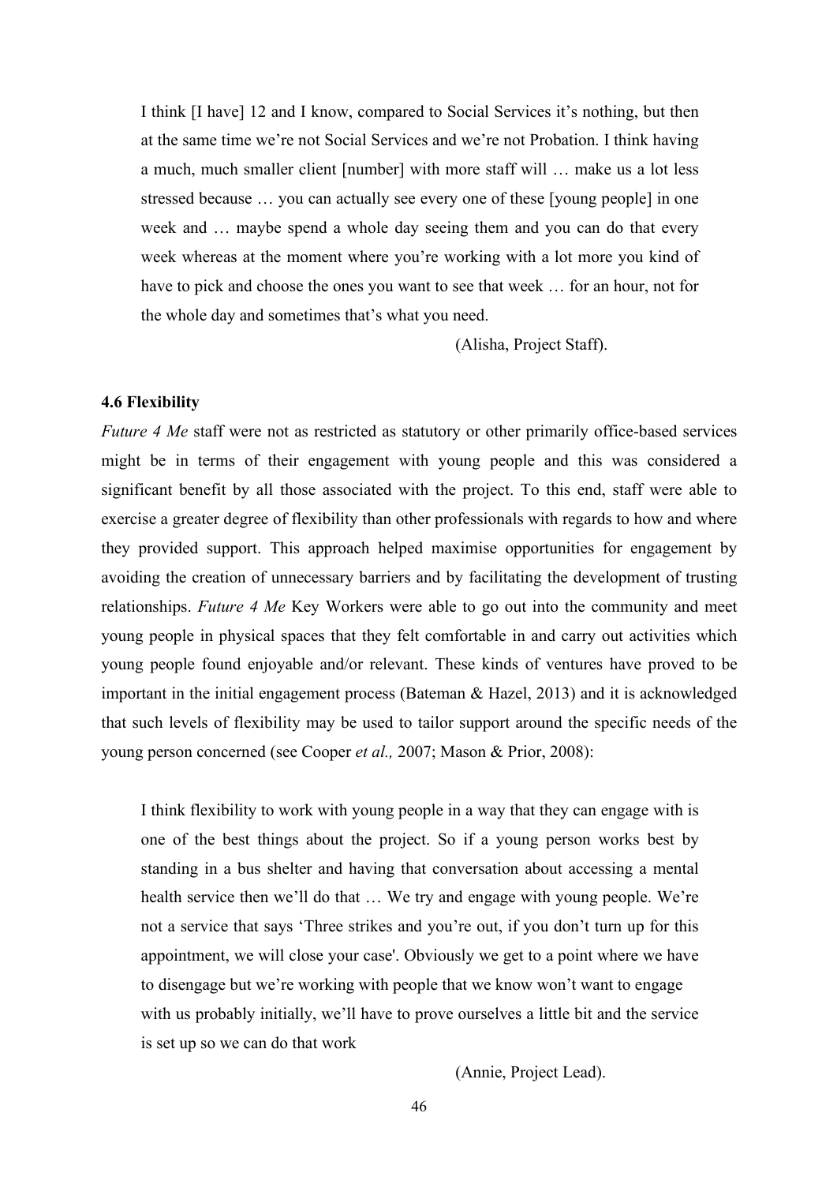> I think [I have] 12 and I know, compared to Social Services it's nothing, but then at the same time we're not Social Services and we're not Probation. I think having a much, much smaller client [number] with more staff will … make us a lot less stressed because … you can actually see every one of these [young people] in one week and … maybe spend a whole day seeing them and you can do that every week whereas at the moment where you're working with a lot more you kind of have to pick and choose the ones you want to see that week … for an hour, not for the whole day and sometimes that's what you need.
>
> (Alisha, Project Staff).

### 4.6 Flexibility

*Future 4 Me* staff were not as restricted as statutory or other primarily office-based services might be in terms of their engagement with young people and this was considered a significant benefit by all those associated with the project. To this end, staff were able to exercise a greater degree of flexibility than other professionals with regards to how and where they provided support. This approach helped maximise opportunities for engagement by avoiding the creation of unnecessary barriers and by facilitating the development of trusting relationships. *Future 4 Me* Key Workers were able to go out into the community and meet young people in physical spaces that they felt comfortable in and carry out activities which young people found enjoyable and/or relevant. These kinds of ventures have proved to be important in the initial engagement process (Bateman & Hazel, 2013) and it is acknowledged that such levels of flexibility may be used to tailor support around the specific needs of the young person concerned (see Cooper *et al.,* 2007; Mason & Prior, 2008):

> I think flexibility to work with young people in a way that they can engage with is one of the best things about the project. So if a young person works best by standing in a bus shelter and having that conversation about accessing a mental health service then we'll do that … We try and engage with young people. We're not a service that says 'Three strikes and you're out, if you don't turn up for this appointment, we will close your case'. Obviously we get to a point where we have to disengage but we're working with people that we know won't want to engage with us probably initially, we'll have to prove ourselves a little bit and the service is set up so we can do that work
>
> (Annie, Project Lead).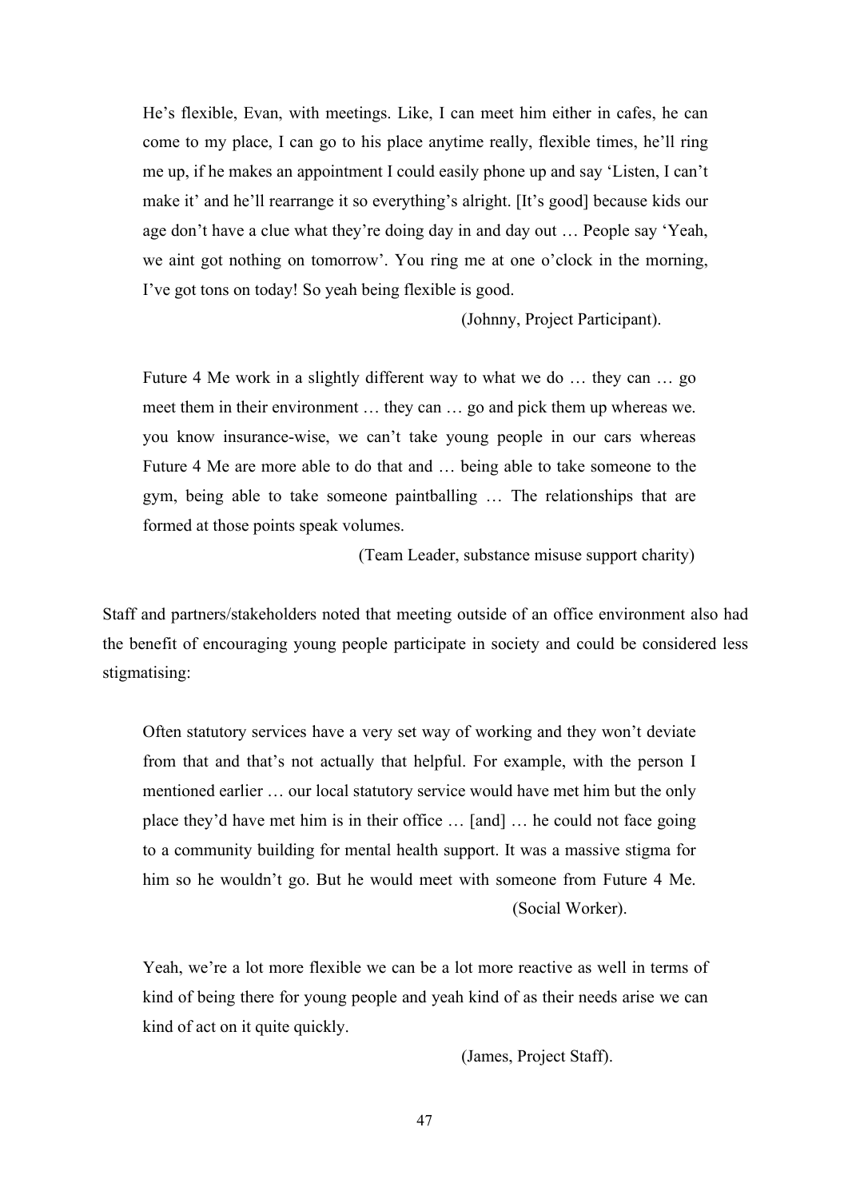> He's flexible, Evan, with meetings. Like, I can meet him either in cafes, he can come to my place, I can go to his place anytime really, flexible times, he'll ring me up, if he makes an appointment I could easily phone up and say 'Listen, I can't make it' and he'll rearrange it so everything's alright. [It's good] because kids our age don't have a clue what they're doing day in and day out … People say 'Yeah, we aint got nothing on tomorrow'. You ring me at one o'clock in the morning, I've got tons on today! So yeah being flexible is good.
>
> (Johnny, Project Participant).

> Future 4 Me work in a slightly different way to what we do … they can … go meet them in their environment … they can … go and pick them up whereas we. you know insurance-wise, we can't take young people in our cars whereas Future 4 Me are more able to do that and … being able to take someone to the gym, being able to take someone paintballing … The relationships that are formed at those points speak volumes.
>
> (Team Leader, substance misuse support charity)

Staff and partners/stakeholders noted that meeting outside of an office environment also had the benefit of encouraging young people participate in society and could be considered less stigmatising:

> Often statutory services have a very set way of working and they won't deviate from that and that's not actually that helpful. For example, with the person I mentioned earlier … our local statutory service would have met him but the only place they'd have met him is in their office … [and] … he could not face going to a community building for mental health support. It was a massive stigma for him so he wouldn't go. But he would meet with someone from Future 4 Me.
>
> (Social Worker).

> Yeah, we're a lot more flexible we can be a lot more reactive as well in terms of kind of being there for young people and yeah kind of as their needs arise we can kind of act on it quite quickly.
>
> (James, Project Staff).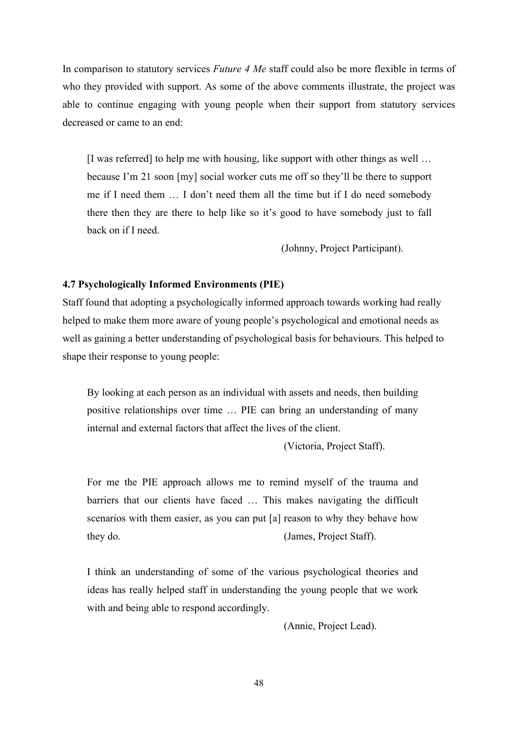In comparison to statutory services *Future 4 Me* staff could also be more flexible in terms of who they provided with support. As some of the above comments illustrate, the project was able to continue engaging with young people when their support from statutory services decreased or came to an end:

> [I was referred] to help me with housing, like support with other things as well … because I'm 21 soon [my] social worker cuts me off so they'll be there to support me if I need them … I don't need them all the time but if I do need somebody there then they are there to help like so it's good to have somebody just to fall back on if I need.
>
> (Johnny, Project Participant).

**4.7 Psychologically Informed Environments (PIE)**

Staff found that adopting a psychologically informed approach towards working had really helped to make them more aware of young people's psychological and emotional needs as well as gaining a better understanding of psychological basis for behaviours. This helped to shape their response to young people:

> By looking at each person as an individual with assets and needs, then building positive relationships over time … PIE can bring an understanding of many internal and external factors that affect the lives of the client.
>
> (Victoria, Project Staff).

> For me the PIE approach allows me to remind myself of the trauma and barriers that our clients have faced … This makes navigating the difficult scenarios with them easier, as you can put [a] reason to why they behave how they do.
>
> (James, Project Staff).

> I think an understanding of some of the various psychological theories and ideas has really helped staff in understanding the young people that we work with and being able to respond accordingly.
>
> (Annie, Project Lead).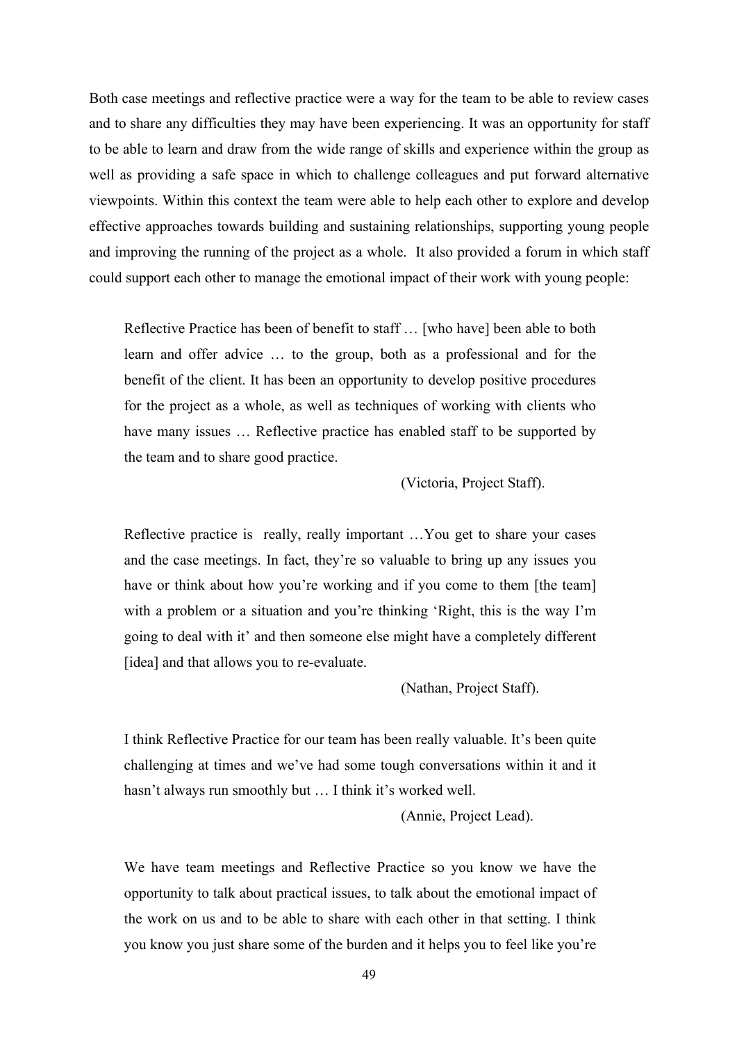Both case meetings and reflective practice were a way for the team to be able to review cases and to share any difficulties they may have been experiencing. It was an opportunity for staff to be able to learn and draw from the wide range of skills and experience within the group as well as providing a safe space in which to challenge colleagues and put forward alternative viewpoints. Within this context the team were able to help each other to explore and develop effective approaches towards building and sustaining relationships, supporting young people and improving the running of the project as a whole. It also provided a forum in which staff could support each other to manage the emotional impact of their work with young people:

> Reflective Practice has been of benefit to staff … [who have] been able to both learn and offer advice … to the group, both as a professional and for the benefit of the client. It has been an opportunity to develop positive procedures for the project as a whole, as well as techniques of working with clients who have many issues … Reflective practice has enabled staff to be supported by the team and to share good practice.
>
> (Victoria, Project Staff).

> Reflective practice is really, really important …You get to share your cases and the case meetings. In fact, they're so valuable to bring up any issues you have or think about how you're working and if you come to them [the team] with a problem or a situation and you're thinking 'Right, this is the way I'm going to deal with it' and then someone else might have a completely different [idea] and that allows you to re-evaluate.
>
> (Nathan, Project Staff).

> I think Reflective Practice for our team has been really valuable. It's been quite challenging at times and we've had some tough conversations within it and it hasn't always run smoothly but … I think it's worked well.
>
> (Annie, Project Lead).

> We have team meetings and Reflective Practice so you know we have the opportunity to talk about practical issues, to talk about the emotional impact of the work on us and to be able to share with each other in that setting. I think you know you just share some of the burden and it helps you to feel like you're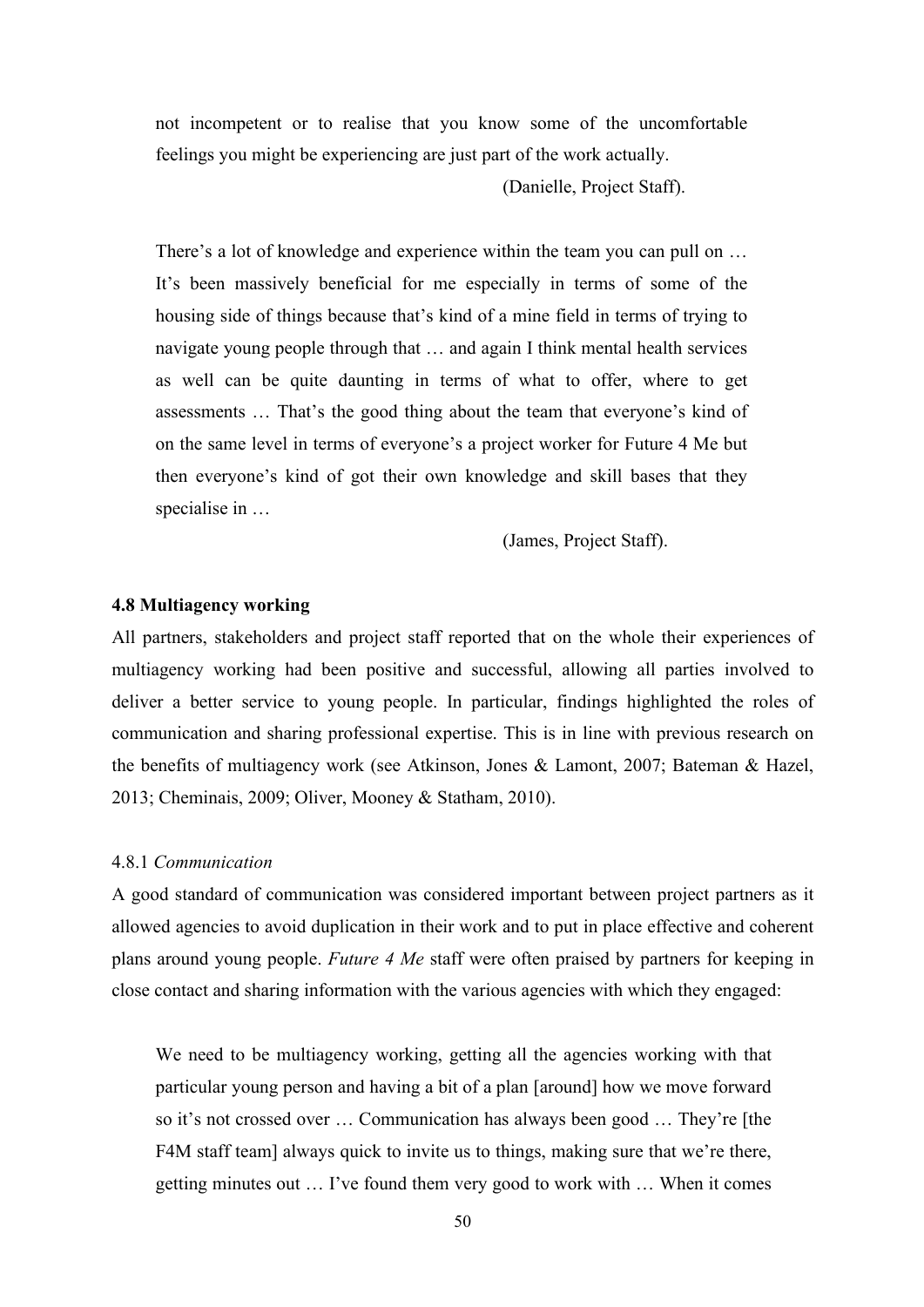> not incompetent or to realise that you know some of the uncomfortable feelings you might be experiencing are just part of the work actually.
>
> (Danielle, Project Staff).

> There's a lot of knowledge and experience within the team you can pull on … It's been massively beneficial for me especially in terms of some of the housing side of things because that's kind of a mine field in terms of trying to navigate young people through that … and again I think mental health services as well can be quite daunting in terms of what to offer, where to get assessments … That's the good thing about the team that everyone's kind of on the same level in terms of everyone's a project worker for Future 4 Me but then everyone's kind of got their own knowledge and skill bases that they specialise in …
>
> (James, Project Staff).

### 4.8 Multiagency working

All partners, stakeholders and project staff reported that on the whole their experiences of multiagency working had been positive and successful, allowing all parties involved to deliver a better service to young people. In particular, findings highlighted the roles of communication and sharing professional expertise. This is in line with previous research on the benefits of multiagency work (see Atkinson, Jones & Lamont, 2007; Bateman & Hazel, 2013; Cheminais, 2009; Oliver, Mooney & Statham, 2010).

#### 4.8.1 *Communication*

A good standard of communication was considered important between project partners as it allowed agencies to avoid duplication in their work and to put in place effective and coherent plans around young people. *Future 4 Me* staff were often praised by partners for keeping in close contact and sharing information with the various agencies with which they engaged:

> We need to be multiagency working, getting all the agencies working with that particular young person and having a bit of a plan [around] how we move forward so it's not crossed over … Communication has always been good … They're [the F4M staff team] always quick to invite us to things, making sure that we're there, getting minutes out … I've found them very good to work with … When it comes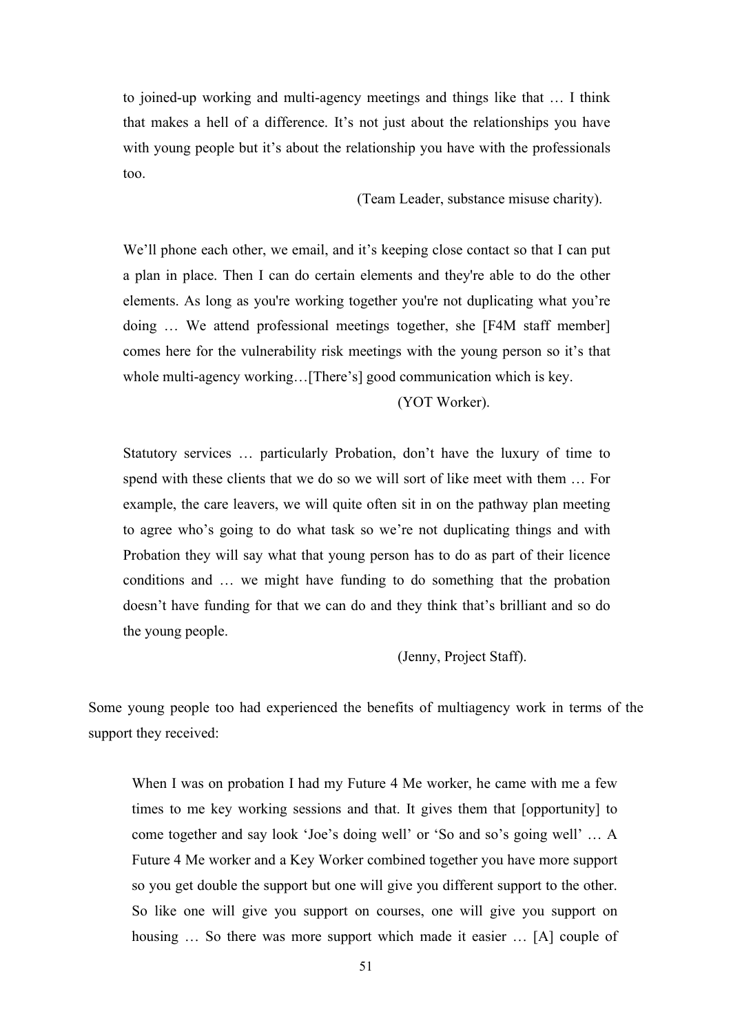> to joined-up working and multi-agency meetings and things like that … I think that makes a hell of a difference. It's not just about the relationships you have with young people but it's about the relationship you have with the professionals too.
>
> (Team Leader, substance misuse charity).

> We'll phone each other, we email, and it's keeping close contact so that I can put a plan in place. Then I can do certain elements and they're able to do the other elements. As long as you're working together you're not duplicating what you're doing … We attend professional meetings together, she [F4M staff member] comes here for the vulnerability risk meetings with the young person so it's that whole multi-agency working…[There's] good communication which is key.
>
> (YOT Worker).

> Statutory services … particularly Probation, don't have the luxury of time to spend with these clients that we do so we will sort of like meet with them … For example, the care leavers, we will quite often sit in on the pathway plan meeting to agree who's going to do what task so we're not duplicating things and with Probation they will say what that young person has to do as part of their licence conditions and … we might have funding to do something that the probation doesn't have funding for that we can do and they think that's brilliant and so do the young people.
>
> (Jenny, Project Staff).

Some young people too had experienced the benefits of multiagency work in terms of the support they received:

> When I was on probation I had my Future 4 Me worker, he came with me a few times to me key working sessions and that. It gives them that [opportunity] to come together and say look 'Joe's doing well' or 'So and so's going well' … A Future 4 Me worker and a Key Worker combined together you have more support so you get double the support but one will give you different support to the other. So like one will give you support on courses, one will give you support on housing … So there was more support which made it easier … [A] couple of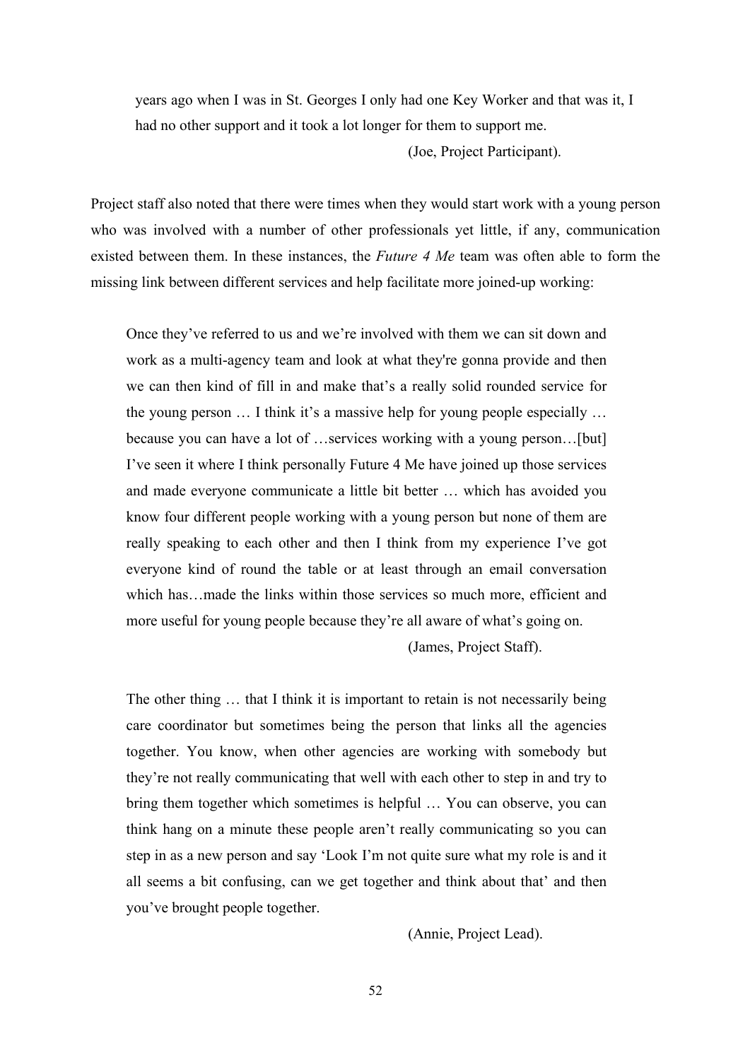> years ago when I was in St. Georges I only had one Key Worker and that was it, I had no other support and it took a lot longer for them to support me.
>
> (Joe, Project Participant).

Project staff also noted that there were times when they would start work with a young person who was involved with a number of other professionals yet little, if any, communication existed between them. In these instances, the *Future 4 Me* team was often able to form the missing link between different services and help facilitate more joined-up working:

> Once they've referred to us and we're involved with them we can sit down and work as a multi-agency team and look at what they're gonna provide and then we can then kind of fill in and make that's a really solid rounded service for the young person … I think it's a massive help for young people especially … because you can have a lot of …services working with a young person…[but] I've seen it where I think personally Future 4 Me have joined up those services and made everyone communicate a little bit better … which has avoided you know four different people working with a young person but none of them are really speaking to each other and then I think from my experience I've got everyone kind of round the table or at least through an email conversation which has…made the links within those services so much more, efficient and more useful for young people because they're all aware of what's going on.
>
> (James, Project Staff).

> The other thing … that I think it is important to retain is not necessarily being care coordinator but sometimes being the person that links all the agencies together. You know, when other agencies are working with somebody but they're not really communicating that well with each other to step in and try to bring them together which sometimes is helpful … You can observe, you can think hang on a minute these people aren't really communicating so you can step in as a new person and say 'Look I'm not quite sure what my role is and it all seems a bit confusing, can we get together and think about that' and then you've brought people together.
>
> (Annie, Project Lead).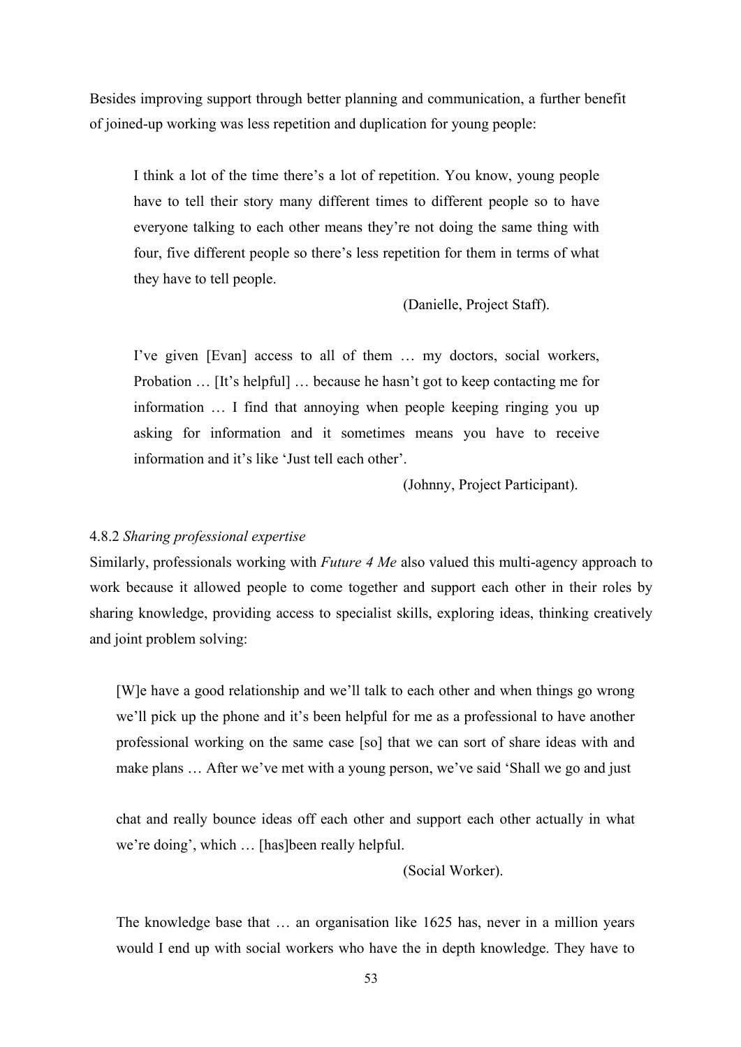Besides improving support through better planning and communication, a further benefit of joined-up working was less repetition and duplication for young people:

> I think a lot of the time there's a lot of repetition. You know, young people have to tell their story many different times to different people so to have everyone talking to each other means they're not doing the same thing with four, five different people so there's less repetition for them in terms of what they have to tell people.
>
> (Danielle, Project Staff).

> I've given [Evan] access to all of them … my doctors, social workers, Probation … [It's helpful] … because he hasn't got to keep contacting me for information … I find that annoying when people keeping ringing you up asking for information and it sometimes means you have to receive information and it's like 'Just tell each other'.
>
> (Johnny, Project Participant).

### 4.8.2 *Sharing professional expertise*

Similarly, professionals working with *Future 4 Me* also valued this multi-agency approach to work because it allowed people to come together and support each other in their roles by sharing knowledge, providing access to specialist skills, exploring ideas, thinking creatively and joint problem solving:

> [W]e have a good relationship and we'll talk to each other and when things go wrong we'll pick up the phone and it's been helpful for me as a professional to have another professional working on the same case [so] that we can sort of share ideas with and make plans … After we've met with a young person, we've said 'Shall we go and just
>
> chat and really bounce ideas off each other and support each other actually in what we're doing', which … [has]been really helpful.
>
> (Social Worker).

> The knowledge base that … an organisation like 1625 has, never in a million years would I end up with social workers who have the in depth knowledge. They have to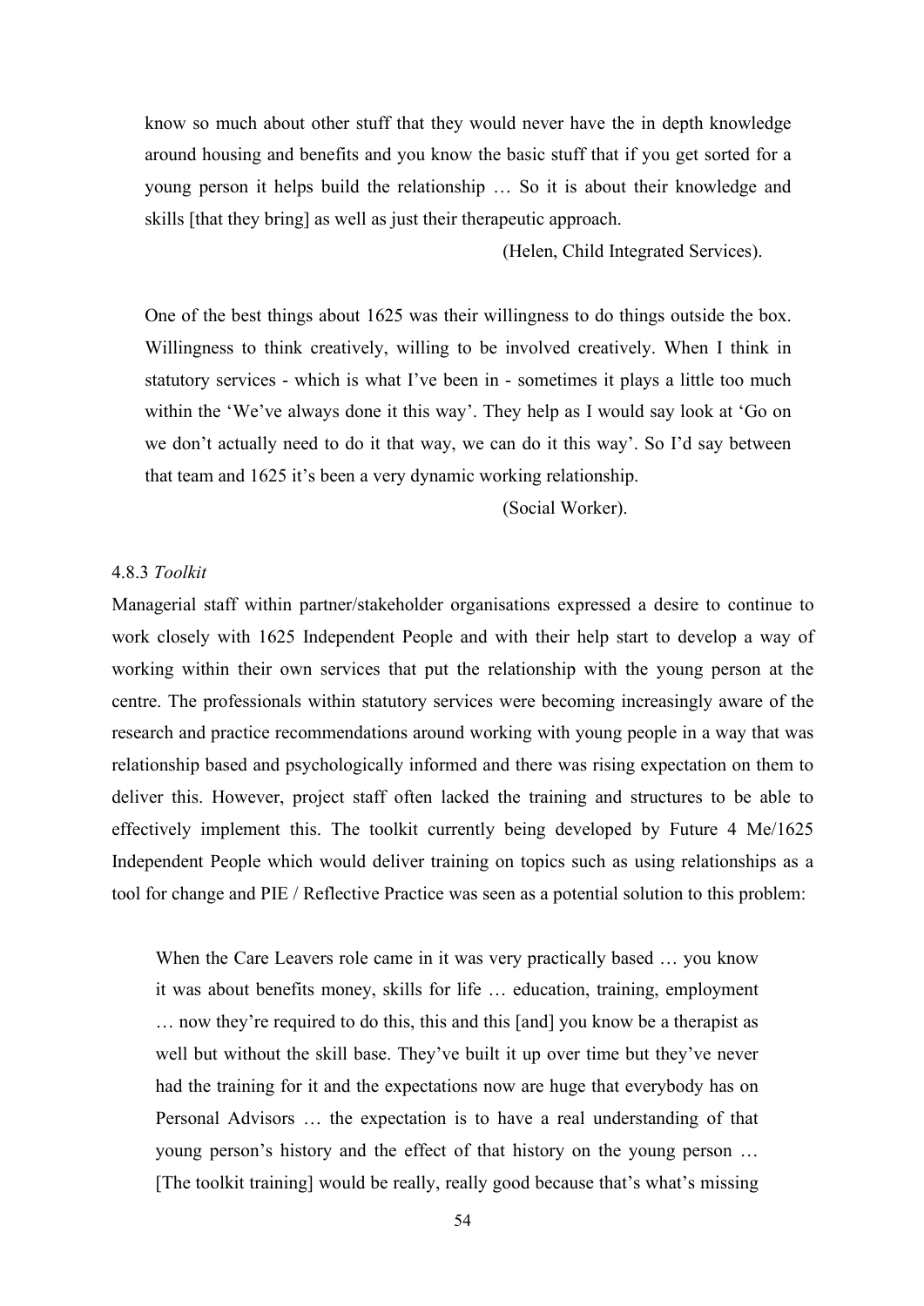know so much about other stuff that they would never have the in depth knowledge around housing and benefits and you know the basic stuff that if you get sorted for a young person it helps build the relationship … So it is about their knowledge and skills [that they bring] as well as just their therapeutic approach.

(Helen, Child Integrated Services).

> One of the best things about 1625 was their willingness to do things outside the box. Willingness to think creatively, willing to be involved creatively. When I think in statutory services - which is what I've been in - sometimes it plays a little too much within the 'We've always done it this way'. They help as I would say look at 'Go on we don't actually need to do it that way, we can do it this way'. So I'd say between that team and 1625 it's been a very dynamic working relationship.
>
> (Social Worker).

#### 4.8.3 *Toolkit*

Managerial staff within partner/stakeholder organisations expressed a desire to continue to work closely with 1625 Independent People and with their help start to develop a way of working within their own services that put the relationship with the young person at the centre. The professionals within statutory services were becoming increasingly aware of the research and practice recommendations around working with young people in a way that was relationship based and psychologically informed and there was rising expectation on them to deliver this. However, project staff often lacked the training and structures to be able to effectively implement this. The toolkit currently being developed by Future 4 Me/1625 Independent People which would deliver training on topics such as using relationships as a tool for change and PIE / Reflective Practice was seen as a potential solution to this problem:

> When the Care Leavers role came in it was very practically based … you know it was about benefits money, skills for life … education, training, employment … now they're required to do this, this and this [and] you know be a therapist as well but without the skill base. They've built it up over time but they've never had the training for it and the expectations now are huge that everybody has on Personal Advisors … the expectation is to have a real understanding of that young person's history and the effect of that history on the young person … [The toolkit training] would be really, really good because that's what's missing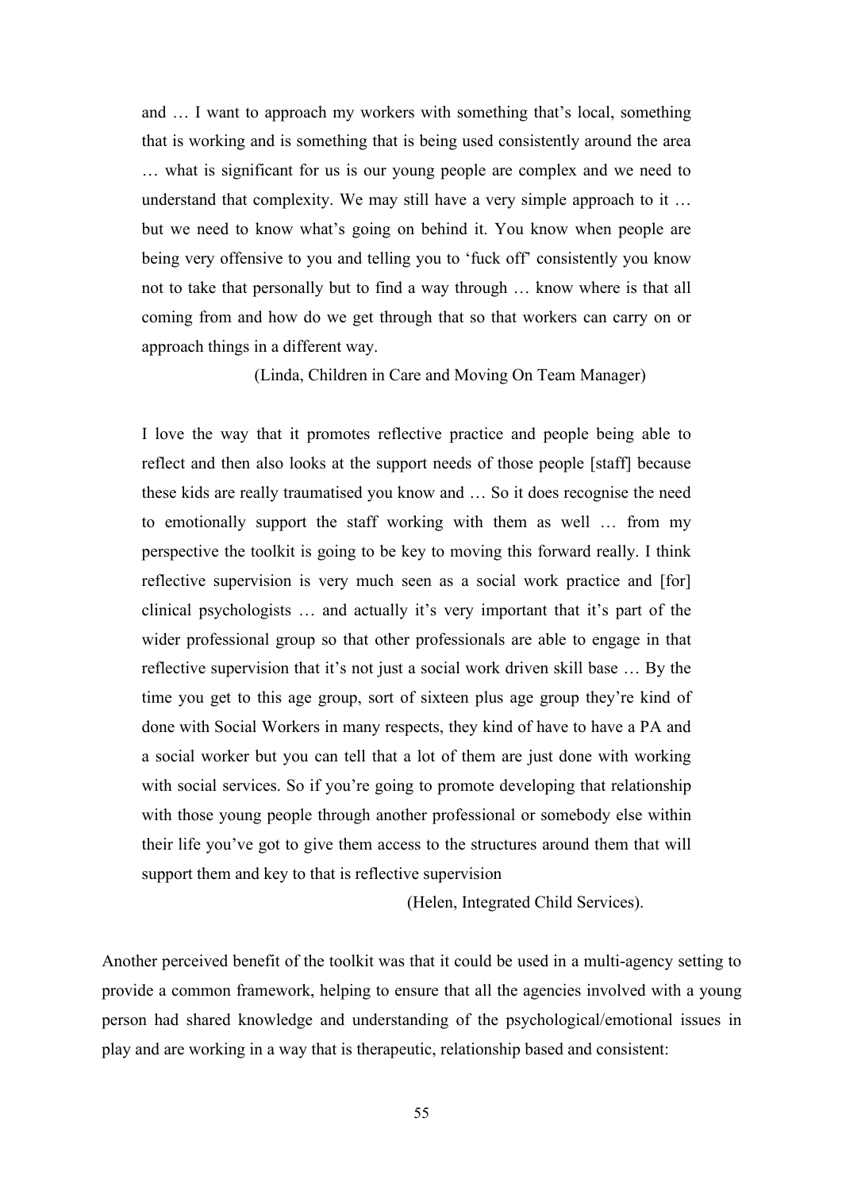> and … I want to approach my workers with something that's local, something that is working and is something that is being used consistently around the area … what is significant for us is our young people are complex and we need to understand that complexity. We may still have a very simple approach to it … but we need to know what's going on behind it. You know when people are being very offensive to you and telling you to 'fuck off' consistently you know not to take that personally but to find a way through … know where is that all coming from and how do we get through that so that workers can carry on or approach things in a different way.
>
> (Linda, Children in Care and Moving On Team Manager)

> I love the way that it promotes reflective practice and people being able to reflect and then also looks at the support needs of those people [staff] because these kids are really traumatised you know and … So it does recognise the need to emotionally support the staff working with them as well … from my perspective the toolkit is going to be key to moving this forward really. I think reflective supervision is very much seen as a social work practice and [for] clinical psychologists … and actually it's very important that it's part of the wider professional group so that other professionals are able to engage in that reflective supervision that it's not just a social work driven skill base … By the time you get to this age group, sort of sixteen plus age group they're kind of done with Social Workers in many respects, they kind of have to have a PA and a social worker but you can tell that a lot of them are just done with working with social services. So if you're going to promote developing that relationship with those young people through another professional or somebody else within their life you've got to give them access to the structures around them that will support them and key to that is reflective supervision
>
> (Helen, Integrated Child Services).

Another perceived benefit of the toolkit was that it could be used in a multi-agency setting to provide a common framework, helping to ensure that all the agencies involved with a young person had shared knowledge and understanding of the psychological/emotional issues in play and are working in a way that is therapeutic, relationship based and consistent: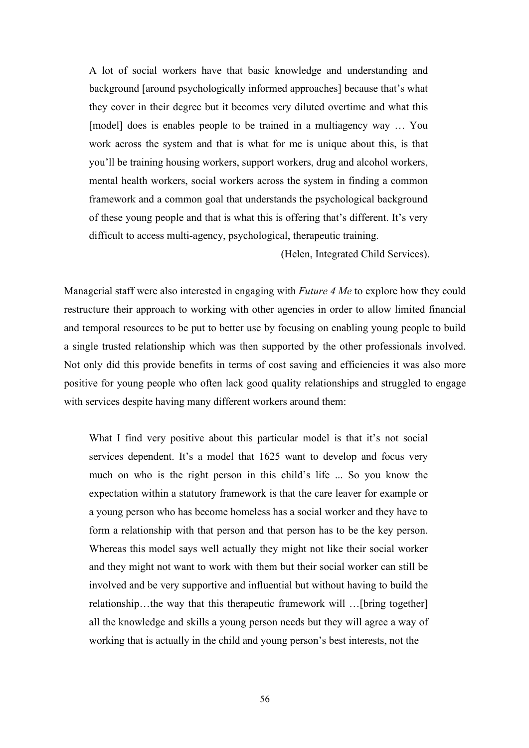> A lot of social workers have that basic knowledge and understanding and background [around psychologically informed approaches] because that's what they cover in their degree but it becomes very diluted overtime and what this [model] does is enables people to be trained in a multiagency way … You work across the system and that is what for me is unique about this, is that you'll be training housing workers, support workers, drug and alcohol workers, mental health workers, social workers across the system in finding a common framework and a common goal that understands the psychological background of these young people and that is what this is offering that's different. It's very difficult to access multi-agency, psychological, therapeutic training.
>
> (Helen, Integrated Child Services).

Managerial staff were also interested in engaging with *Future 4 Me* to explore how they could restructure their approach to working with other agencies in order to allow limited financial and temporal resources to be put to better use by focusing on enabling young people to build a single trusted relationship which was then supported by the other professionals involved. Not only did this provide benefits in terms of cost saving and efficiencies it was also more positive for young people who often lack good quality relationships and struggled to engage with services despite having many different workers around them:

> What I find very positive about this particular model is that it's not social services dependent. It's a model that 1625 want to develop and focus very much on who is the right person in this child's life ... So you know the expectation within a statutory framework is that the care leaver for example or a young person who has become homeless has a social worker and they have to form a relationship with that person and that person has to be the key person. Whereas this model says well actually they might not like their social worker and they might not want to work with them but their social worker can still be involved and be very supportive and influential but without having to build the relationship…the way that this therapeutic framework will …[bring together] all the knowledge and skills a young person needs but they will agree a way of working that is actually in the child and young person's best interests, not the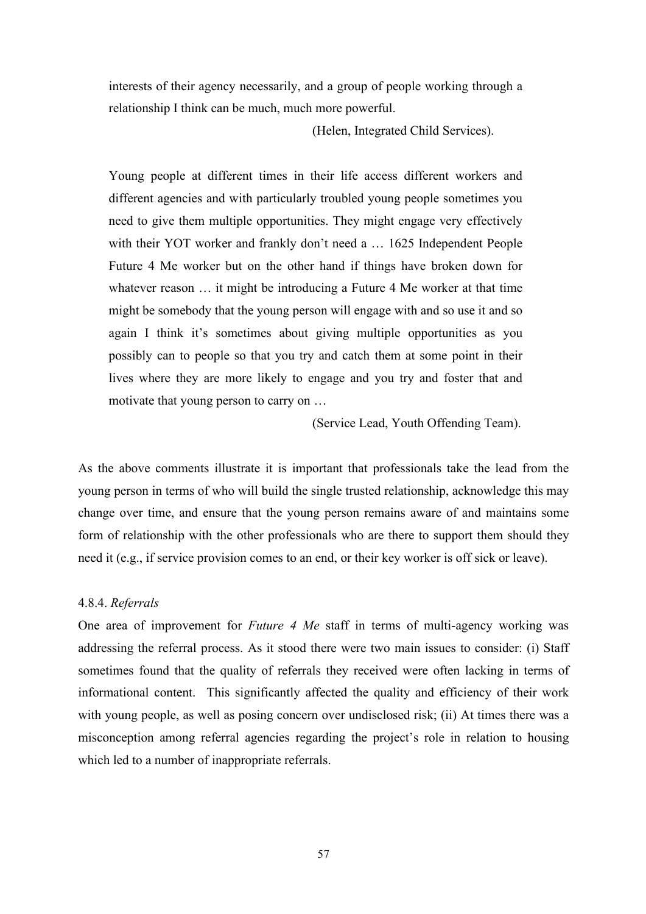> interests of their agency necessarily, and a group of people working through a relationship I think can be much, much more powerful.
>
> (Helen, Integrated Child Services).

> Young people at different times in their life access different workers and different agencies and with particularly troubled young people sometimes you need to give them multiple opportunities. They might engage very effectively with their YOT worker and frankly don't need a … 1625 Independent People Future 4 Me worker but on the other hand if things have broken down for whatever reason … it might be introducing a Future 4 Me worker at that time might be somebody that the young person will engage with and so use it and so again I think it's sometimes about giving multiple opportunities as you possibly can to people so that you try and catch them at some point in their lives where they are more likely to engage and you try and foster that and motivate that young person to carry on …
>
> (Service Lead, Youth Offending Team).

As the above comments illustrate it is important that professionals take the lead from the young person in terms of who will build the single trusted relationship, acknowledge this may change over time, and ensure that the young person remains aware of and maintains some form of relationship with the other professionals who are there to support them should they need it (e.g., if service provision comes to an end, or their key worker is off sick or leave).

#### 4.8.4. *Referrals*

One area of improvement for *Future 4 Me* staff in terms of multi-agency working was addressing the referral process. As it stood there were two main issues to consider: (i) Staff sometimes found that the quality of referrals they received were often lacking in terms of informational content. This significantly affected the quality and efficiency of their work with young people, as well as posing concern over undisclosed risk; (ii) At times there was a misconception among referral agencies regarding the project's role in relation to housing which led to a number of inappropriate referrals.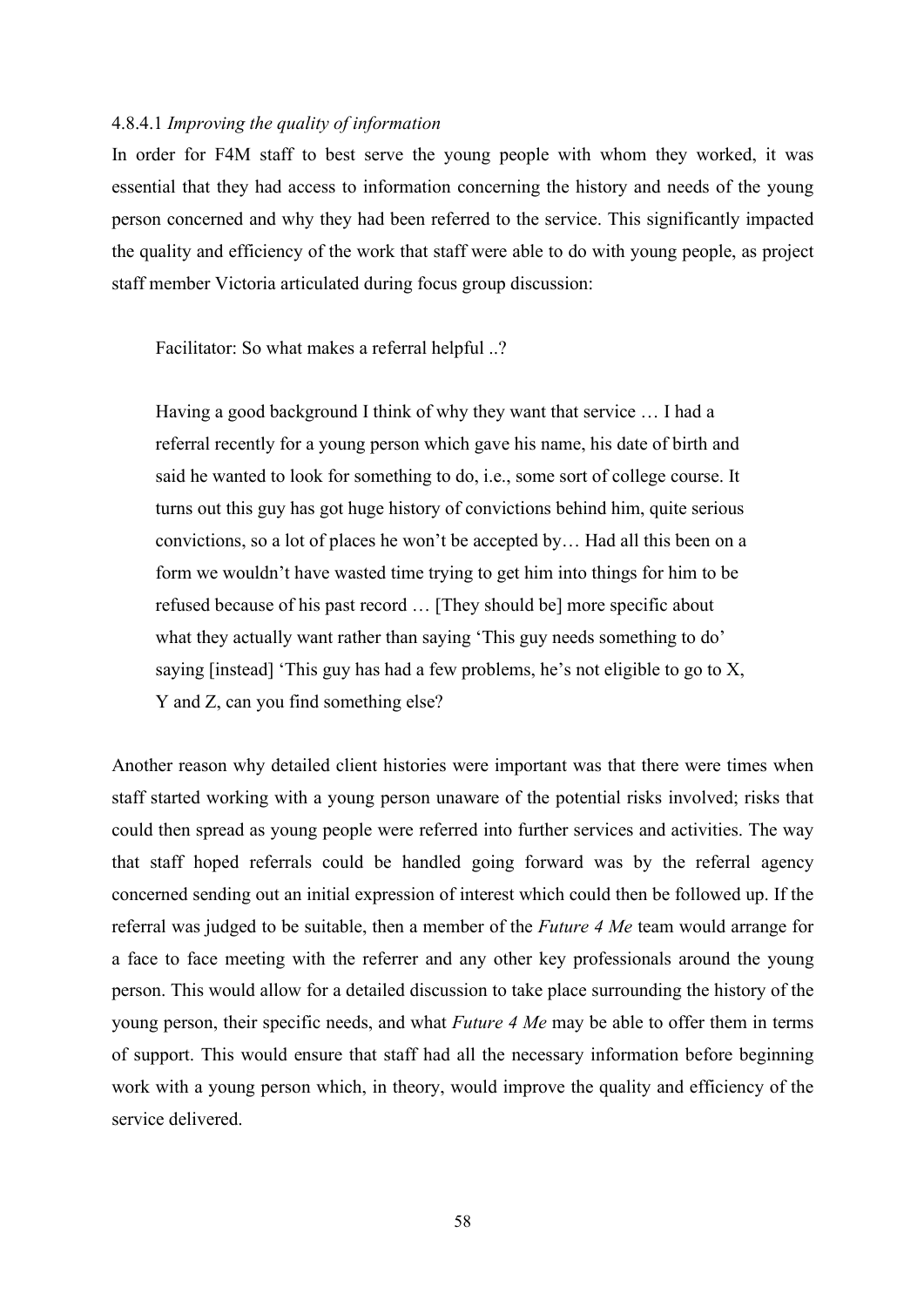#### 4.8.4.1 *Improving the quality of information*

In order for F4M staff to best serve the young people with whom they worked, it was essential that they had access to information concerning the history and needs of the young person concerned and why they had been referred to the service. This significantly impacted the quality and efficiency of the work that staff were able to do with young people, as project staff member Victoria articulated during focus group discussion:

> Facilitator: So what makes a referral helpful ..?
>
> Having a good background I think of why they want that service … I had a referral recently for a young person which gave his name, his date of birth and said he wanted to look for something to do, i.e., some sort of college course. It turns out this guy has got huge history of convictions behind him, quite serious convictions, so a lot of places he won't be accepted by… Had all this been on a form we wouldn't have wasted time trying to get him into things for him to be refused because of his past record … [They should be] more specific about what they actually want rather than saying 'This guy needs something to do' saying [instead] 'This guy has had a few problems, he's not eligible to go to X, Y and Z, can you find something else?

Another reason why detailed client histories were important was that there were times when staff started working with a young person unaware of the potential risks involved; risks that could then spread as young people were referred into further services and activities. The way that staff hoped referrals could be handled going forward was by the referral agency concerned sending out an initial expression of interest which could then be followed up. If the referral was judged to be suitable, then a member of the *Future 4 Me* team would arrange for a face to face meeting with the referrer and any other key professionals around the young person. This would allow for a detailed discussion to take place surrounding the history of the young person, their specific needs, and what *Future 4 Me* may be able to offer them in terms of support. This would ensure that staff had all the necessary information before beginning work with a young person which, in theory, would improve the quality and efficiency of the service delivered.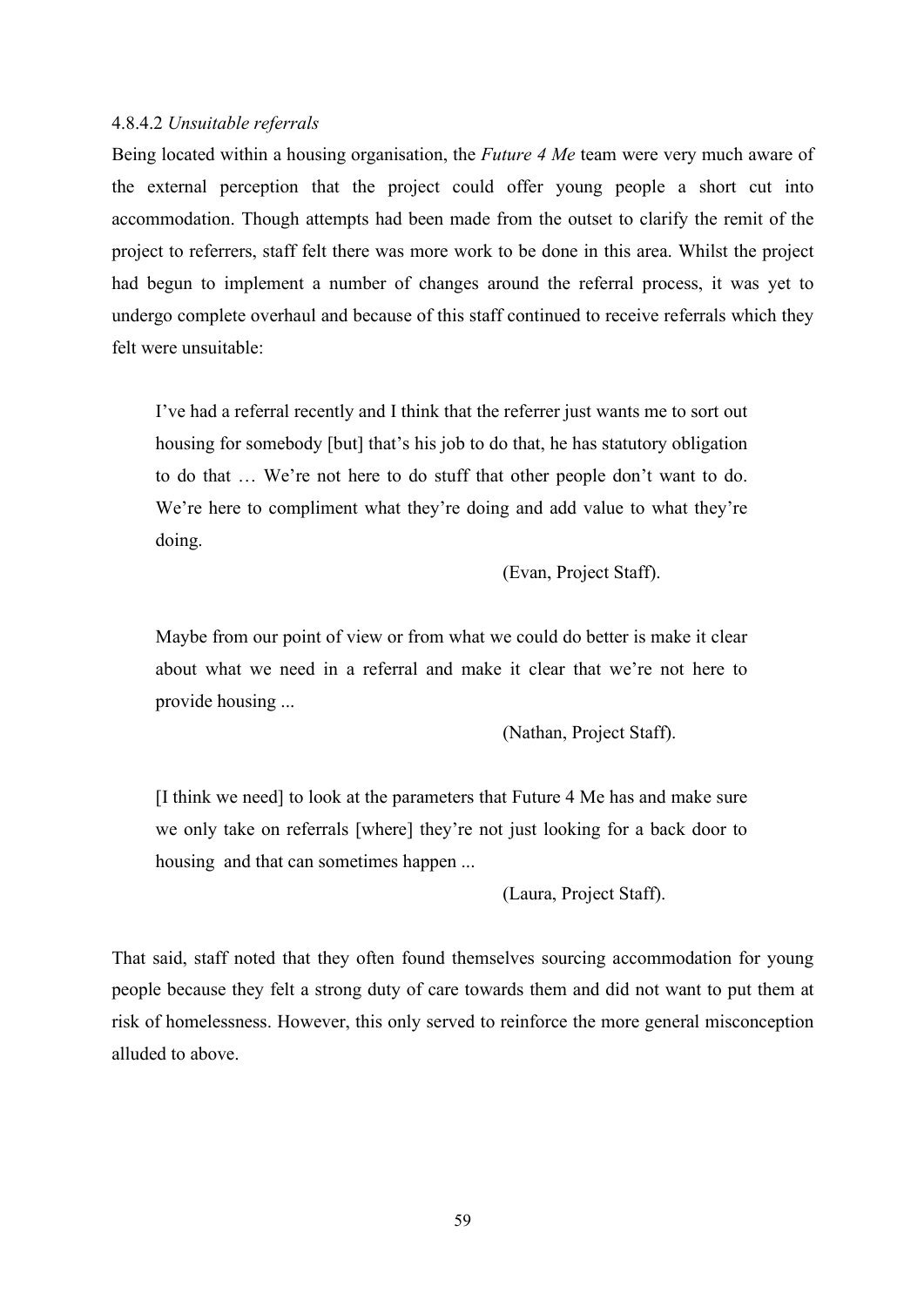#### 4.8.4.2 *Unsuitable referrals*

Being located within a housing organisation, the *Future 4 Me* team were very much aware of the external perception that the project could offer young people a short cut into accommodation. Though attempts had been made from the outset to clarify the remit of the project to referrers, staff felt there was more work to be done in this area. Whilst the project had begun to implement a number of changes around the referral process, it was yet to undergo complete overhaul and because of this staff continued to receive referrals which they felt were unsuitable:

> I've had a referral recently and I think that the referrer just wants me to sort out housing for somebody [but] that's his job to do that, he has statutory obligation to do that … We're not here to do stuff that other people don't want to do. We're here to compliment what they're doing and add value to what they're doing.
>
> (Evan, Project Staff).

> Maybe from our point of view or from what we could do better is make it clear about what we need in a referral and make it clear that we're not here to provide housing ...
>
> (Nathan, Project Staff).

> [I think we need] to look at the parameters that Future 4 Me has and make sure we only take on referrals [where] they're not just looking for a back door to housing and that can sometimes happen ...
>
> (Laura, Project Staff).

That said, staff noted that they often found themselves sourcing accommodation for young people because they felt a strong duty of care towards them and did not want to put them at risk of homelessness. However, this only served to reinforce the more general misconception alluded to above.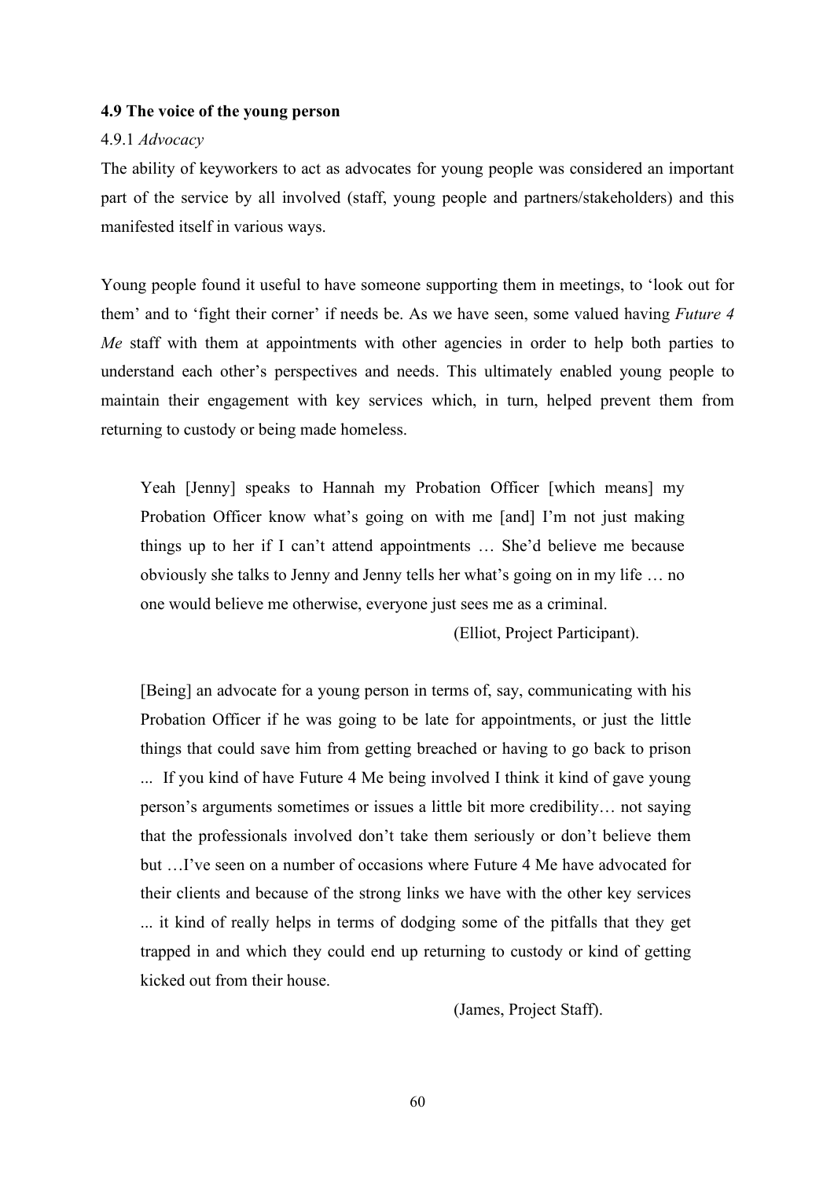### 4.9 The voice of the young person

#### 4.9.1 *Advocacy*

The ability of keyworkers to act as advocates for young people was considered an important part of the service by all involved (staff, young people and partners/stakeholders) and this manifested itself in various ways.

Young people found it useful to have someone supporting them in meetings, to 'look out for them' and to 'fight their corner' if needs be. As we have seen, some valued having *Future 4 Me* staff with them at appointments with other agencies in order to help both parties to understand each other's perspectives and needs. This ultimately enabled young people to maintain their engagement with key services which, in turn, helped prevent them from returning to custody or being made homeless.

> Yeah [Jenny] speaks to Hannah my Probation Officer [which means] my Probation Officer know what's going on with me [and] I'm not just making things up to her if I can't attend appointments … She'd believe me because obviously she talks to Jenny and Jenny tells her what's going on in my life … no one would believe me otherwise, everyone just sees me as a criminal.
>
> (Elliot, Project Participant).

> [Being] an advocate for a young person in terms of, say, communicating with his Probation Officer if he was going to be late for appointments, or just the little things that could save him from getting breached or having to go back to prison ... If you kind of have Future 4 Me being involved I think it kind of gave young person's arguments sometimes or issues a little bit more credibility… not saying that the professionals involved don't take them seriously or don't believe them but …I've seen on a number of occasions where Future 4 Me have advocated for their clients and because of the strong links we have with the other key services ... it kind of really helps in terms of dodging some of the pitfalls that they get trapped in and which they could end up returning to custody or kind of getting kicked out from their house.
>
> (James, Project Staff).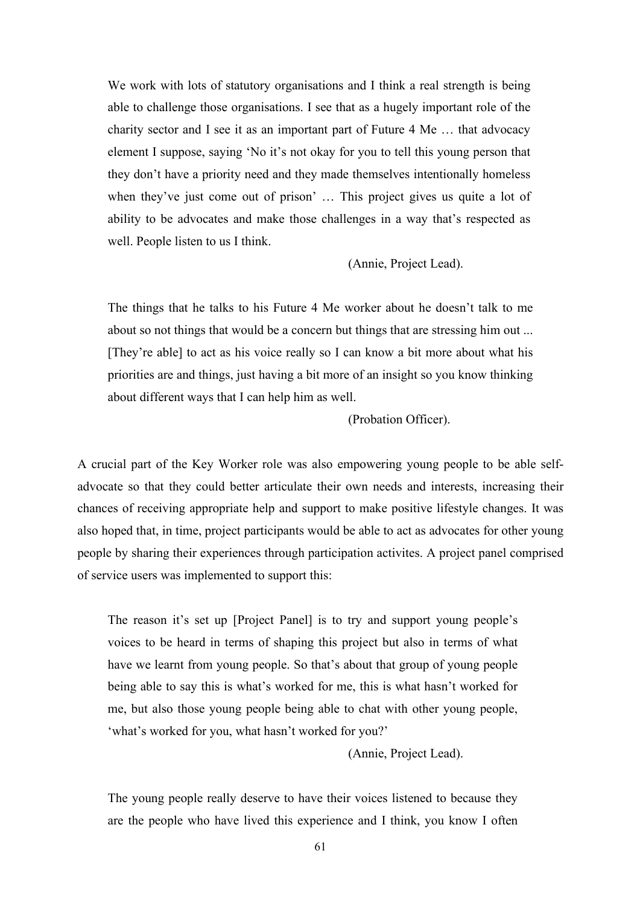> We work with lots of statutory organisations and I think a real strength is being able to challenge those organisations. I see that as a hugely important role of the charity sector and I see it as an important part of Future 4 Me … that advocacy element I suppose, saying 'No it's not okay for you to tell this young person that they don't have a priority need and they made themselves intentionally homeless when they've just come out of prison' … This project gives us quite a lot of ability to be advocates and make those challenges in a way that's respected as well. People listen to us I think.
>
> (Annie, Project Lead).

> The things that he talks to his Future 4 Me worker about he doesn't talk to me about so not things that would be a concern but things that are stressing him out ... [They're able] to act as his voice really so I can know a bit more about what his priorities are and things, just having a bit more of an insight so you know thinking about different ways that I can help him as well.
>
> (Probation Officer).

A crucial part of the Key Worker role was also empowering young people to be able self-advocate so that they could better articulate their own needs and interests, increasing their chances of receiving appropriate help and support to make positive lifestyle changes. It was also hoped that, in time, project participants would be able to act as advocates for other young people by sharing their experiences through participation activites. A project panel comprised of service users was implemented to support this:

> The reason it's set up [Project Panel] is to try and support young people's voices to be heard in terms of shaping this project but also in terms of what have we learnt from young people. So that's about that group of young people being able to say this is what's worked for me, this is what hasn't worked for me, but also those young people being able to chat with other young people, 'what's worked for you, what hasn't worked for you?'
>
> (Annie, Project Lead).

> The young people really deserve to have their voices listened to because they are the people who have lived this experience and I think, you know I often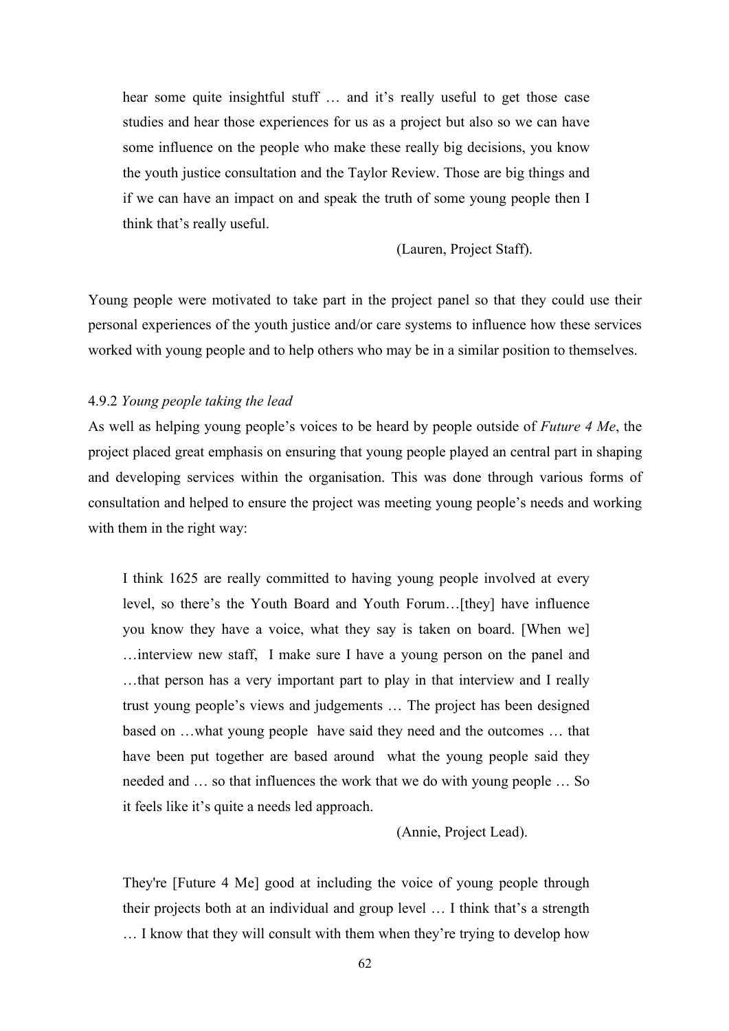> hear some quite insightful stuff … and it's really useful to get those case studies and hear those experiences for us as a project but also so we can have some influence on the people who make these really big decisions, you know the youth justice consultation and the Taylor Review. Those are big things and if we can have an impact on and speak the truth of some young people then I think that's really useful.
>
> (Lauren, Project Staff).

Young people were motivated to take part in the project panel so that they could use their personal experiences of the youth justice and/or care systems to influence how these services worked with young people and to help others who may be in a similar position to themselves.

4.9.2 *Young people taking the lead*

As well as helping young people's voices to be heard by people outside of *Future 4 Me*, the project placed great emphasis on ensuring that young people played an central part in shaping and developing services within the organisation. This was done through various forms of consultation and helped to ensure the project was meeting young people's needs and working with them in the right way:

> I think 1625 are really committed to having young people involved at every level, so there's the Youth Board and Youth Forum…[they] have influence you know they have a voice, what they say is taken on board. [When we] …interview new staff, I make sure I have a young person on the panel and …that person has a very important part to play in that interview and I really trust young people's views and judgements … The project has been designed based on …what young people have said they need and the outcomes … that have been put together are based around what the young people said they needed and … so that influences the work that we do with young people … So it feels like it's quite a needs led approach.
>
> (Annie, Project Lead).

> They're [Future 4 Me] good at including the voice of young people through their projects both at an individual and group level … I think that's a strength … I know that they will consult with them when they're trying to develop how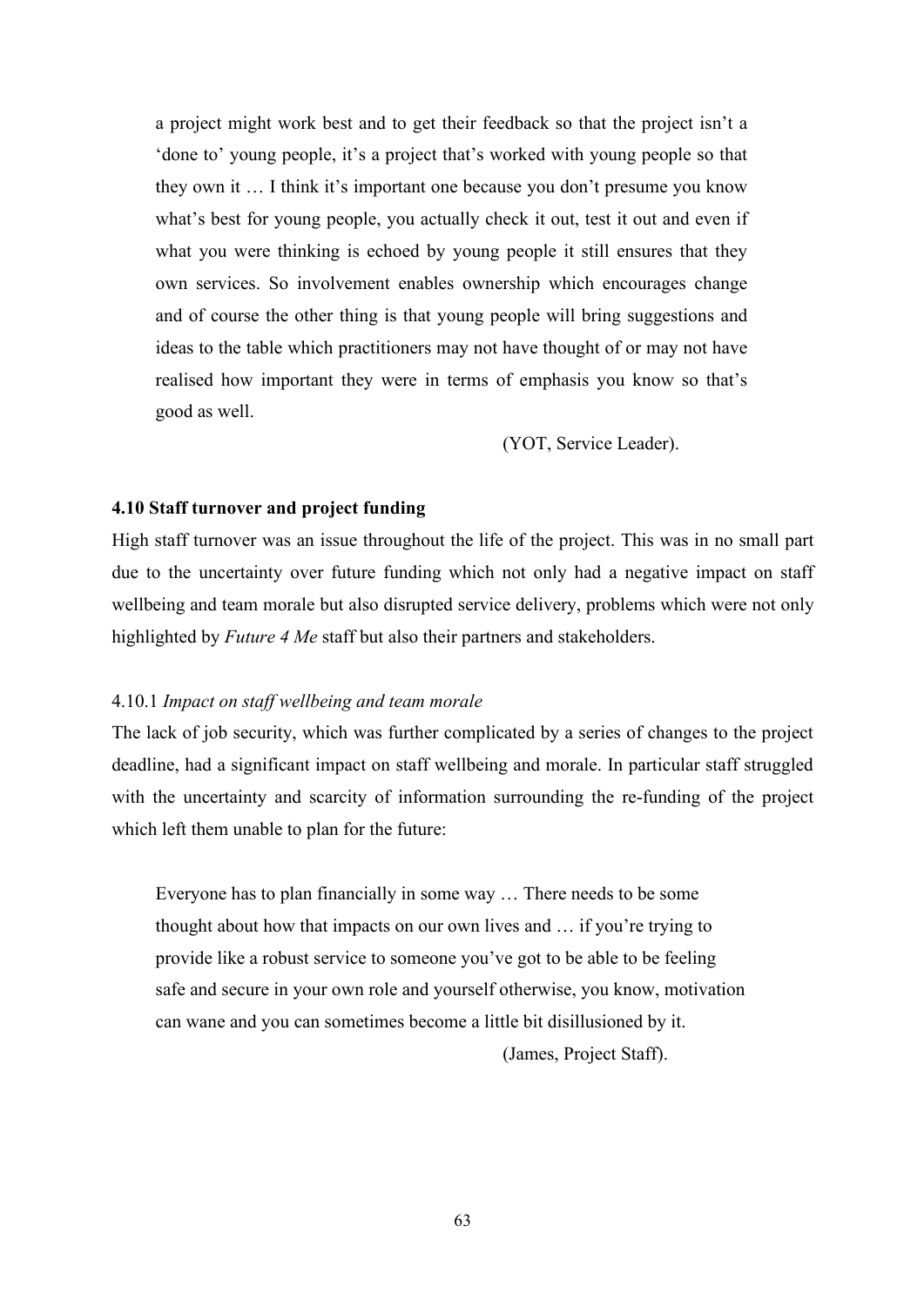> a project might work best and to get their feedback so that the project isn't a 'done to' young people, it's a project that's worked with young people so that they own it … I think it's important one because you don't presume you know what's best for young people, you actually check it out, test it out and even if what you were thinking is echoed by young people it still ensures that they own services. So involvement enables ownership which encourages change and of course the other thing is that young people will bring suggestions and ideas to the table which practitioners may not have thought of or may not have realised how important they were in terms of emphasis you know so that's good as well.
>
> (YOT, Service Leader).

### 4.10 Staff turnover and project funding

High staff turnover was an issue throughout the life of the project. This was in no small part due to the uncertainty over future funding which not only had a negative impact on staff wellbeing and team morale but also disrupted service delivery, problems which were not only highlighted by *Future 4 Me* staff but also their partners and stakeholders.

#### 4.10.1 *Impact on staff wellbeing and team morale*

The lack of job security, which was further complicated by a series of changes to the project deadline, had a significant impact on staff wellbeing and morale. In particular staff struggled with the uncertainty and scarcity of information surrounding the re-funding of the project which left them unable to plan for the future:

> Everyone has to plan financially in some way … There needs to be some thought about how that impacts on our own lives and … if you're trying to provide like a robust service to someone you've got to be able to be feeling safe and secure in your own role and yourself otherwise, you know, motivation can wane and you can sometimes become a little bit disillusioned by it.
>
> (James, Project Staff).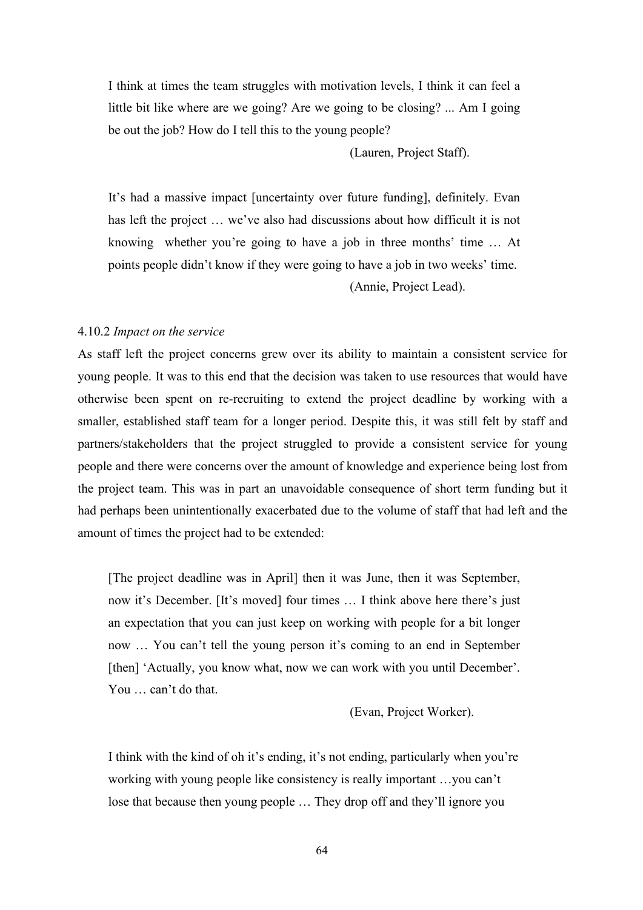> I think at times the team struggles with motivation levels, I think it can feel a little bit like where are we going? Are we going to be closing? ... Am I going be out the job? How do I tell this to the young people?
>
> (Lauren, Project Staff).

> It's had a massive impact [uncertainty over future funding], definitely. Evan has left the project … we've also had discussions about how difficult it is not knowing whether you're going to have a job in three months' time … At points people didn't know if they were going to have a job in two weeks' time.
>
> (Annie, Project Lead).

#### 4.10.2 *Impact on the service*

As staff left the project concerns grew over its ability to maintain a consistent service for young people. It was to this end that the decision was taken to use resources that would have otherwise been spent on re-recruiting to extend the project deadline by working with a smaller, established staff team for a longer period. Despite this, it was still felt by staff and partners/stakeholders that the project struggled to provide a consistent service for young people and there were concerns over the amount of knowledge and experience being lost from the project team. This was in part an unavoidable consequence of short term funding but it had perhaps been unintentionally exacerbated due to the volume of staff that had left and the amount of times the project had to be extended:

> [The project deadline was in April] then it was June, then it was September, now it's December. [It's moved] four times … I think above here there's just an expectation that you can just keep on working with people for a bit longer now … You can't tell the young person it's coming to an end in September [then] 'Actually, you know what, now we can work with you until December'. You … can't do that.
>
> (Evan, Project Worker).

> I think with the kind of oh it's ending, it's not ending, particularly when you're working with young people like consistency is really important …you can't lose that because then young people … They drop off and they'll ignore you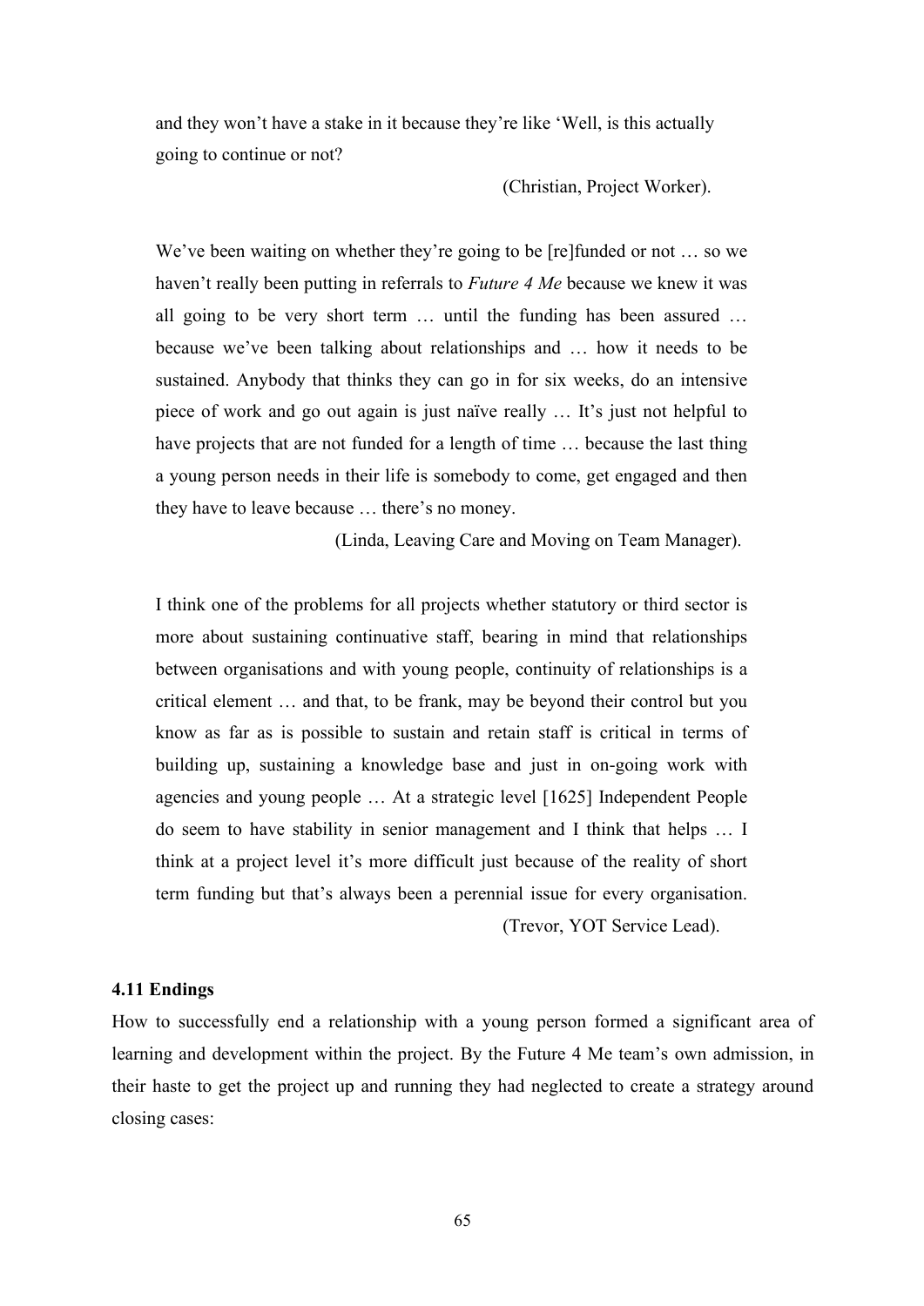> and they won't have a stake in it because they're like 'Well, is this actually going to continue or not?
>
> (Christian, Project Worker).

> We've been waiting on whether they're going to be [re]funded or not … so we haven't really been putting in referrals to *Future 4 Me* because we knew it was all going to be very short term … until the funding has been assured … because we've been talking about relationships and … how it needs to be sustained. Anybody that thinks they can go in for six weeks, do an intensive piece of work and go out again is just naïve really … It's just not helpful to have projects that are not funded for a length of time … because the last thing a young person needs in their life is somebody to come, get engaged and then they have to leave because … there's no money.
>
> (Linda, Leaving Care and Moving on Team Manager).

> I think one of the problems for all projects whether statutory or third sector is more about sustaining continuative staff, bearing in mind that relationships between organisations and with young people, continuity of relationships is a critical element … and that, to be frank, may be beyond their control but you know as far as is possible to sustain and retain staff is critical in terms of building up, sustaining a knowledge base and just in on-going work with agencies and young people … At a strategic level [1625] Independent People do seem to have stability in senior management and I think that helps … I think at a project level it's more difficult just because of the reality of short term funding but that's always been a perennial issue for every organisation.
>
> (Trevor, YOT Service Lead).

### 4.11 Endings

How to successfully end a relationship with a young person formed a significant area of learning and development within the project. By the Future 4 Me team's own admission, in their haste to get the project up and running they had neglected to create a strategy around closing cases: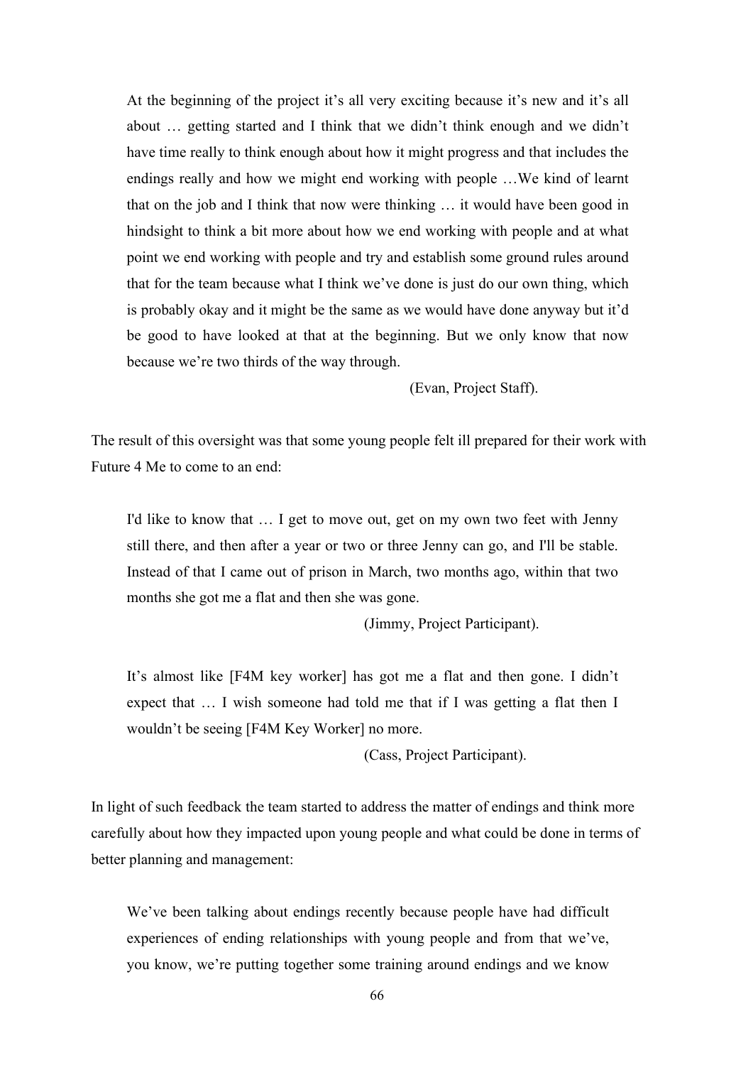> At the beginning of the project it's all very exciting because it's new and it's all about … getting started and I think that we didn't think enough and we didn't have time really to think enough about how it might progress and that includes the endings really and how we might end working with people …We kind of learnt that on the job and I think that now were thinking … it would have been good in hindsight to think a bit more about how we end working with people and at what point we end working with people and try and establish some ground rules around that for the team because what I think we've done is just do our own thing, which is probably okay and it might be the same as we would have done anyway but it'd be good to have looked at that at the beginning. But we only know that now because we're two thirds of the way through.
>
> (Evan, Project Staff).

The result of this oversight was that some young people felt ill prepared for their work with Future 4 Me to come to an end:

> I'd like to know that … I get to move out, get on my own two feet with Jenny still there, and then after a year or two or three Jenny can go, and I'll be stable. Instead of that I came out of prison in March, two months ago, within that two months she got me a flat and then she was gone.
>
> (Jimmy, Project Participant).

> It's almost like [F4M key worker] has got me a flat and then gone. I didn't expect that … I wish someone had told me that if I was getting a flat then I wouldn't be seeing [F4M Key Worker] no more.
>
> (Cass, Project Participant).

In light of such feedback the team started to address the matter of endings and think more carefully about how they impacted upon young people and what could be done in terms of better planning and management:

> We've been talking about endings recently because people have had difficult experiences of ending relationships with young people and from that we've, you know, we're putting together some training around endings and we know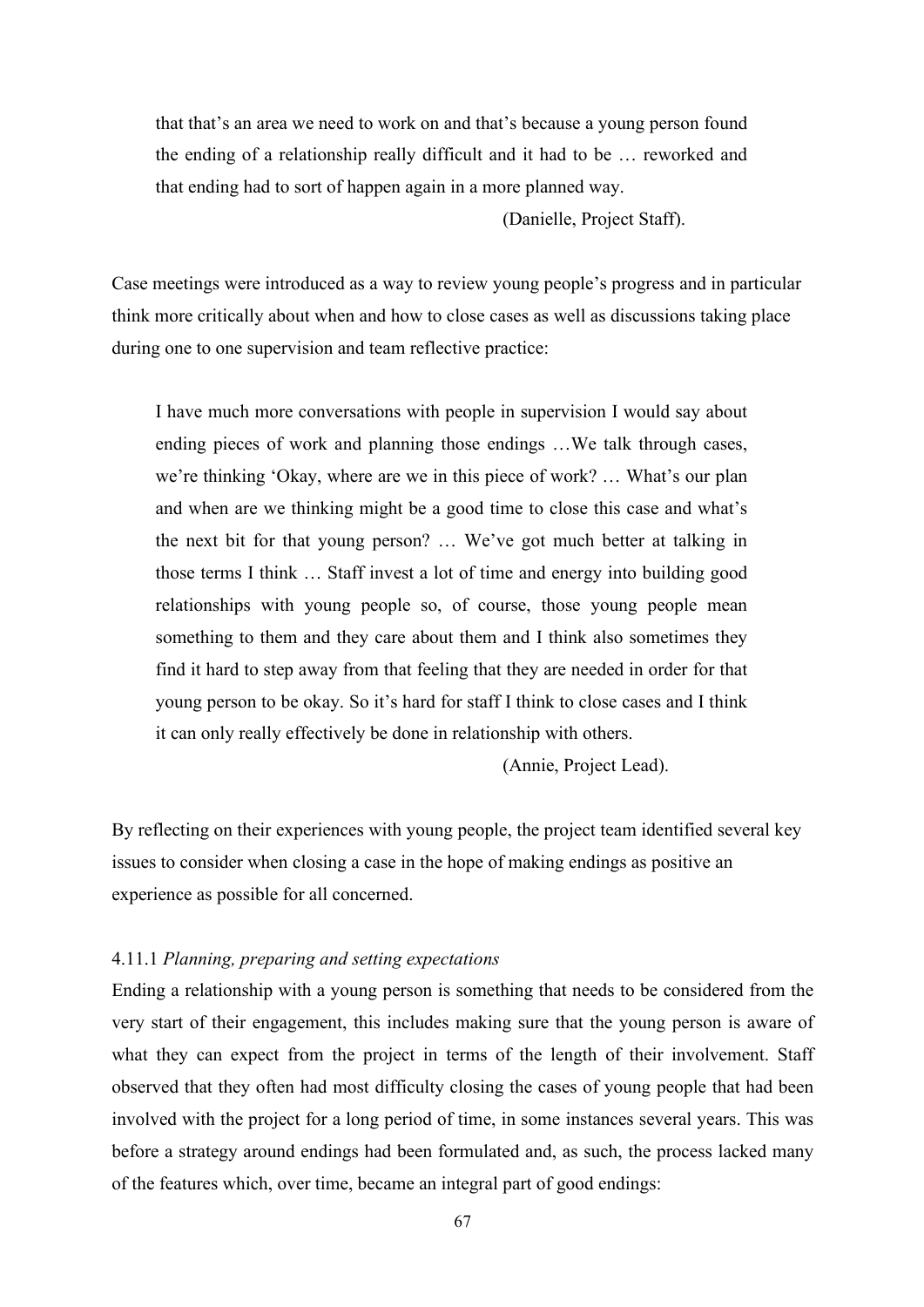> that that's an area we need to work on and that's because a young person found the ending of a relationship really difficult and it had to be … reworked and that ending had to sort of happen again in a more planned way.
>
> (Danielle, Project Staff).

Case meetings were introduced as a way to review young people's progress and in particular think more critically about when and how to close cases as well as discussions taking place during one to one supervision and team reflective practice:

> I have much more conversations with people in supervision I would say about ending pieces of work and planning those endings …We talk through cases, we're thinking 'Okay, where are we in this piece of work? … What's our plan and when are we thinking might be a good time to close this case and what's the next bit for that young person? … We've got much better at talking in those terms I think … Staff invest a lot of time and energy into building good relationships with young people so, of course, those young people mean something to them and they care about them and I think also sometimes they find it hard to step away from that feeling that they are needed in order for that young person to be okay. So it's hard for staff I think to close cases and I think it can only really effectively be done in relationship with others.
>
> (Annie, Project Lead).

By reflecting on their experiences with young people, the project team identified several key issues to consider when closing a case in the hope of making endings as positive an experience as possible for all concerned.

#### 4.11.1 *Planning, preparing and setting expectations*

Ending a relationship with a young person is something that needs to be considered from the very start of their engagement, this includes making sure that the young person is aware of what they can expect from the project in terms of the length of their involvement. Staff observed that they often had most difficulty closing the cases of young people that had been involved with the project for a long period of time, in some instances several years. This was before a strategy around endings had been formulated and, as such, the process lacked many of the features which, over time, became an integral part of good endings: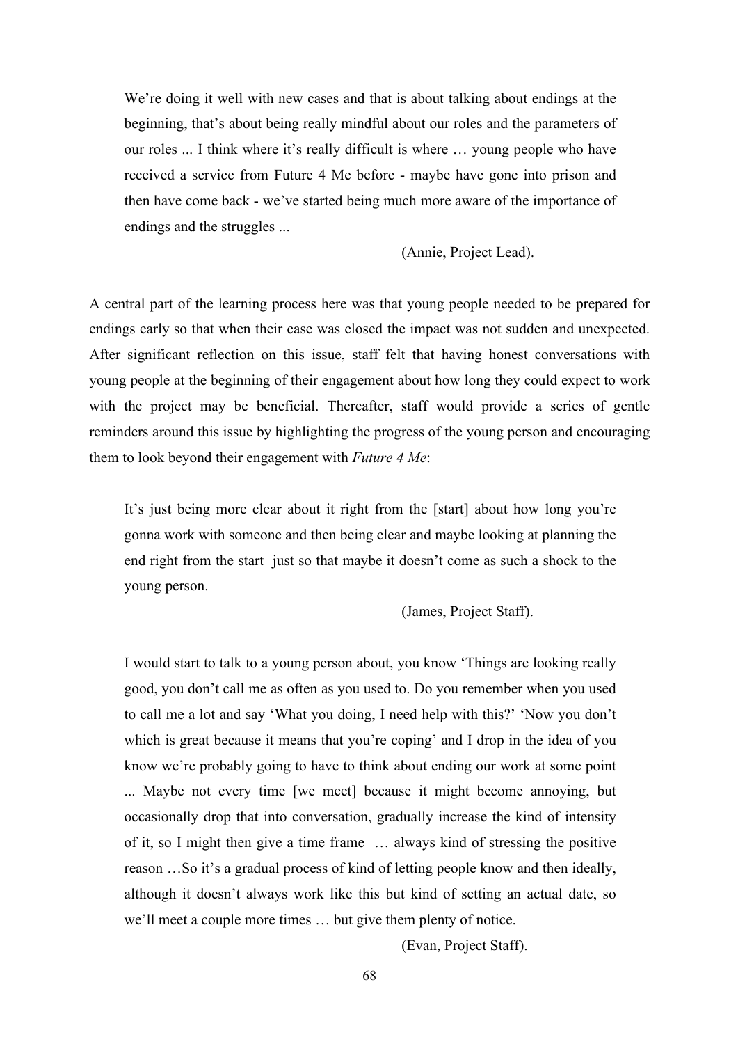> We're doing it well with new cases and that is about talking about endings at the beginning, that's about being really mindful about our roles and the parameters of our roles ... I think where it's really difficult is where … young people who have received a service from Future 4 Me before - maybe have gone into prison and then have come back - we've started being much more aware of the importance of endings and the struggles ...
>
> (Annie, Project Lead).

A central part of the learning process here was that young people needed to be prepared for endings early so that when their case was closed the impact was not sudden and unexpected. After significant reflection on this issue, staff felt that having honest conversations with young people at the beginning of their engagement about how long they could expect to work with the project may be beneficial. Thereafter, staff would provide a series of gentle reminders around this issue by highlighting the progress of the young person and encouraging them to look beyond their engagement with *Future 4 Me*:

> It's just being more clear about it right from the [start] about how long you're gonna work with someone and then being clear and maybe looking at planning the end right from the start just so that maybe it doesn't come as such a shock to the young person.
>
> (James, Project Staff).

> I would start to talk to a young person about, you know 'Things are looking really good, you don't call me as often as you used to. Do you remember when you used to call me a lot and say 'What you doing, I need help with this?' 'Now you don't which is great because it means that you're coping' and I drop in the idea of you know we're probably going to have to think about ending our work at some point ... Maybe not every time [we meet] because it might become annoying, but occasionally drop that into conversation, gradually increase the kind of intensity of it, so I might then give a time frame … always kind of stressing the positive reason …So it's a gradual process of kind of letting people know and then ideally, although it doesn't always work like this but kind of setting an actual date, so we'll meet a couple more times … but give them plenty of notice.
>
> (Evan, Project Staff).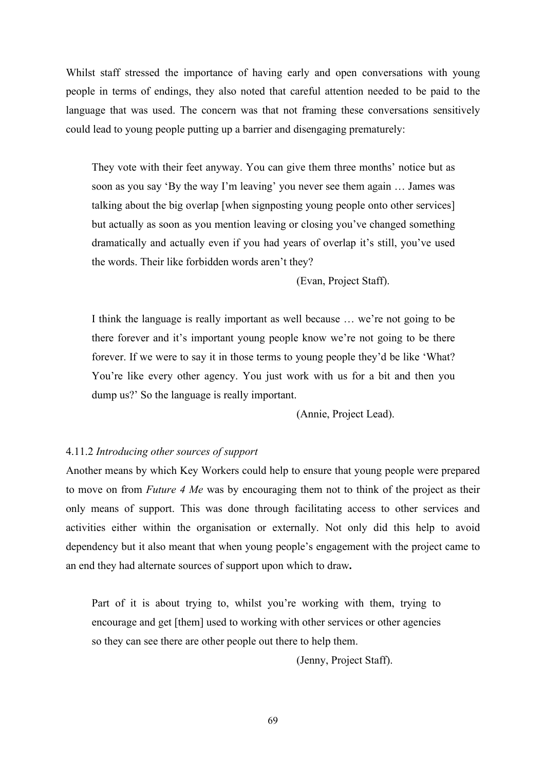Whilst staff stressed the importance of having early and open conversations with young people in terms of endings, they also noted that careful attention needed to be paid to the language that was used. The concern was that not framing these conversations sensitively could lead to young people putting up a barrier and disengaging prematurely:

> They vote with their feet anyway. You can give them three months' notice but as soon as you say 'By the way I'm leaving' you never see them again … James was talking about the big overlap [when signposting young people onto other services] but actually as soon as you mention leaving or closing you've changed something dramatically and actually even if you had years of overlap it's still, you've used the words. Their like forbidden words aren't they?
>
> (Evan, Project Staff).

> I think the language is really important as well because … we're not going to be there forever and it's important young people know we're not going to be there forever. If we were to say it in those terms to young people they'd be like 'What? You're like every other agency. You just work with us for a bit and then you dump us?' So the language is really important.
>
> (Annie, Project Lead).

#### 4.11.2 *Introducing other sources of support*

Another means by which Key Workers could help to ensure that young people were prepared to move on from *Future 4 Me* was by encouraging them not to think of the project as their only means of support. This was done through facilitating access to other services and activities either within the organisation or externally. Not only did this help to avoid dependency but it also meant that when young people's engagement with the project came to an end they had alternate sources of support upon which to draw**.**

> Part of it is about trying to, whilst you're working with them, trying to encourage and get [them] used to working with other services or other agencies so they can see there are other people out there to help them.
>
> (Jenny, Project Staff).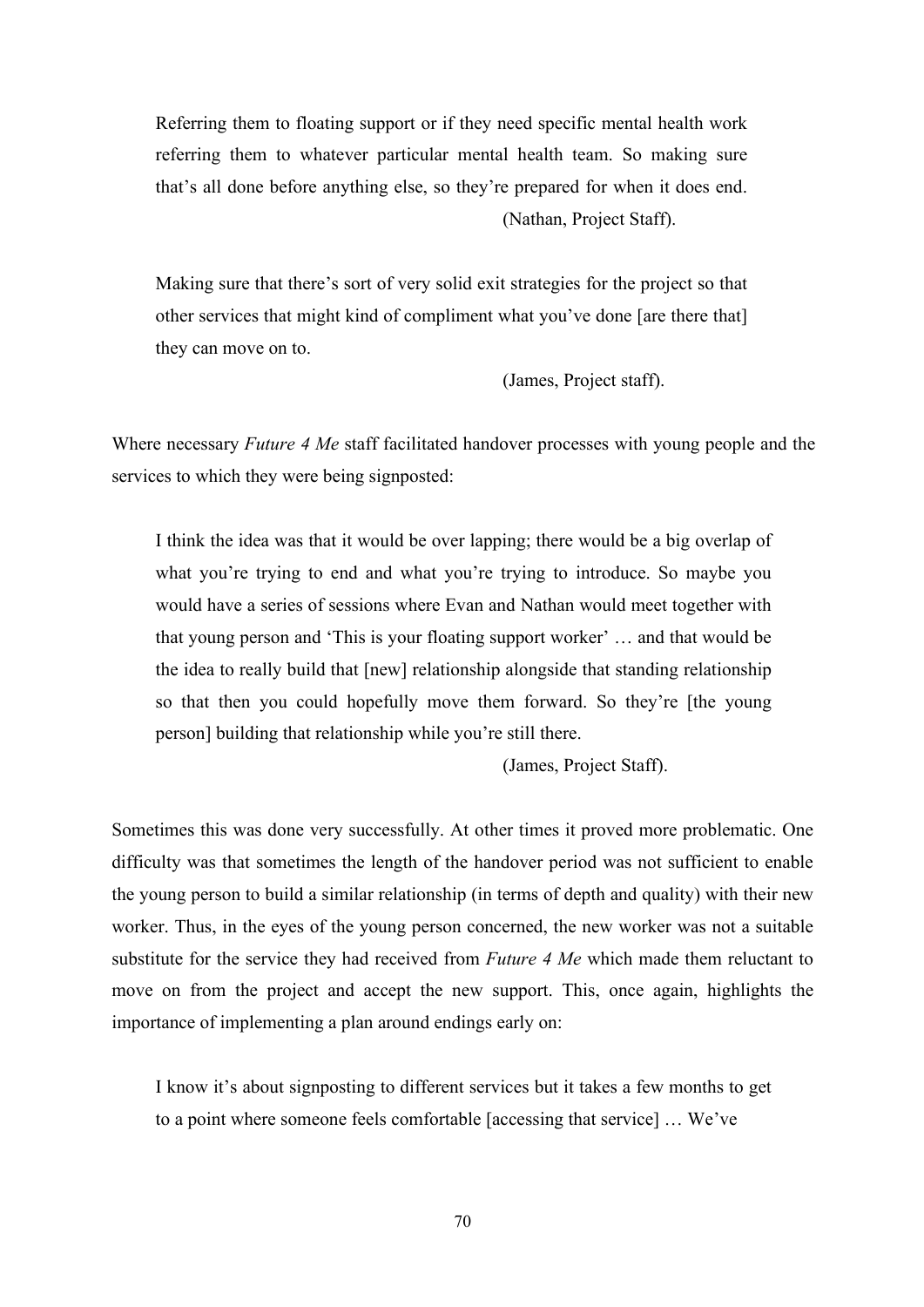> Referring them to floating support or if they need specific mental health work referring them to whatever particular mental health team. So making sure that's all done before anything else, so they're prepared for when it does end.
>
> (Nathan, Project Staff).

> Making sure that there's sort of very solid exit strategies for the project so that other services that might kind of compliment what you've done [are there that] they can move on to.
>
> (James, Project staff).

Where necessary *Future 4 Me* staff facilitated handover processes with young people and the services to which they were being signposted:

> I think the idea was that it would be over lapping; there would be a big overlap of what you're trying to end and what you're trying to introduce. So maybe you would have a series of sessions where Evan and Nathan would meet together with that young person and 'This is your floating support worker' … and that would be the idea to really build that [new] relationship alongside that standing relationship so that then you could hopefully move them forward. So they're [the young person] building that relationship while you're still there.
>
> (James, Project Staff).

Sometimes this was done very successfully. At other times it proved more problematic. One difficulty was that sometimes the length of the handover period was not sufficient to enable the young person to build a similar relationship (in terms of depth and quality) with their new worker. Thus, in the eyes of the young person concerned, the new worker was not a suitable substitute for the service they had received from *Future 4 Me* which made them reluctant to move on from the project and accept the new support. This, once again, highlights the importance of implementing a plan around endings early on:

> I know it's about signposting to different services but it takes a few months to get to a point where someone feels comfortable [accessing that service] … We've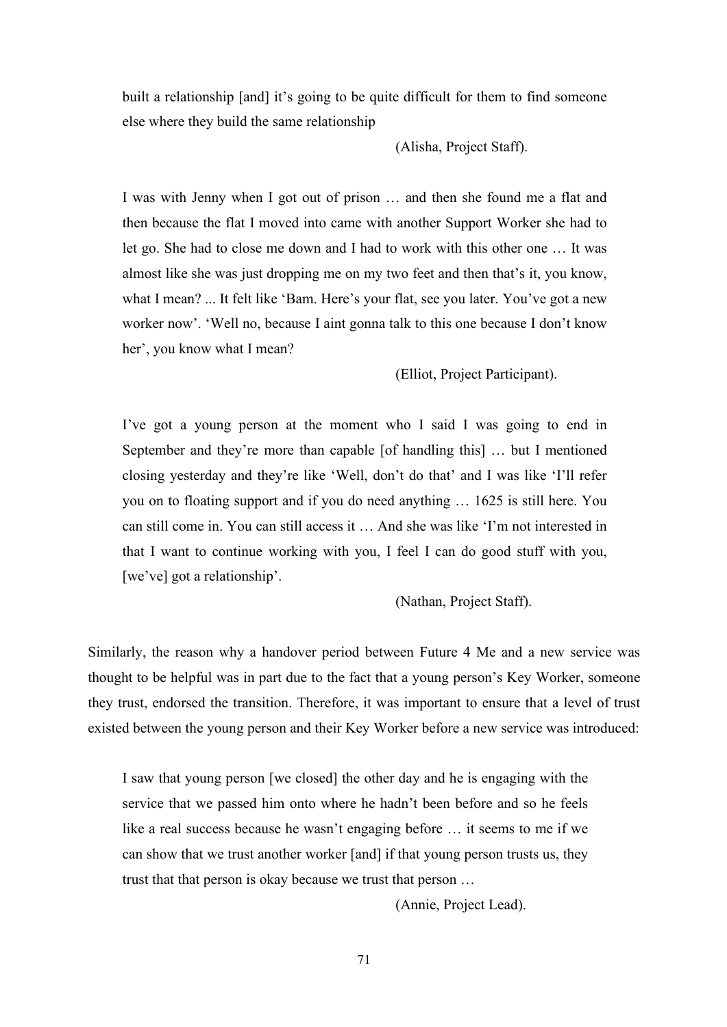> built a relationship [and] it's going to be quite difficult for them to find someone else where they build the same relationship
>
> (Alisha, Project Staff).

> I was with Jenny when I got out of prison … and then she found me a flat and then because the flat I moved into came with another Support Worker she had to let go. She had to close me down and I had to work with this other one … It was almost like she was just dropping me on my two feet and then that's it, you know, what I mean? ... It felt like 'Bam. Here's your flat, see you later. You've got a new worker now'. 'Well no, because I aint gonna talk to this one because I don't know her', you know what I mean?
>
> (Elliot, Project Participant).

> I've got a young person at the moment who I said I was going to end in September and they're more than capable [of handling this] … but I mentioned closing yesterday and they're like 'Well, don't do that' and I was like 'I'll refer you on to floating support and if you do need anything … 1625 is still here. You can still come in. You can still access it … And she was like 'I'm not interested in that I want to continue working with you, I feel I can do good stuff with you, [we've] got a relationship'.
>
> (Nathan, Project Staff).

Similarly, the reason why a handover period between Future 4 Me and a new service was thought to be helpful was in part due to the fact that a young person's Key Worker, someone they trust, endorsed the transition. Therefore, it was important to ensure that a level of trust existed between the young person and their Key Worker before a new service was introduced:

> I saw that young person [we closed] the other day and he is engaging with the service that we passed him onto where he hadn't been before and so he feels like a real success because he wasn't engaging before … it seems to me if we can show that we trust another worker [and] if that young person trusts us, they trust that that person is okay because we trust that person …
>
> (Annie, Project Lead).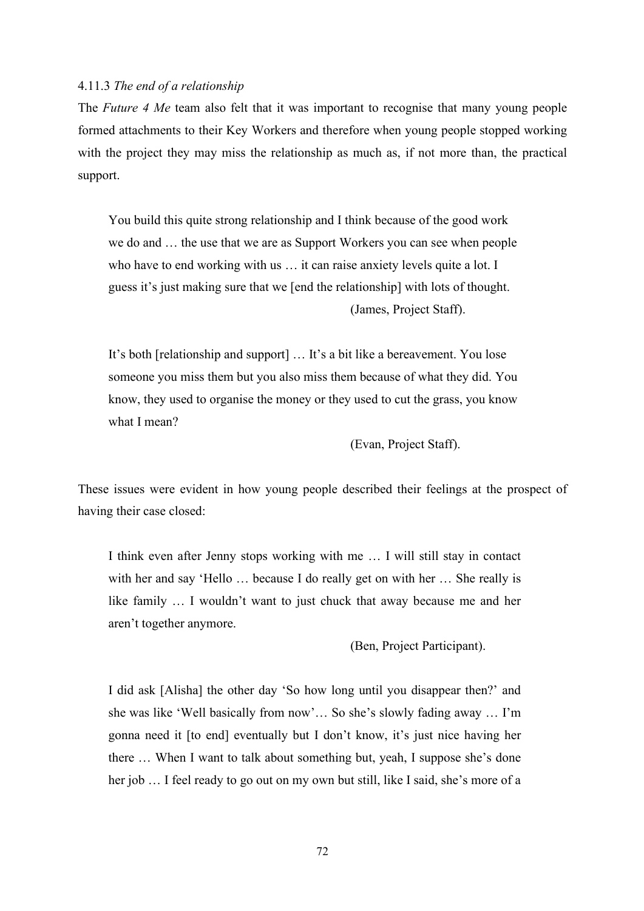4.11.3 *The end of a relationship*

The *Future 4 Me* team also felt that it was important to recognise that many young people formed attachments to their Key Workers and therefore when young people stopped working with the project they may miss the relationship as much as, if not more than, the practical support.

> You build this quite strong relationship and I think because of the good work we do and … the use that we are as Support Workers you can see when people who have to end working with us … it can raise anxiety levels quite a lot. I guess it's just making sure that we [end the relationship] with lots of thought.
>
> (James, Project Staff).

> It's both [relationship and support] … It's a bit like a bereavement. You lose someone you miss them but you also miss them because of what they did. You know, they used to organise the money or they used to cut the grass, you know what I mean?
>
> (Evan, Project Staff).

These issues were evident in how young people described their feelings at the prospect of having their case closed:

> I think even after Jenny stops working with me … I will still stay in contact with her and say 'Hello … because I do really get on with her … She really is like family … I wouldn't want to just chuck that away because me and her aren't together anymore.
>
> (Ben, Project Participant).

> I did ask [Alisha] the other day 'So how long until you disappear then?' and she was like 'Well basically from now'… So she's slowly fading away … I'm gonna need it [to end] eventually but I don't know, it's just nice having her there … When I want to talk about something but, yeah, I suppose she's done her job … I feel ready to go out on my own but still, like I said, she's more of a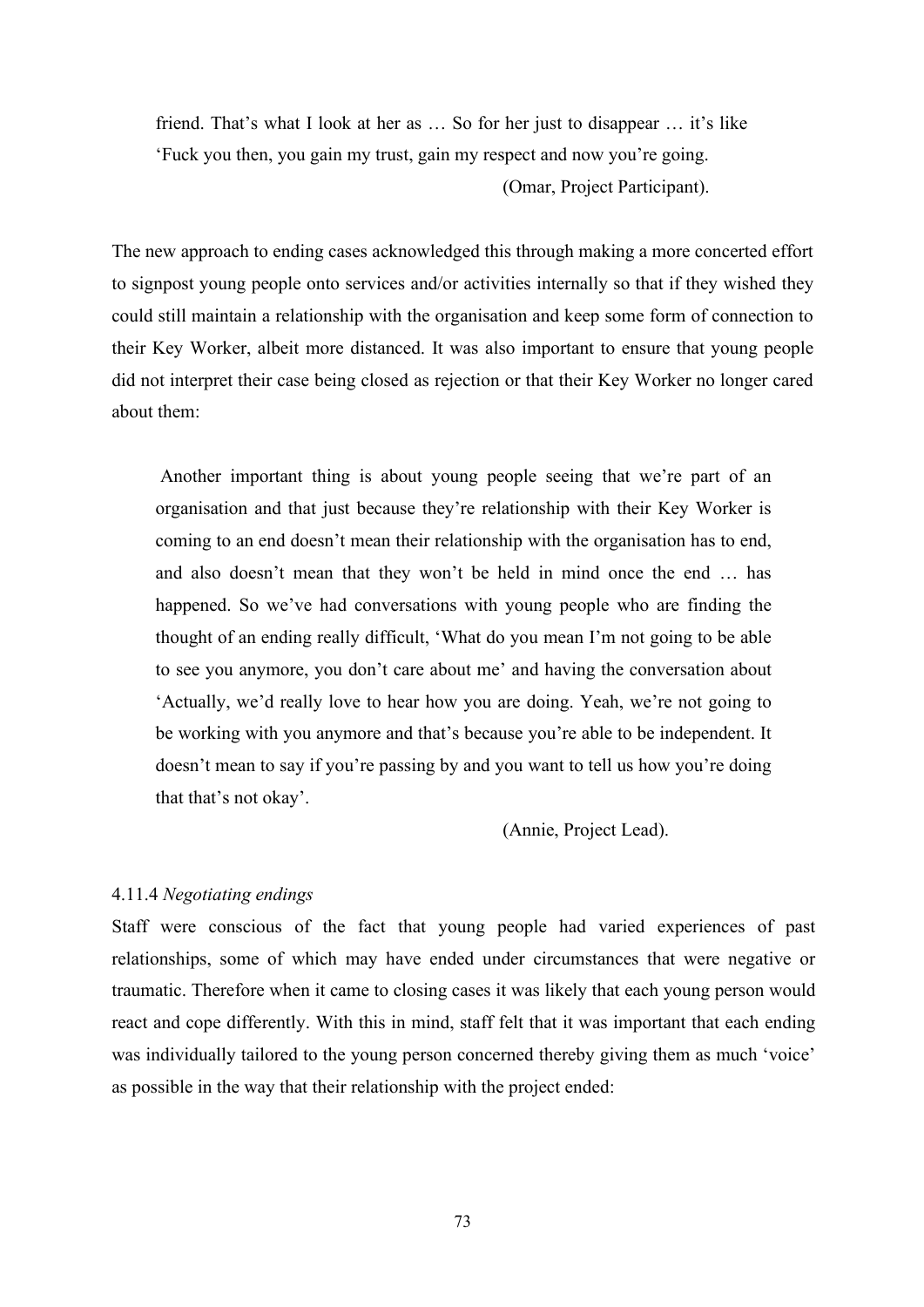> friend. That's what I look at her as … So for her just to disappear … it's like 'Fuck you then, you gain my trust, gain my respect and now you're going.
>
> (Omar, Project Participant).

The new approach to ending cases acknowledged this through making a more concerted effort to signpost young people onto services and/or activities internally so that if they wished they could still maintain a relationship with the organisation and keep some form of connection to their Key Worker, albeit more distanced. It was also important to ensure that young people did not interpret their case being closed as rejection or that their Key Worker no longer cared about them:

> Another important thing is about young people seeing that we're part of an organisation and that just because they're relationship with their Key Worker is coming to an end doesn't mean their relationship with the organisation has to end, and also doesn't mean that they won't be held in mind once the end … has happened. So we've had conversations with young people who are finding the thought of an ending really difficult, 'What do you mean I'm not going to be able to see you anymore, you don't care about me' and having the conversation about 'Actually, we'd really love to hear how you are doing. Yeah, we're not going to be working with you anymore and that's because you're able to be independent. It doesn't mean to say if you're passing by and you want to tell us how you're doing that that's not okay'.
>
> (Annie, Project Lead).

#### 4.11.4 *Negotiating endings*

Staff were conscious of the fact that young people had varied experiences of past relationships, some of which may have ended under circumstances that were negative or traumatic. Therefore when it came to closing cases it was likely that each young person would react and cope differently. With this in mind, staff felt that it was important that each ending was individually tailored to the young person concerned thereby giving them as much 'voice' as possible in the way that their relationship with the project ended: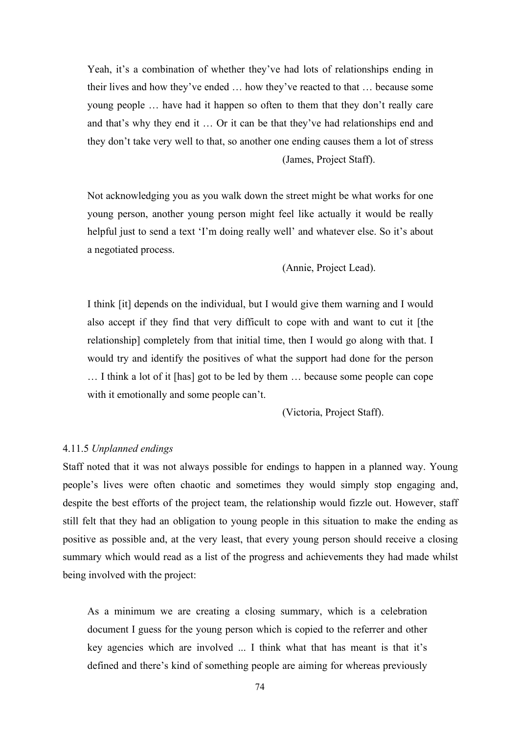> Yeah, it's a combination of whether they've had lots of relationships ending in their lives and how they've ended … how they've reacted to that … because some young people … have had it happen so often to them that they don't really care and that's why they end it … Or it can be that they've had relationships end and they don't take very well to that, so another one ending causes them a lot of stress
>
> (James, Project Staff).

> Not acknowledging you as you walk down the street might be what works for one young person, another young person might feel like actually it would be really helpful just to send a text 'I'm doing really well' and whatever else. So it's about a negotiated process.
>
> (Annie, Project Lead).

> I think [it] depends on the individual, but I would give them warning and I would also accept if they find that very difficult to cope with and want to cut it [the relationship] completely from that initial time, then I would go along with that. I would try and identify the positives of what the support had done for the person … I think a lot of it [has] got to be led by them … because some people can cope with it emotionally and some people can't.
>
> (Victoria, Project Staff).

#### 4.11.5 *Unplanned endings*

Staff noted that it was not always possible for endings to happen in a planned way. Young people's lives were often chaotic and sometimes they would simply stop engaging and, despite the best efforts of the project team, the relationship would fizzle out. However, staff still felt that they had an obligation to young people in this situation to make the ending as positive as possible and, at the very least, that every young person should receive a closing summary which would read as a list of the progress and achievements they had made whilst being involved with the project:

> As a minimum we are creating a closing summary, which is a celebration document I guess for the young person which is copied to the referrer and other key agencies which are involved ... I think what that has meant is that it's defined and there's kind of something people are aiming for whereas previously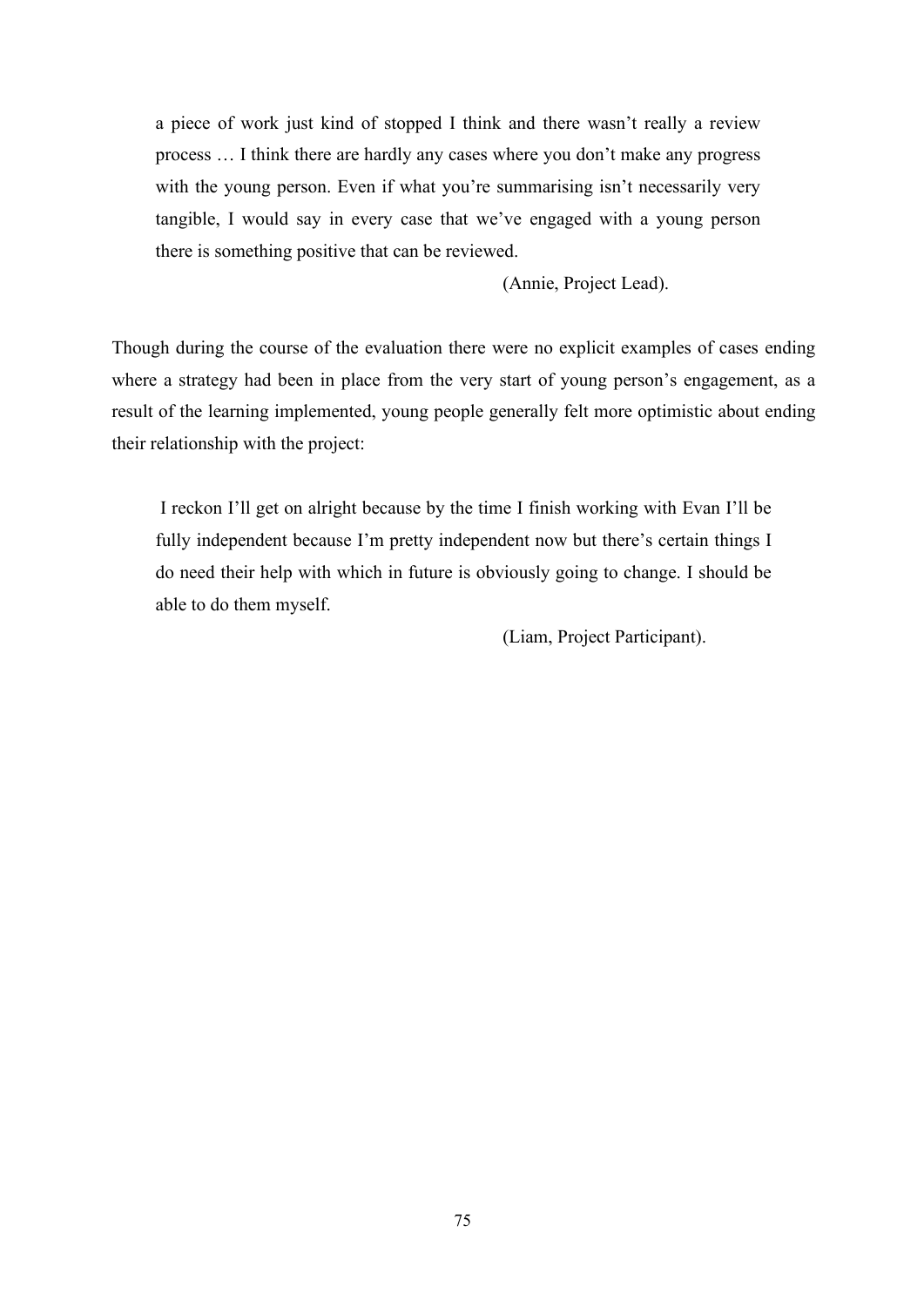> a piece of work just kind of stopped I think and there wasn't really a review process … I think there are hardly any cases where you don't make any progress with the young person. Even if what you're summarising isn't necessarily very tangible, I would say in every case that we've engaged with a young person there is something positive that can be reviewed.
>
> (Annie, Project Lead).

Though during the course of the evaluation there were no explicit examples of cases ending where a strategy had been in place from the very start of young person's engagement, as a result of the learning implemented, young people generally felt more optimistic about ending their relationship with the project:

> I reckon I'll get on alright because by the time I finish working with Evan I'll be fully independent because I'm pretty independent now but there's certain things I do need their help with which in future is obviously going to change. I should be able to do them myself.
>
> (Liam, Project Participant).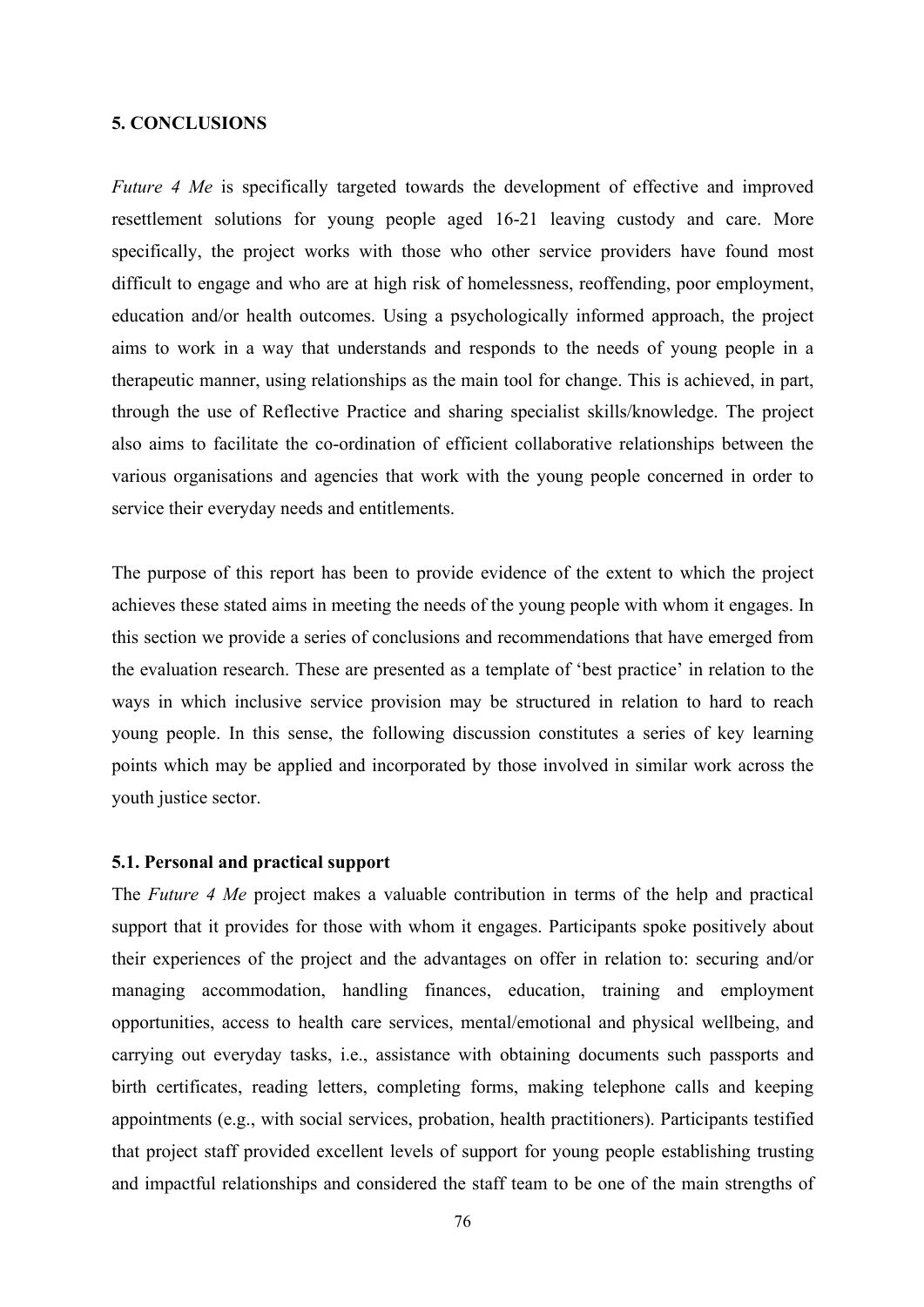## 5. CONCLUSIONS

*Future 4 Me* is specifically targeted towards the development of effective and improved resettlement solutions for young people aged 16-21 leaving custody and care. More specifically, the project works with those who other service providers have found most difficult to engage and who are at high risk of homelessness, reoffending, poor employment, education and/or health outcomes. Using a psychologically informed approach, the project aims to work in a way that understands and responds to the needs of young people in a therapeutic manner, using relationships as the main tool for change. This is achieved, in part, through the use of Reflective Practice and sharing specialist skills/knowledge. The project also aims to facilitate the co-ordination of efficient collaborative relationships between the various organisations and agencies that work with the young people concerned in order to service their everyday needs and entitlements.

The purpose of this report has been to provide evidence of the extent to which the project achieves these stated aims in meeting the needs of the young people with whom it engages. In this section we provide a series of conclusions and recommendations that have emerged from the evaluation research. These are presented as a template of 'best practice' in relation to the ways in which inclusive service provision may be structured in relation to hard to reach young people. In this sense, the following discussion constitutes a series of key learning points which may be applied and incorporated by those involved in similar work across the youth justice sector.

### 5.1. Personal and practical support

The *Future 4 Me* project makes a valuable contribution in terms of the help and practical support that it provides for those with whom it engages. Participants spoke positively about their experiences of the project and the advantages on offer in relation to: securing and/or managing accommodation, handling finances, education, training and employment opportunities, access to health care services, mental/emotional and physical wellbeing, and carrying out everyday tasks, i.e., assistance with obtaining documents such passports and birth certificates, reading letters, completing forms, making telephone calls and keeping appointments (e.g., with social services, probation, health practitioners). Participants testified that project staff provided excellent levels of support for young people establishing trusting and impactful relationships and considered the staff team to be one of the main strengths of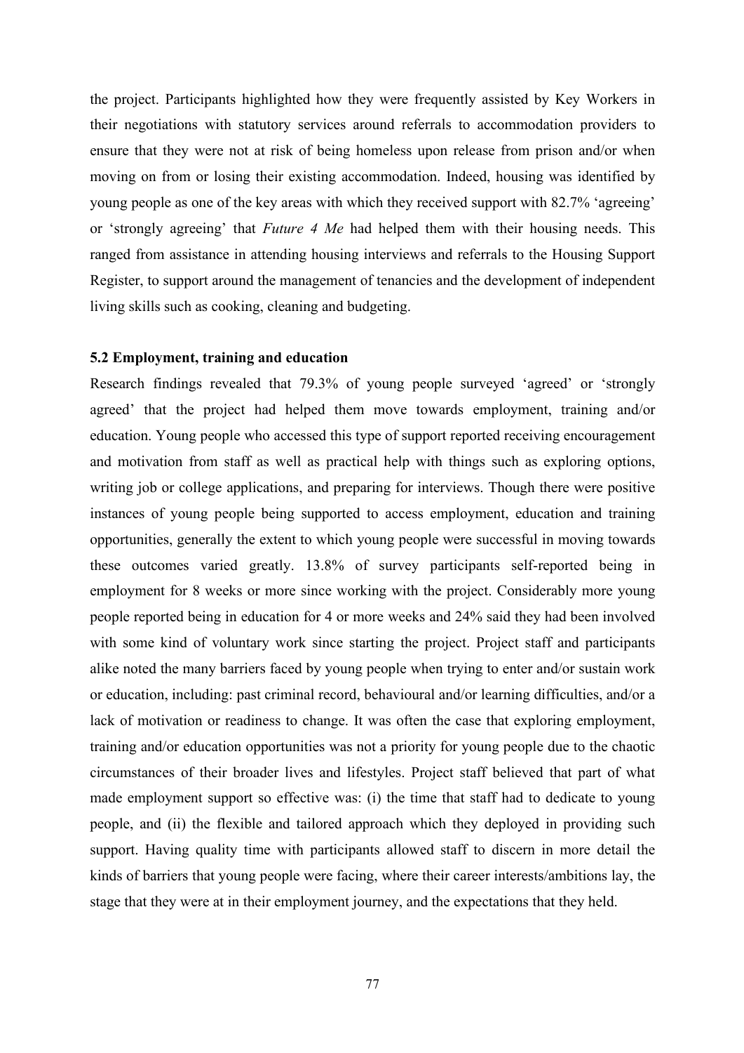the project. Participants highlighted how they were frequently assisted by Key Workers in their negotiations with statutory services around referrals to accommodation providers to ensure that they were not at risk of being homeless upon release from prison and/or when moving on from or losing their existing accommodation. Indeed, housing was identified by young people as one of the key areas with which they received support with 82.7% 'agreeing' or 'strongly agreeing' that *Future 4 Me* had helped them with their housing needs. This ranged from assistance in attending housing interviews and referrals to the Housing Support Register, to support around the management of tenancies and the development of independent living skills such as cooking, cleaning and budgeting.

### 5.2 Employment, training and education

Research findings revealed that 79.3% of young people surveyed 'agreed' or 'strongly agreed' that the project had helped them move towards employment, training and/or education. Young people who accessed this type of support reported receiving encouragement and motivation from staff as well as practical help with things such as exploring options, writing job or college applications, and preparing for interviews. Though there were positive instances of young people being supported to access employment, education and training opportunities, generally the extent to which young people were successful in moving towards these outcomes varied greatly. 13.8% of survey participants self-reported being in employment for 8 weeks or more since working with the project. Considerably more young people reported being in education for 4 or more weeks and 24% said they had been involved with some kind of voluntary work since starting the project. Project staff and participants alike noted the many barriers faced by young people when trying to enter and/or sustain work or education, including: past criminal record, behavioural and/or learning difficulties, and/or a lack of motivation or readiness to change. It was often the case that exploring employment, training and/or education opportunities was not a priority for young people due to the chaotic circumstances of their broader lives and lifestyles. Project staff believed that part of what made employment support so effective was: (i) the time that staff had to dedicate to young people, and (ii) the flexible and tailored approach which they deployed in providing such support. Having quality time with participants allowed staff to discern in more detail the kinds of barriers that young people were facing, where their career interests/ambitions lay, the stage that they were at in their employment journey, and the expectations that they held.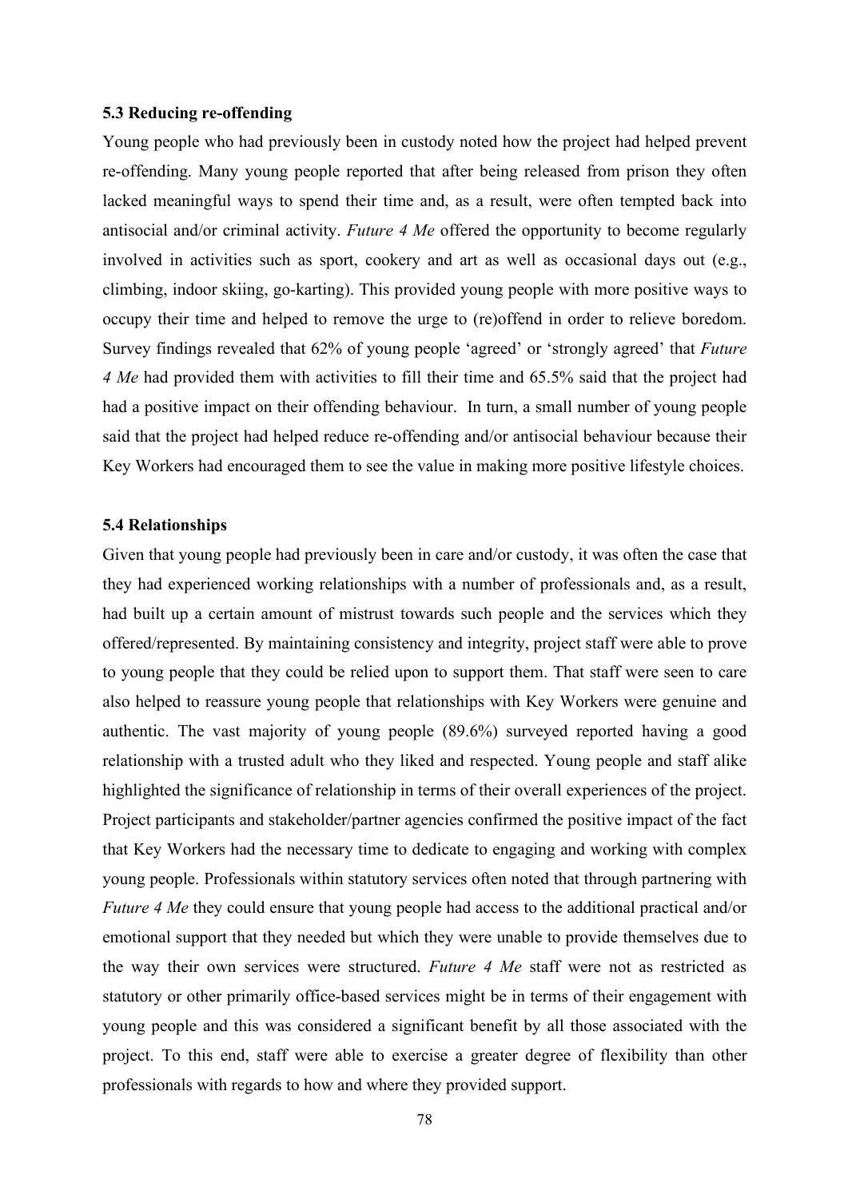### 5.3 Reducing re-offending

Young people who had previously been in custody noted how the project had helped prevent re-offending. Many young people reported that after being released from prison they often lacked meaningful ways to spend their time and, as a result, were often tempted back into antisocial and/or criminal activity. *Future 4 Me* offered the opportunity to become regularly involved in activities such as sport, cookery and art as well as occasional days out (e.g., climbing, indoor skiing, go-karting). This provided young people with more positive ways to occupy their time and helped to remove the urge to (re)offend in order to relieve boredom. Survey findings revealed that 62% of young people 'agreed' or 'strongly agreed' that *Future 4 Me* had provided them with activities to fill their time and 65.5% said that the project had had a positive impact on their offending behaviour. In turn, a small number of young people said that the project had helped reduce re-offending and/or antisocial behaviour because their Key Workers had encouraged them to see the value in making more positive lifestyle choices.

### 5.4 Relationships

Given that young people had previously been in care and/or custody, it was often the case that they had experienced working relationships with a number of professionals and, as a result, had built up a certain amount of mistrust towards such people and the services which they offered/represented. By maintaining consistency and integrity, project staff were able to prove to young people that they could be relied upon to support them. That staff were seen to care also helped to reassure young people that relationships with Key Workers were genuine and authentic. The vast majority of young people (89.6%) surveyed reported having a good relationship with a trusted adult who they liked and respected. Young people and staff alike highlighted the significance of relationship in terms of their overall experiences of the project. Project participants and stakeholder/partner agencies confirmed the positive impact of the fact that Key Workers had the necessary time to dedicate to engaging and working with complex young people. Professionals within statutory services often noted that through partnering with *Future 4 Me* they could ensure that young people had access to the additional practical and/or emotional support that they needed but which they were unable to provide themselves due to the way their own services were structured. *Future 4 Me* staff were not as restricted as statutory or other primarily office-based services might be in terms of their engagement with young people and this was considered a significant benefit by all those associated with the project. To this end, staff were able to exercise a greater degree of flexibility than other professionals with regards to how and where they provided support.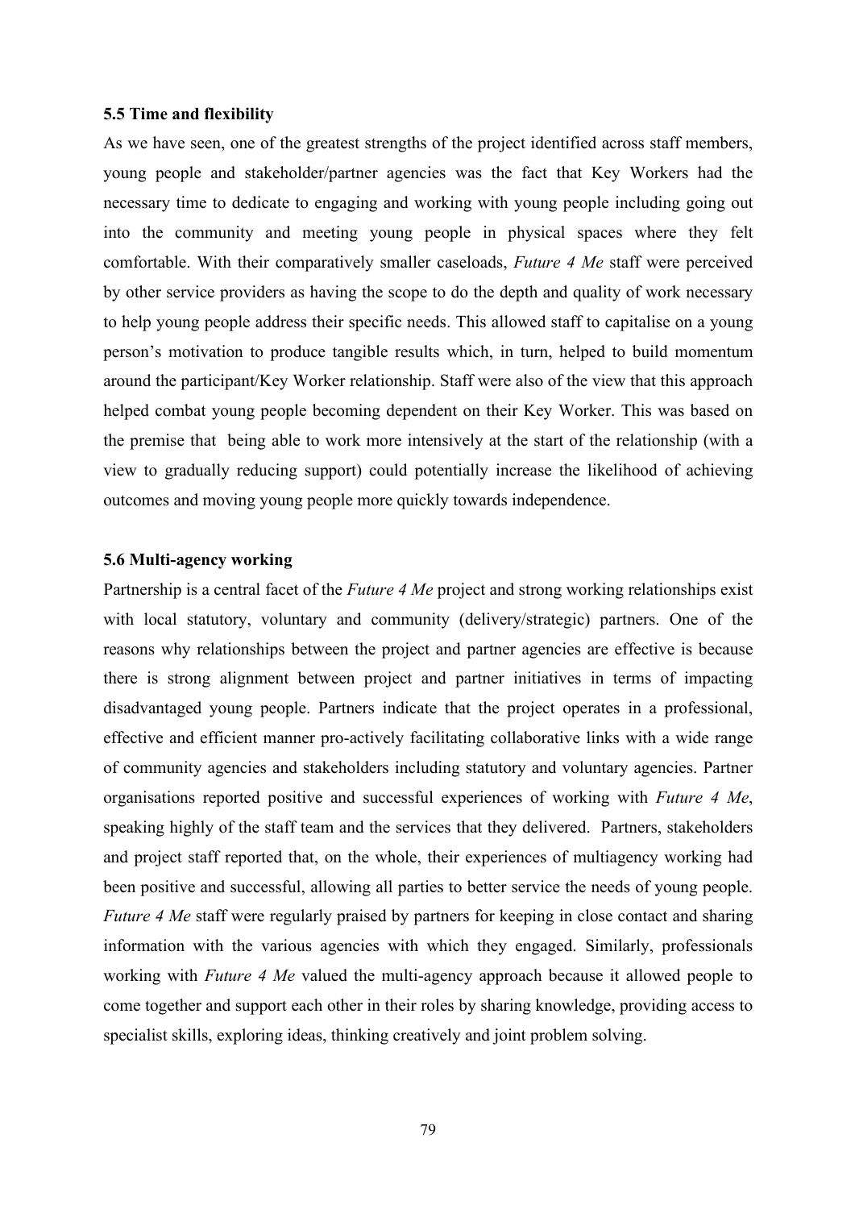### 5.5 Time and flexibility

As we have seen, one of the greatest strengths of the project identified across staff members, young people and stakeholder/partner agencies was the fact that Key Workers had the necessary time to dedicate to engaging and working with young people including going out into the community and meeting young people in physical spaces where they felt comfortable. With their comparatively smaller caseloads, *Future 4 Me* staff were perceived by other service providers as having the scope to do the depth and quality of work necessary to help young people address their specific needs. This allowed staff to capitalise on a young person's motivation to produce tangible results which, in turn, helped to build momentum around the participant/Key Worker relationship. Staff were also of the view that this approach helped combat young people becoming dependent on their Key Worker. This was based on the premise that being able to work more intensively at the start of the relationship (with a view to gradually reducing support) could potentially increase the likelihood of achieving outcomes and moving young people more quickly towards independence.

### 5.6 Multi-agency working

Partnership is a central facet of the *Future 4 Me* project and strong working relationships exist with local statutory, voluntary and community (delivery/strategic) partners. One of the reasons why relationships between the project and partner agencies are effective is because there is strong alignment between project and partner initiatives in terms of impacting disadvantaged young people. Partners indicate that the project operates in a professional, effective and efficient manner pro-actively facilitating collaborative links with a wide range of community agencies and stakeholders including statutory and voluntary agencies. Partner organisations reported positive and successful experiences of working with *Future 4 Me*, speaking highly of the staff team and the services that they delivered. Partners, stakeholders and project staff reported that, on the whole, their experiences of multiagency working had been positive and successful, allowing all parties to better service the needs of young people. *Future 4 Me* staff were regularly praised by partners for keeping in close contact and sharing information with the various agencies with which they engaged. Similarly, professionals working with *Future 4 Me* valued the multi-agency approach because it allowed people to come together and support each other in their roles by sharing knowledge, providing access to specialist skills, exploring ideas, thinking creatively and joint problem solving.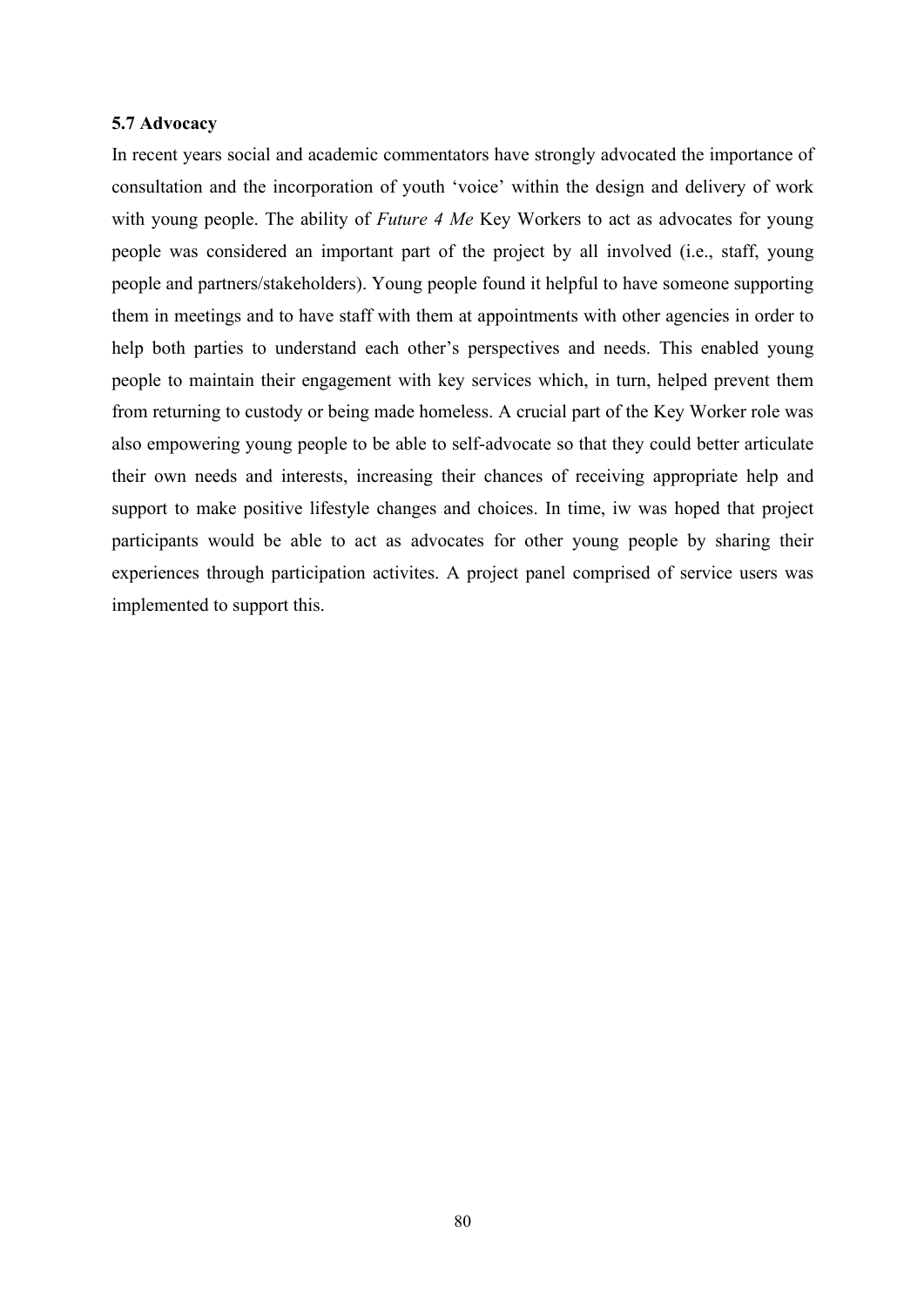### 5.7 Advocacy

In recent years social and academic commentators have strongly advocated the importance of consultation and the incorporation of youth 'voice' within the design and delivery of work with young people. The ability of *Future 4 Me* Key Workers to act as advocates for young people was considered an important part of the project by all involved (i.e., staff, young people and partners/stakeholders). Young people found it helpful to have someone supporting them in meetings and to have staff with them at appointments with other agencies in order to help both parties to understand each other's perspectives and needs. This enabled young people to maintain their engagement with key services which, in turn, helped prevent them from returning to custody or being made homeless. A crucial part of the Key Worker role was also empowering young people to be able to self-advocate so that they could better articulate their own needs and interests, increasing their chances of receiving appropriate help and support to make positive lifestyle changes and choices. In time, iw was hoped that project participants would be able to act as advocates for other young people by sharing their experiences through participation activites. A project panel comprised of service users was implemented to support this.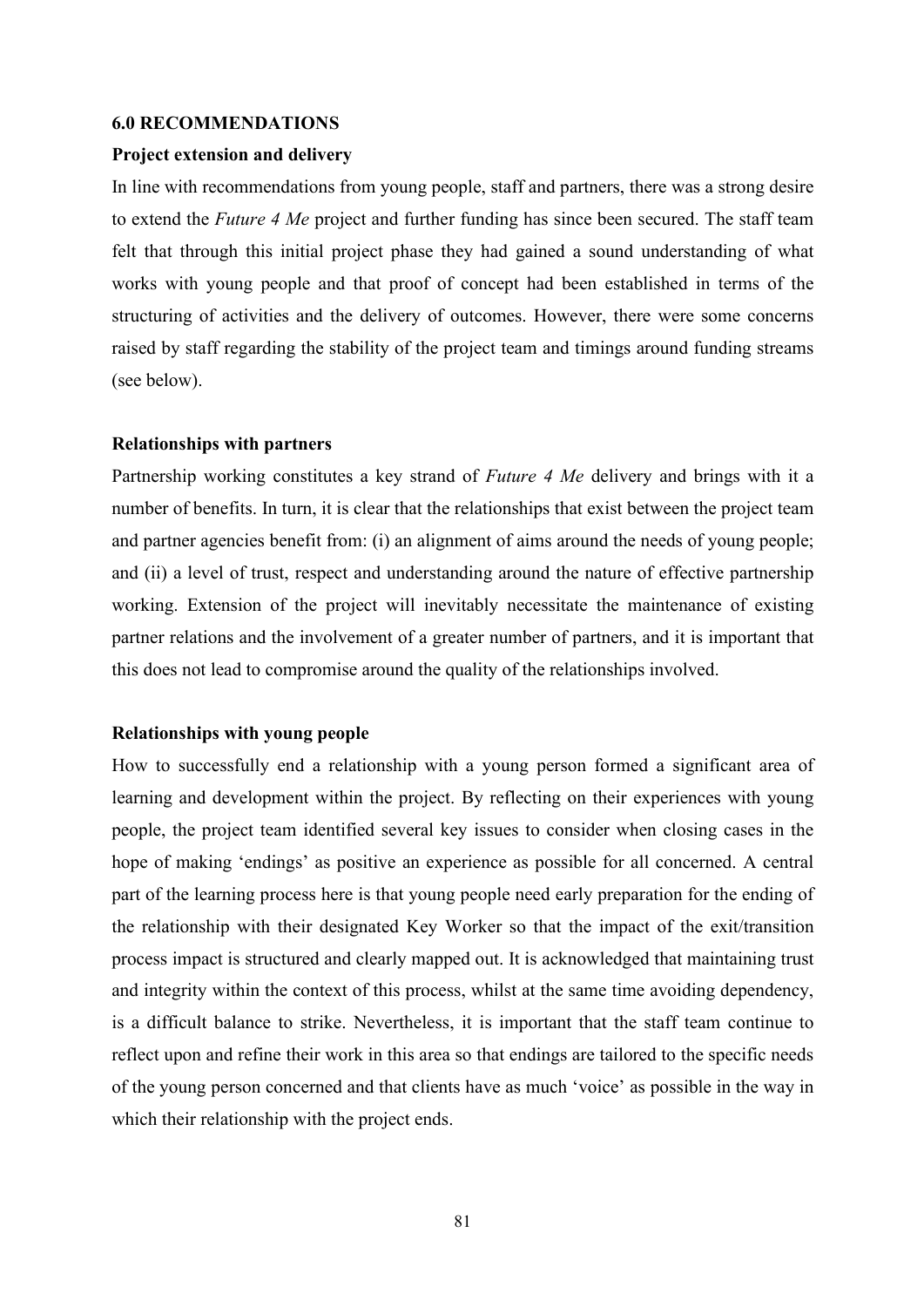## 6.0 RECOMMENDATIONS

### Project extension and delivery

In line with recommendations from young people, staff and partners, there was a strong desire to extend the *Future 4 Me* project and further funding has since been secured. The staff team felt that through this initial project phase they had gained a sound understanding of what works with young people and that proof of concept had been established in terms of the structuring of activities and the delivery of outcomes. However, there were some concerns raised by staff regarding the stability of the project team and timings around funding streams (see below).

### Relationships with partners

Partnership working constitutes a key strand of *Future 4 Me* delivery and brings with it a number of benefits. In turn, it is clear that the relationships that exist between the project team and partner agencies benefit from: (i) an alignment of aims around the needs of young people; and (ii) a level of trust, respect and understanding around the nature of effective partnership working. Extension of the project will inevitably necessitate the maintenance of existing partner relations and the involvement of a greater number of partners, and it is important that this does not lead to compromise around the quality of the relationships involved.

### Relationships with young people

How to successfully end a relationship with a young person formed a significant area of learning and development within the project. By reflecting on their experiences with young people, the project team identified several key issues to consider when closing cases in the hope of making 'endings' as positive an experience as possible for all concerned. A central part of the learning process here is that young people need early preparation for the ending of the relationship with their designated Key Worker so that the impact of the exit/transition process impact is structured and clearly mapped out. It is acknowledged that maintaining trust and integrity within the context of this process, whilst at the same time avoiding dependency, is a difficult balance to strike. Nevertheless, it is important that the staff team continue to reflect upon and refine their work in this area so that endings are tailored to the specific needs of the young person concerned and that clients have as much 'voice' as possible in the way in which their relationship with the project ends.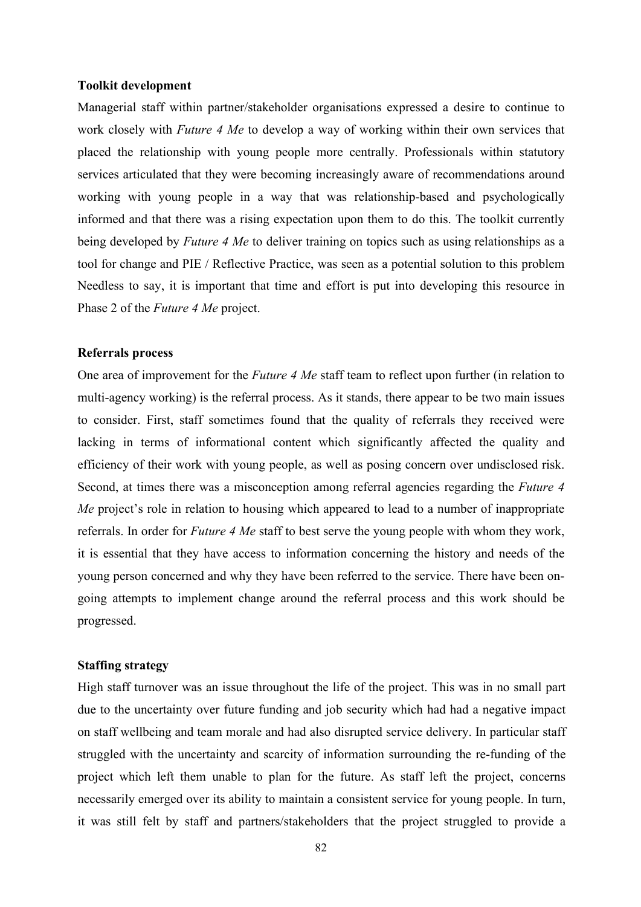**Toolkit development**

Managerial staff within partner/stakeholder organisations expressed a desire to continue to work closely with *Future 4 Me* to develop a way of working within their own services that placed the relationship with young people more centrally. Professionals within statutory services articulated that they were becoming increasingly aware of recommendations around working with young people in a way that was relationship-based and psychologically informed and that there was a rising expectation upon them to do this. The toolkit currently being developed by *Future 4 Me* to deliver training on topics such as using relationships as a tool for change and PIE / Reflective Practice, was seen as a potential solution to this problem Needless to say, it is important that time and effort is put into developing this resource in Phase 2 of the *Future 4 Me* project.

**Referrals process**

One area of improvement for the *Future 4 Me* staff team to reflect upon further (in relation to multi-agency working) is the referral process. As it stands, there appear to be two main issues to consider. First, staff sometimes found that the quality of referrals they received were lacking in terms of informational content which significantly affected the quality and efficiency of their work with young people, as well as posing concern over undisclosed risk. Second, at times there was a misconception among referral agencies regarding the *Future 4 Me* project's role in relation to housing which appeared to lead to a number of inappropriate referrals. In order for *Future 4 Me* staff to best serve the young people with whom they work, it is essential that they have access to information concerning the history and needs of the young person concerned and why they have been referred to the service. There have been on-going attempts to implement change around the referral process and this work should be progressed.

**Staffing strategy**

High staff turnover was an issue throughout the life of the project. This was in no small part due to the uncertainty over future funding and job security which had had a negative impact on staff wellbeing and team morale and had also disrupted service delivery. In particular staff struggled with the uncertainty and scarcity of information surrounding the re-funding of the project which left them unable to plan for the future. As staff left the project, concerns necessarily emerged over its ability to maintain a consistent service for young people. In turn, it was still felt by staff and partners/stakeholders that the project struggled to provide a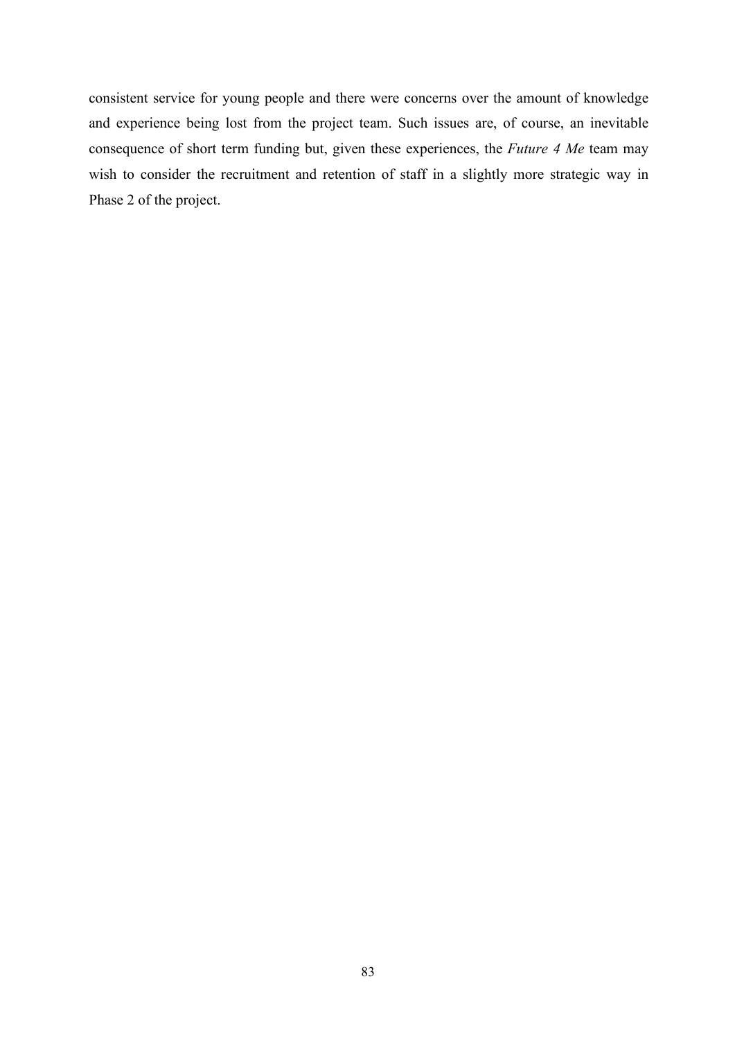consistent service for young people and there were concerns over the amount of knowledge and experience being lost from the project team. Such issues are, of course, an inevitable consequence of short term funding but, given these experiences, the *Future 4 Me* team may wish to consider the recruitment and retention of staff in a slightly more strategic way in Phase 2 of the project.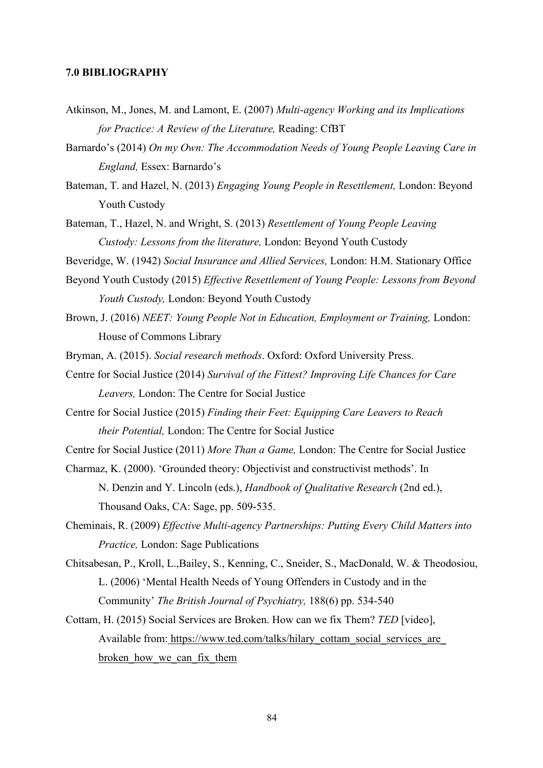**7.0 BIBLIOGRAPHY**

Atkinson, M., Jones, M. and Lamont, E. (2007) *Multi-agency Working and its Implications for Practice: A Review of the Literature,* Reading: CfBT

Barnardo's (2014) *On my Own: The Accommodation Needs of Young People Leaving Care in England,* Essex: Barnardo's

Bateman, T. and Hazel, N. (2013) *Engaging Young People in Resettlement,* London: Beyond Youth Custody

Bateman, T., Hazel, N. and Wright, S. (2013) *Resettlement of Young People Leaving Custody: Lessons from the literature,* London: Beyond Youth Custody

Beveridge, W. (1942) *Social Insurance and Allied Services,* London: H.M. Stationary Office

Beyond Youth Custody (2015) *Effective Resettlement of Young People: Lessons from Beyond Youth Custody,* London: Beyond Youth Custody

Brown, J. (2016) *NEET: Young People Not in Education, Employment or Training,* London: House of Commons Library

Bryman, A. (2015). *Social research methods*. Oxford: Oxford University Press.

Centre for Social Justice (2014) *Survival of the Fittest? Improving Life Chances for Care Leavers,* London: The Centre for Social Justice

Centre for Social Justice (2015) *Finding their Feet: Equipping Care Leavers to Reach their Potential,* London: The Centre for Social Justice

Centre for Social Justice (2011) *More Than a Game,* London: The Centre for Social Justice

Charmaz, K. (2000). 'Grounded theory: Objectivist and constructivist methods'. In N. Denzin and Y. Lincoln (eds.), *Handbook of Qualitative Research* (2nd ed.), Thousand Oaks, CA: Sage, pp. 509-535.

Cheminais, R. (2009) *Effective Multi-agency Partnerships: Putting Every Child Matters into Practice,* London: Sage Publications

Chitsabesan, P., Kroll, L.,Bailey, S., Kenning, C., Sneider, S., MacDonald, W. & Theodosiou, L. (2006) 'Mental Health Needs of Young Offenders in Custody and in the Community' *The British Journal of Psychiatry,* 188(6) pp. 534-540

Cottam, H. (2015) Social Services are Broken. How can we fix Them? *TED* [video], Available from: https://www.ted.com/talks/hilary_cottam_social_services_are_broken_how_we_can_fix_them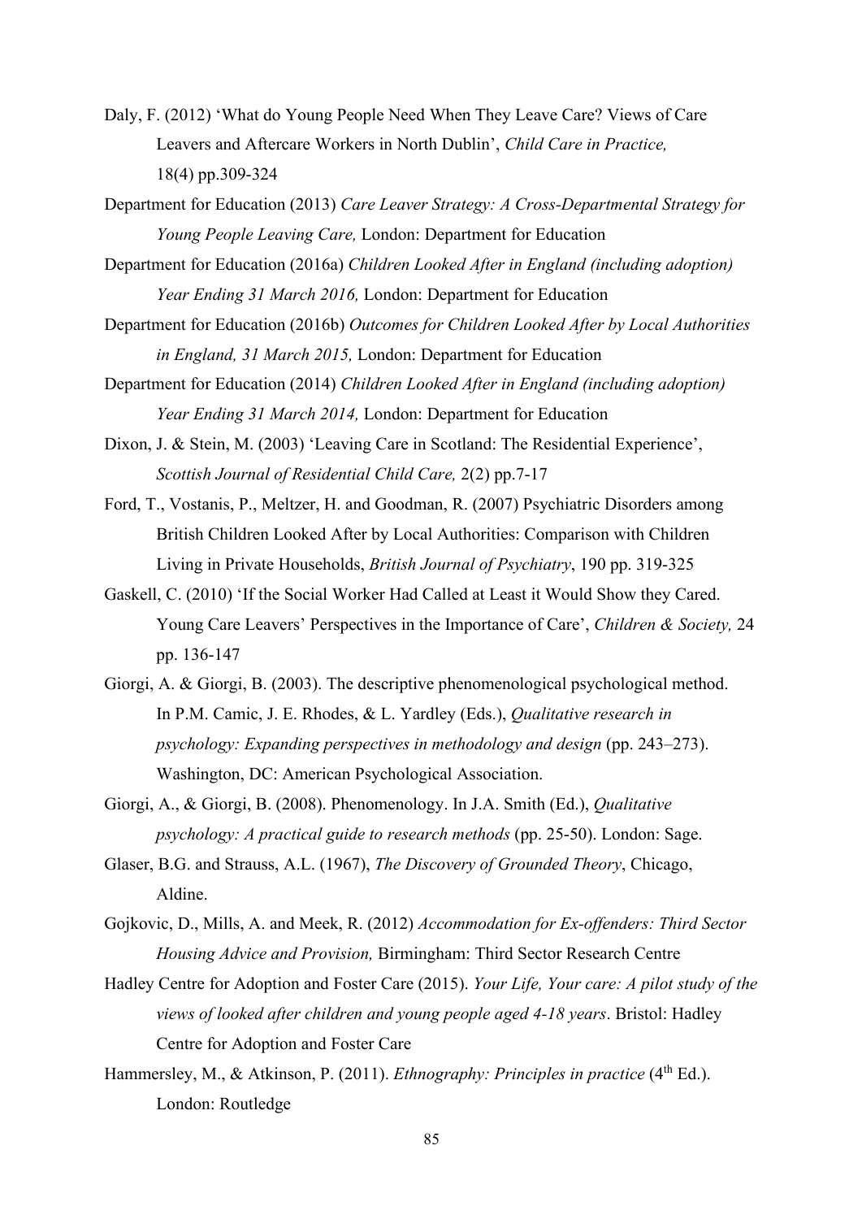Daly, F. (2012) 'What do Young People Need When They Leave Care? Views of Care Leavers and Aftercare Workers in North Dublin', *Child Care in Practice,* 18(4) pp.309-324

Department for Education (2013) *Care Leaver Strategy: A Cross-Departmental Strategy for Young People Leaving Care,* London: Department for Education

Department for Education (2016a) *Children Looked After in England (including adoption) Year Ending 31 March 2016,* London: Department for Education

Department for Education (2016b) *Outcomes for Children Looked After by Local Authorities in England, 31 March 2015,* London: Department for Education

Department for Education (2014) *Children Looked After in England (including adoption) Year Ending 31 March 2014,* London: Department for Education

Dixon, J. & Stein, M. (2003) 'Leaving Care in Scotland: The Residential Experience', *Scottish Journal of Residential Child Care,* 2(2) pp.7-17

Ford, T., Vostanis, P., Meltzer, H. and Goodman, R. (2007) Psychiatric Disorders among British Children Looked After by Local Authorities: Comparison with Children Living in Private Households, *British Journal of Psychiatry*, 190 pp. 319-325

Gaskell, C. (2010) 'If the Social Worker Had Called at Least it Would Show they Cared. Young Care Leavers' Perspectives in the Importance of Care', *Children & Society,* 24 pp. 136-147

Giorgi, A. & Giorgi, B. (2003). The descriptive phenomenological psychological method. In P.M. Camic, J. E. Rhodes, & L. Yardley (Eds.), *Qualitative research in psychology: Expanding perspectives in methodology and design* (pp. 243–273). Washington, DC: American Psychological Association.

Giorgi, A., & Giorgi, B. (2008). Phenomenology. In J.A. Smith (Ed.), *Qualitative psychology: A practical guide to research methods* (pp. 25-50). London: Sage.

Glaser, B.G. and Strauss, A.L. (1967), *The Discovery of Grounded Theory*, Chicago, Aldine.

Gojkovic, D., Mills, A. and Meek, R. (2012) *Accommodation for Ex-offenders: Third Sector Housing Advice and Provision,* Birmingham: Third Sector Research Centre

Hadley Centre for Adoption and Foster Care (2015). *Your Life, Your care: A pilot study of the views of looked after children and young people aged 4-18 years*. Bristol: Hadley Centre for Adoption and Foster Care

Hammersley, M., & Atkinson, P. (2011). *Ethnography: Principles in practice* (4th Ed.). London: Routledge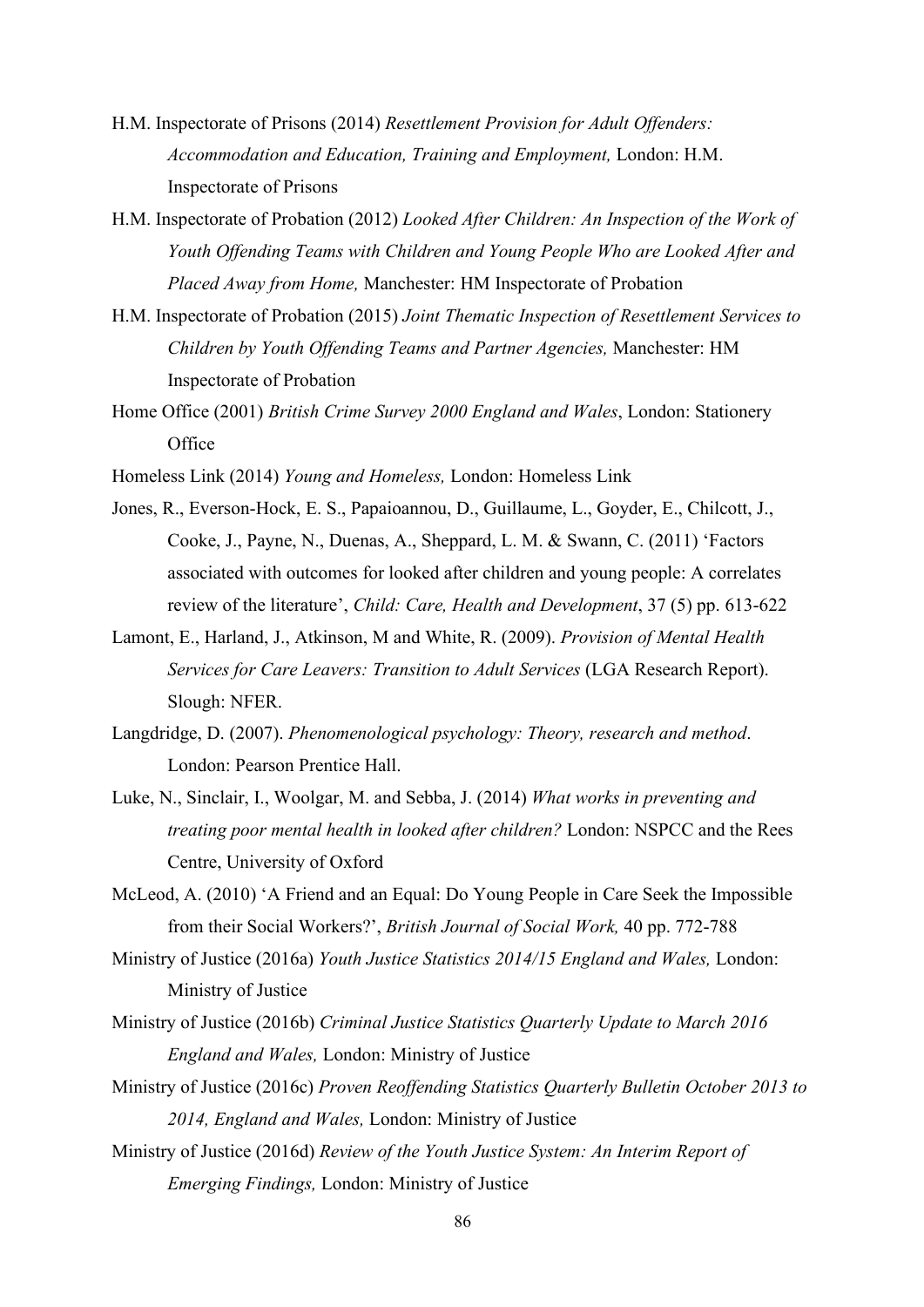H.M. Inspectorate of Prisons (2014) *Resettlement Provision for Adult Offenders: Accommodation and Education, Training and Employment,* London: H.M. Inspectorate of Prisons

H.M. Inspectorate of Probation (2012) *Looked After Children: An Inspection of the Work of Youth Offending Teams with Children and Young People Who are Looked After and Placed Away from Home,* Manchester: HM Inspectorate of Probation

H.M. Inspectorate of Probation (2015) *Joint Thematic Inspection of Resettlement Services to Children by Youth Offending Teams and Partner Agencies,* Manchester: HM Inspectorate of Probation

Home Office (2001) *British Crime Survey 2000 England and Wales*, London: Stationery Office

Homeless Link (2014) *Young and Homeless,* London: Homeless Link

Jones, R., Everson-Hock, E. S., Papaioannou, D., Guillaume, L., Goyder, E., Chilcott, J., Cooke, J., Payne, N., Duenas, A., Sheppard, L. M. & Swann, C. (2011) 'Factors associated with outcomes for looked after children and young people: A correlates review of the literature', *Child: Care, Health and Development*, 37 (5) pp. 613-622

Lamont, E., Harland, J., Atkinson, M and White, R. (2009). *Provision of Mental Health Services for Care Leavers: Transition to Adult Services* (LGA Research Report). Slough: NFER.

Langdridge, D. (2007). *Phenomenological psychology: Theory, research and method*. London: Pearson Prentice Hall.

Luke, N., Sinclair, I., Woolgar, M. and Sebba, J. (2014) *What works in preventing and treating poor mental health in looked after children?* London: NSPCC and the Rees Centre, University of Oxford

McLeod, A. (2010) 'A Friend and an Equal: Do Young People in Care Seek the Impossible from their Social Workers?', *British Journal of Social Work,* 40 pp. 772-788

Ministry of Justice (2016a) *Youth Justice Statistics 2014/15 England and Wales,* London: Ministry of Justice

Ministry of Justice (2016b) *Criminal Justice Statistics Quarterly Update to March 2016 England and Wales,* London: Ministry of Justice

Ministry of Justice (2016c) *Proven Reoffending Statistics Quarterly Bulletin October 2013 to 2014, England and Wales,* London: Ministry of Justice

Ministry of Justice (2016d) *Review of the Youth Justice System: An Interim Report of Emerging Findings,* London: Ministry of Justice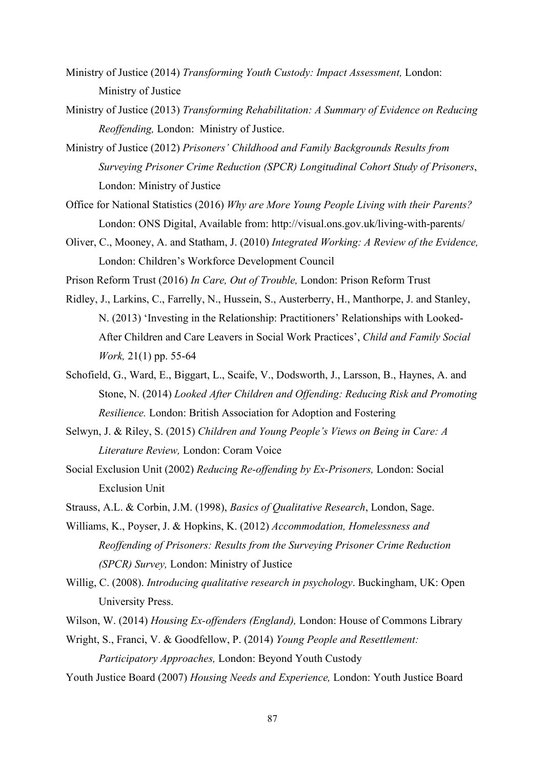Ministry of Justice (2014) *Transforming Youth Custody: Impact Assessment,* London: Ministry of Justice

Ministry of Justice (2013) *Transforming Rehabilitation: A Summary of Evidence on Reducing Reoffending,* London: Ministry of Justice.

Ministry of Justice (2012) *Prisoners' Childhood and Family Backgrounds Results from Surveying Prisoner Crime Reduction (SPCR) Longitudinal Cohort Study of Prisoners*, London: Ministry of Justice

Office for National Statistics (2016) *Why are More Young People Living with their Parents?* London: ONS Digital, Available from: http://visual.ons.gov.uk/living-with-parents/

Oliver, C., Mooney, A. and Statham, J. (2010) *Integrated Working: A Review of the Evidence,* London: Children's Workforce Development Council

Prison Reform Trust (2016) *In Care, Out of Trouble,* London: Prison Reform Trust

Ridley, J., Larkins, C., Farrelly, N., Hussein, S., Austerberry, H., Manthorpe, J. and Stanley, N. (2013) 'Investing in the Relationship: Practitioners' Relationships with Looked-After Children and Care Leavers in Social Work Practices', *Child and Family Social Work,* 21(1) pp. 55-64

Schofield, G., Ward, E., Biggart, L., Scaife, V., Dodsworth, J., Larsson, B., Haynes, A. and Stone, N. (2014) *Looked After Children and Offending: Reducing Risk and Promoting Resilience.* London: British Association for Adoption and Fostering

Selwyn, J. & Riley, S. (2015) *Children and Young People's Views on Being in Care: A Literature Review,* London: Coram Voice

Social Exclusion Unit (2002) *Reducing Re-offending by Ex-Prisoners,* London: Social Exclusion Unit

Strauss, A.L. & Corbin, J.M. (1998), *Basics of Qualitative Research*, London, Sage.

Williams, K., Poyser, J. & Hopkins, K. (2012) *Accommodation, Homelessness and Reoffending of Prisoners: Results from the Surveying Prisoner Crime Reduction (SPCR) Survey,* London: Ministry of Justice

Willig, C. (2008). *Introducing qualitative research in psychology*. Buckingham, UK: Open University Press.

Wilson, W. (2014) *Housing Ex-offenders (England),* London: House of Commons Library

Wright, S., Franci, V. & Goodfellow, P. (2014) *Young People and Resettlement: Participatory Approaches,* London: Beyond Youth Custody

Youth Justice Board (2007) *Housing Needs and Experience,* London: Youth Justice Board